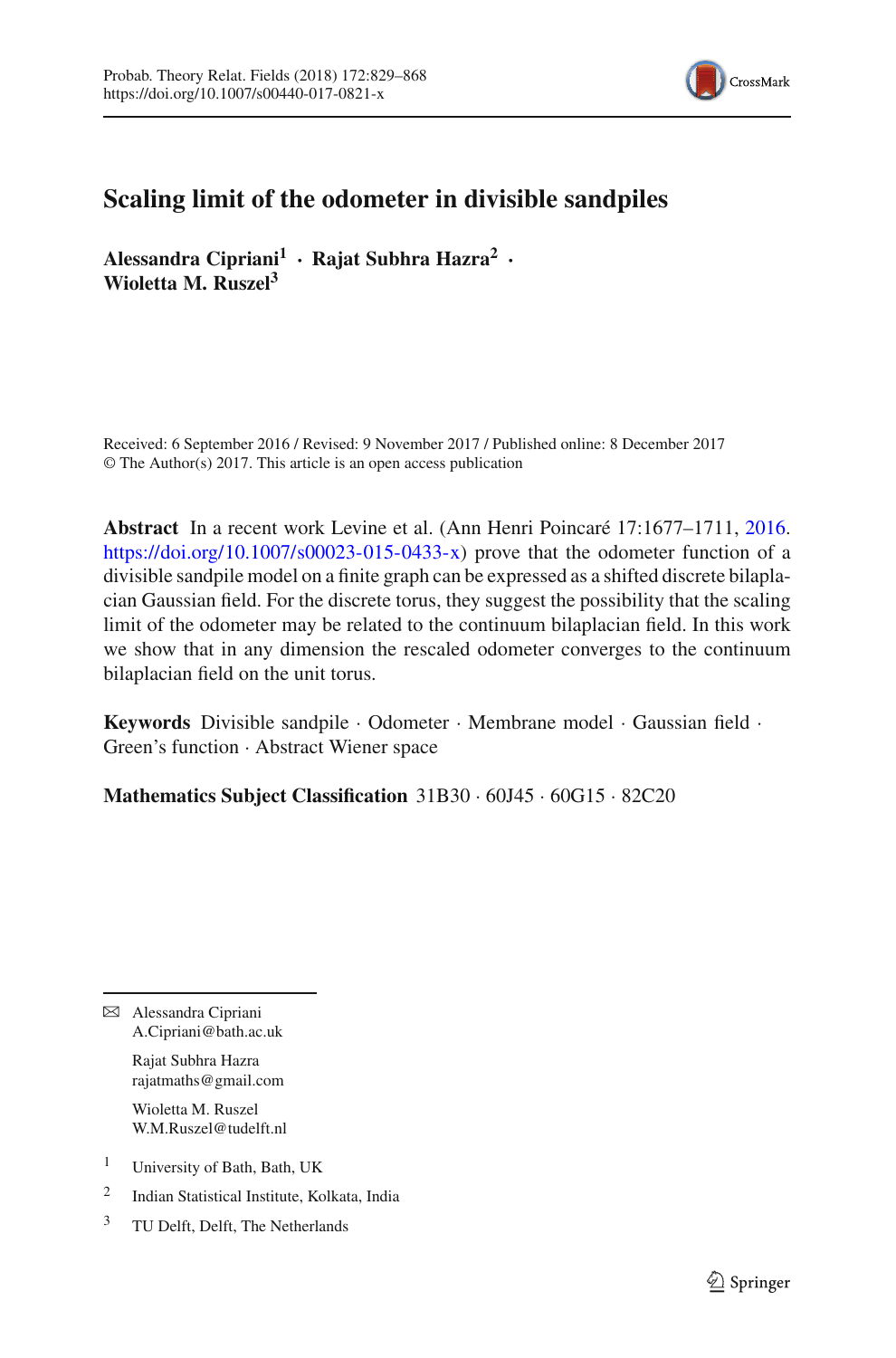# Scaling limit of the odometer in divisible sandpiles

**Alessandra Cipriani[1] · Rajat Subhra Hazra[2] · Wioletta M. Ruszel[3]**

Received: 6 September 2016 / Revised: 9 November 2017 / Published online: 8 December 2017
© The Author(s) 2017. This article is an open access publication

**Abstract** In a recent work Levine et al. (Ann Henri Poincaré 17:1677–1711, 2016. https://doi.org/10.1007/s00023-015-0433-x) prove that the odometer function of a divisible sandpile model on a finite graph can be expressed as a shifted discrete bilaplacian Gaussian field. For the discrete torus, they suggest the possibility that the scaling limit of the odometer may be related to the continuum bilaplacian field. In this work we show that in any dimension the rescaled odometer converges to the continuum bilaplacian field on the unit torus.

**Keywords** Divisible sandpile · Odometer · Membrane model · Gaussian field · Green's function · Abstract Wiener space

**Mathematics Subject Classification** 31B30 · 60J45 · 60G15 · 82C20

---

✉ Alessandra Cipriani
A.Cipriani@bath.ac.uk

Rajat Subhra Hazra
rajatmaths@gmail.com

Wioletta M. Ruszel
W.M.Ruszel@tudelft.nl

1 University of Bath, Bath, UK

2 Indian Statistical Institute, Kolkata, India

3 TU Delft, Delft, The Netherlands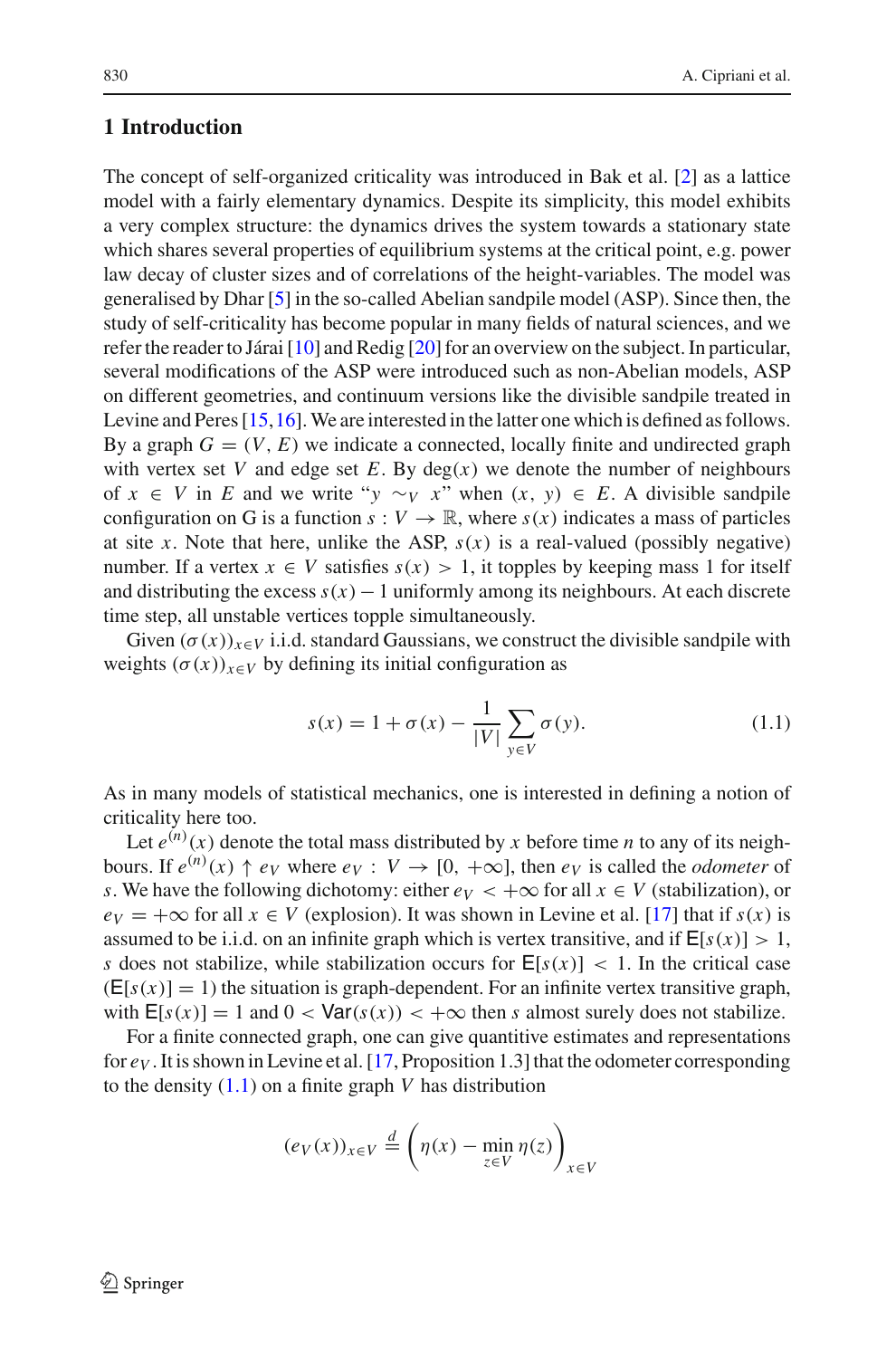## 1 Introduction

The concept of self-organized criticality was introduced in Bak et al. [2] as a lattice model with a fairly elementary dynamics. Despite its simplicity, this model exhibits a very complex structure: the dynamics drives the system towards a stationary state which shares several properties of equilibrium systems at the critical point, e.g. power law decay of cluster sizes and of correlations of the height-variables. The model was generalised by Dhar [5] in the so-called Abelian sandpile model (ASP). Since then, the study of self-criticality has become popular in many fields of natural sciences, and we refer the reader to Járai [10] and Redig [20] for an overview on the subject. In particular, several modifications of the ASP were introduced such as non-Abelian models, ASP on different geometries, and continuum versions like the divisible sandpile treated in Levine and Peres [15,16]. We are interested in the latter one which is defined as follows. By a graph $G = (V, E)$ we indicate a connected, locally finite and undirected graph with vertex set $V$ and edge set $E$. By $\deg(x)$ we denote the number of neighbours of $x \in V$ in $E$ and we write "$y \sim_V x$" when $(x, y) \in E$. A divisible sandpile configuration on G is a function $s : V \to \mathbb{R}$, where $s(x)$ indicates a mass of particles at site $x$. Note that here, unlike the ASP, $s(x)$ is a real-valued (possibly negative) number. If a vertex $x \in V$ satisfies $s(x) > 1$, it topples by keeping mass 1 for itself and distributing the excess $s(x) - 1$ uniformly among its neighbours. At each discrete time step, all unstable vertices topple simultaneously.

Given $(\sigma(x))_{x\in V}$ i.i.d. standard Gaussians, we construct the divisible sandpile with weights $(\sigma(x))_{x\in V}$ by defining its initial configuration as

$$s(x) = 1 + \sigma(x) - \frac{1}{|V|}\sum_{y\in V}\sigma(y). \tag{1.1}$$

As in many models of statistical mechanics, one is interested in defining a notion of criticality here too.

Let $e^{(n)}(x)$ denote the total mass distributed by $x$ before time $n$ to any of its neighbours. If $e^{(n)}(x) \uparrow e_V$ where $e_V : V \to [0, +\infty]$, then $e_V$ is called the *odometer* of $s$. We have the following dichotomy: either $e_V < +\infty$ for all $x \in V$ (stabilization), or $e_V = +\infty$ for all $x \in V$ (explosion). It was shown in Levine et al. [17] that if $s(x)$ is assumed to be i.i.d. on an infinite graph which is vertex transitive, and if $\mathsf{E}[s(x)] > 1$, $s$ does not stabilize, while stabilization occurs for $\mathsf{E}[s(x)] < 1$. In the critical case ($\mathsf{E}[s(x)] = 1$) the situation is graph-dependent. For an infinite vertex transitive graph, with $\mathsf{E}[s(x)] = 1$ and $0 < \mathsf{Var}(s(x)) < +\infty$ then $s$ almost surely does not stabilize.

For a finite connected graph, one can give quantitive estimates and representations for $e_V$. It is shown in Levine et al. [17, Proposition 1.3] that the odometer corresponding to the density (1.1) on a finite graph $V$ has distribution

$$(e_V(x))_{x\in V} \overset{d}{=} \left(\eta(x) - \min_{z\in V}\eta(z)\right)_{x\in V}$$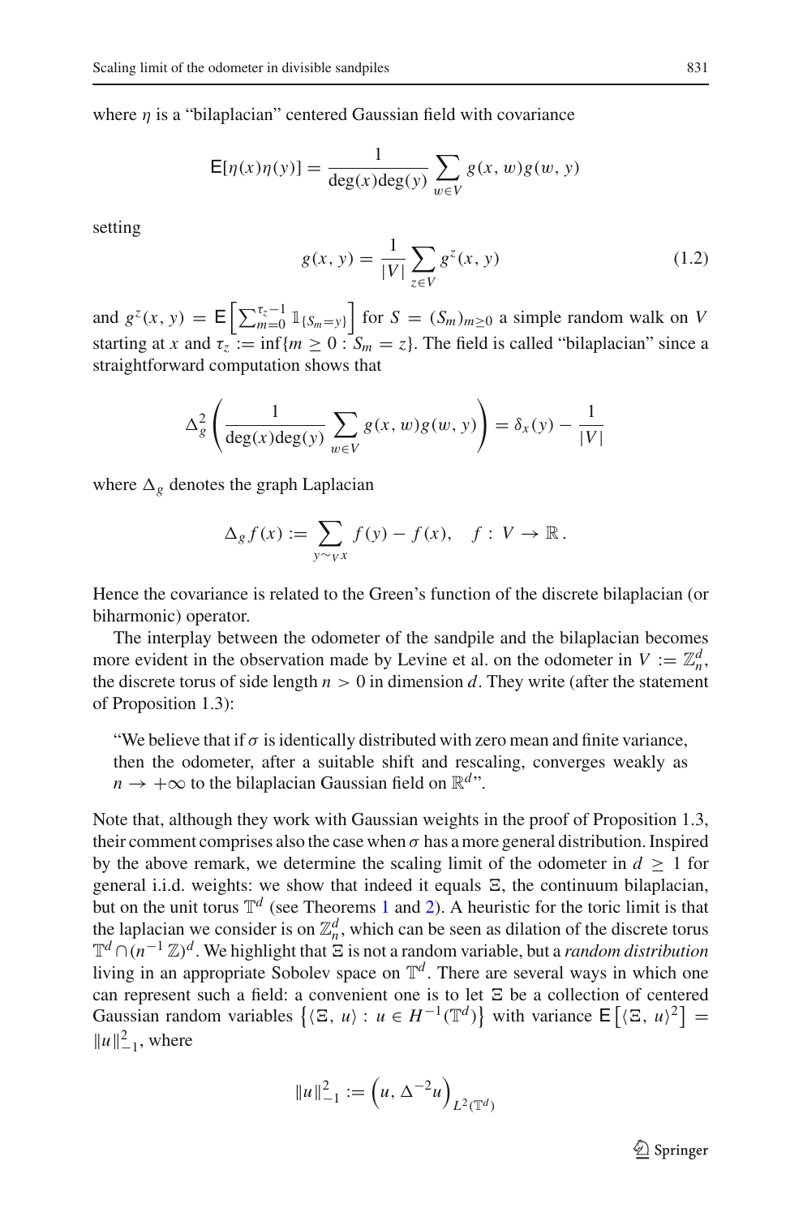where $\eta$ is a "bilaplacian" centered Gaussian field with covariance

$$\mathsf{E}[\eta(x)\eta(y)] = \frac{1}{\deg(x)\deg(y)} \sum_{w \in V} g(x, w) g(w, y)$$

setting

$$g(x, y) = \frac{1}{|V|} \sum_{z \in V} g^z(x, y) \tag{1.2}$$

and $g^z(x, y) = \mathsf{E}\left[\sum_{m=0}^{\tau_z - 1} \mathbb{1}_{\{S_m = y\}}\right]$ for $S = (S_m)_{m \geq 0}$ a simple random walk on $V$ starting at $x$ and $\tau_z := \inf\{m \geq 0 : S_m = z\}$. The field is called "bilaplacian" since a straightforward computation shows that

$$\Delta_g^2 \left( \frac{1}{\deg(x)\deg(y)} \sum_{w \in V} g(x, w) g(w, y) \right) = \delta_x(y) - \frac{1}{|V|}$$

where $\Delta_g$ denotes the graph Laplacian

$$\Delta_g f(x) := \sum_{y \sim_V x} f(y) - f(x), \quad f : V \to \mathbb{R}.$$

Hence the covariance is related to the Green's function of the discrete bilaplacian (or biharmonic) operator.

The interplay between the odometer of the sandpile and the bilaplacian becomes more evident in the observation made by Levine et al. on the odometer in $V := \mathbb{Z}_n^d$, the discrete torus of side length $n > 0$ in dimension $d$. They write (after the statement of Proposition 1.3):

> "We believe that if $\sigma$ is identically distributed with zero mean and finite variance, then the odometer, after a suitable shift and rescaling, converges weakly as $n \to +\infty$ to the bilaplacian Gaussian field on $\mathbb{R}^d$".

Note that, although they work with Gaussian weights in the proof of Proposition 1.3, their comment comprises also the case when $\sigma$ has a more general distribution. Inspired by the above remark, we determine the scaling limit of the odometer in $d \geq 1$ for general i.i.d. weights: we show that indeed it equals $\Xi$, the continuum bilaplacian, but on the unit torus $\mathbb{T}^d$ (see Theorems 1 and 2). A heuristic for the toric limit is that the laplacian we consider is on $\mathbb{Z}_n^d$, which can be seen as dilation of the discrete torus $\mathbb{T}^d \cap (n^{-1}\mathbb{Z})^d$. We highlight that $\Xi$ is not a random variable, but a *random distribution* living in an appropriate Sobolev space on $\mathbb{T}^d$. There are several ways in which one can represent such a field: a convenient one is to let $\Xi$ be a collection of centered Gaussian random variables $\left\{\langle \Xi, u \rangle : u \in H^{-1}(\mathbb{T}^d)\right\}$ with variance $\mathsf{E}\left[\langle \Xi, u \rangle^2\right] = \|u\|_{-1}^2$, where

$$\|u\|_{-1}^2 := \left(u, \Delta^{-2} u\right)_{L^2(\mathbb{T}^d)}$$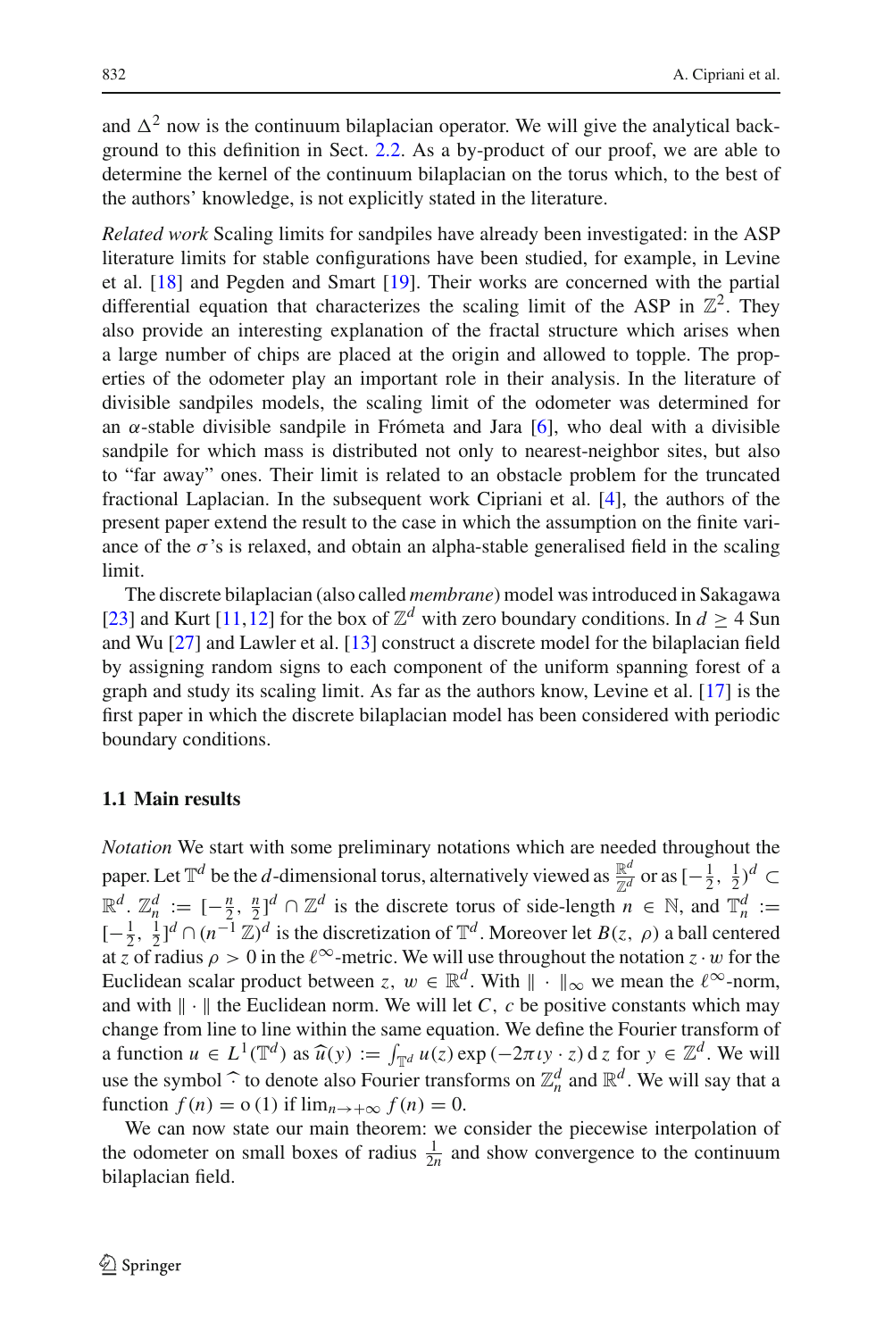and $\Delta^2$ now is the continuum bilaplacian operator. We will give the analytical background to this definition in Sect. 2.2. As a by-product of our proof, we are able to determine the kernel of the continuum bilaplacian on the torus which, to the best of the authors' knowledge, is not explicitly stated in the literature.

*Related work* Scaling limits for sandpiles have already been investigated: in the ASP literature limits for stable configurations have been studied, for example, in Levine et al. [18] and Pegden and Smart [19]. Their works are concerned with the partial differential equation that characterizes the scaling limit of the ASP in $\mathbb{Z}^2$. They also provide an interesting explanation of the fractal structure which arises when a large number of chips are placed at the origin and allowed to topple. The properties of the odometer play an important role in their analysis. In the literature of divisible sandpiles models, the scaling limit of the odometer was determined for an $\alpha$-stable divisible sandpile in Frómeta and Jara [6], who deal with a divisible sandpile for which mass is distributed not only to nearest-neighbor sites, but also to "far away" ones. Their limit is related to an obstacle problem for the truncated fractional Laplacian. In the subsequent work Cipriani et al. [4], the authors of the present paper extend the result to the case in which the assumption on the finite variance of the $\sigma$'s is relaxed, and obtain an alpha-stable generalised field in the scaling limit.

The discrete bilaplacian (also called *membrane*) model was introduced in Sakagawa [23] and Kurt [11,12] for the box of $\mathbb{Z}^d$ with zero boundary conditions. In $d \geq 4$ Sun and Wu [27] and Lawler et al. [13] construct a discrete model for the bilaplacian field by assigning random signs to each component of the uniform spanning forest of a graph and study its scaling limit. As far as the authors know, Levine et al. [17] is the first paper in which the discrete bilaplacian model has been considered with periodic boundary conditions.

### 1.1 Main results

*Notation* We start with some preliminary notations which are needed throughout the paper. Let $\mathbb{T}^d$ be the $d$-dimensional torus, alternatively viewed as $\frac{\mathbb{R}^d}{\mathbb{Z}^d}$ or as $[-\frac{1}{2}, \frac{1}{2})^d \subset \mathbb{R}^d$. $\mathbb{Z}_n^d := [-\frac{n}{2}, \frac{n}{2}]^d \cap \mathbb{Z}^d$ is the discrete torus of side-length $n \in \mathbb{N}$, and $\mathbb{T}_n^d := [-\frac{1}{2}, \frac{1}{2}]^d \cap (n^{-1}\mathbb{Z})^d$ is the discretization of $\mathbb{T}^d$. Moreover let $B(z, \rho)$ a ball centered at $z$ of radius $\rho > 0$ in the $\ell^\infty$-metric. We will use throughout the notation $z \cdot w$ for the Euclidean scalar product between $z, w \in \mathbb{R}^d$. With $\|\cdot\|_\infty$ we mean the $\ell^\infty$-norm, and with $\|\cdot\|$ the Euclidean norm. We will let $C, c$ be positive constants which may change from line to line within the same equation. We define the Fourier transform of a function $u \in L^1(\mathbb{T}^d)$ as $\widehat{u}(y) := \int_{\mathbb{T}^d} u(z) \exp(-2\pi\iota y \cdot z)\, \mathrm{d}z$ for $y \in \mathbb{Z}^d$. We will use the symbol $\widehat{\cdot}$ to denote also Fourier transforms on $\mathbb{Z}_n^d$ and $\mathbb{R}^d$. We will say that a function $f(n) = \mathrm{o}(1)$ if $\lim_{n \to +\infty} f(n) = 0$.

We can now state our main theorem: we consider the piecewise interpolation of the odometer on small boxes of radius $\frac{1}{2n}$ and show convergence to the continuum bilaplacian field.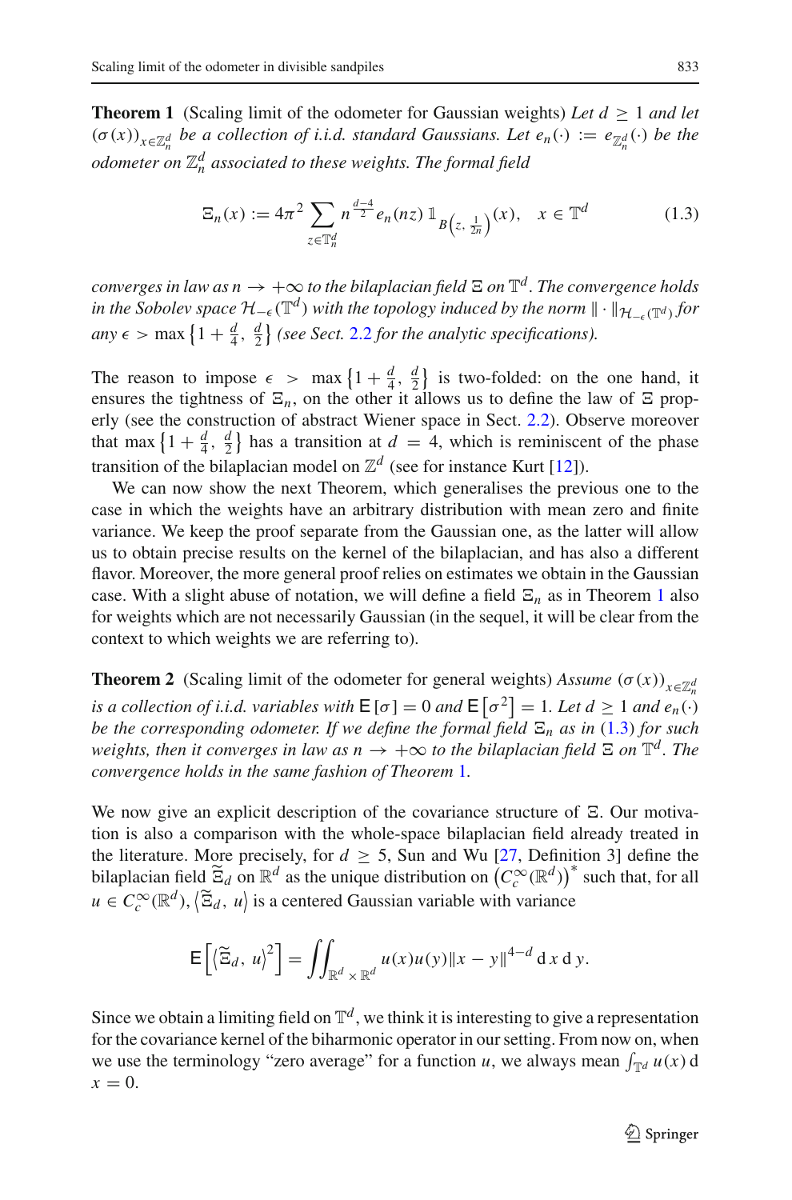**Theorem 1** (Scaling limit of the odometer for Gaussian weights) *Let $d \geq 1$ and let $(\sigma(x))_{x \in \mathbb{Z}_n^d}$ be a collection of i.i.d. standard Gaussians. Let $e_n(\cdot) := e_{\mathbb{Z}_n^d}(\cdot)$ be the odometer on $\mathbb{Z}_n^d$ associated to these weights. The formal field*

$$\Xi_n(x) := 4\pi^2 \sum_{z \in \mathbb{T}_n^d} n^{\frac{d-4}{2}} e_n(nz) \, \mathbb{1}_{B\left(z, \frac{1}{2n}\right)}(x), \quad x \in \mathbb{T}^d \tag{1.3}$$

*converges in law as $n \to +\infty$ to the bilaplacian field $\Xi$ on $\mathbb{T}^d$. The convergence holds in the Sobolev space $\mathcal{H}_{-\epsilon}(\mathbb{T}^d)$ with the topology induced by the norm $\|\cdot\|_{\mathcal{H}_{-\epsilon}(\mathbb{T}^d)}$ for any $\epsilon > \max\left\{1 + \frac{d}{4}, \frac{d}{2}\right\}$ (see Sect. 2.2 for the analytic specifications).*

The reason to impose $\epsilon > \max\left\{1 + \frac{d}{4}, \frac{d}{2}\right\}$ is two-folded: on the one hand, it ensures the tightness of $\Xi_n$, on the other it allows us to define the law of $\Xi$ properly (see the construction of abstract Wiener space in Sect. 2.2). Observe moreover that $\max\left\{1 + \frac{d}{4}, \frac{d}{2}\right\}$ has a transition at $d = 4$, which is reminiscent of the phase transition of the bilaplacian model on $\mathbb{Z}^d$ (see for instance Kurt [12]).

We can now show the next Theorem, which generalises the previous one to the case in which the weights have an arbitrary distribution with mean zero and finite variance. We keep the proof separate from the Gaussian one, as the latter will allow us to obtain precise results on the kernel of the bilaplacian, and has also a different flavor. Moreover, the more general proof relies on estimates we obtain in the Gaussian case. With a slight abuse of notation, we will define a field $\Xi_n$ as in Theorem 1 also for weights which are not necessarily Gaussian (in the sequel, it will be clear from the context to which weights we are referring to).

**Theorem 2** (Scaling limit of the odometer for general weights) *Assume $(\sigma(x))_{x \in \mathbb{Z}_n^d}$ is a collection of i.i.d. variables with $\mathsf{E}[\sigma] = 0$ and $\mathsf{E}\left[\sigma^2\right] = 1$. Let $d \geq 1$ and $e_n(\cdot)$ be the corresponding odometer. If we define the formal field $\Xi_n$ as in (1.3) for such weights, then it converges in law as $n \to +\infty$ to the bilaplacian field $\Xi$ on $\mathbb{T}^d$. The convergence holds in the same fashion of Theorem 1.*

We now give an explicit description of the covariance structure of $\Xi$. Our motivation is also a comparison with the whole-space bilaplacian field already treated in the literature. More precisely, for $d \geq 5$, Sun and Wu [27, Definition 3] define the bilaplacian field $\widetilde{\Xi}_d$ on $\mathbb{R}^d$ as the unique distribution on $\left(C_c^\infty(\mathbb{R}^d)\right)^*$ such that, for all $u \in C_c^\infty(\mathbb{R}^d)$, $\left\langle \widetilde{\Xi}_d, u \right\rangle$ is a centered Gaussian variable with variance

$$\mathsf{E}\left[\left\langle \widetilde{\Xi}_d, u \right\rangle^2\right] = \iint_{\mathbb{R}^d \times \mathbb{R}^d} u(x)u(y)\|x - y\|^{4-d} \, \mathrm{d}x \, \mathrm{d}y.$$

Since we obtain a limiting field on $\mathbb{T}^d$, we think it is interesting to give a representation for the covariance kernel of the biharmonic operator in our setting. From now on, when we use the terminology "zero average" for a function $u$, we always mean $\int_{\mathbb{T}^d} u(x) \, \mathrm{d}x = 0$.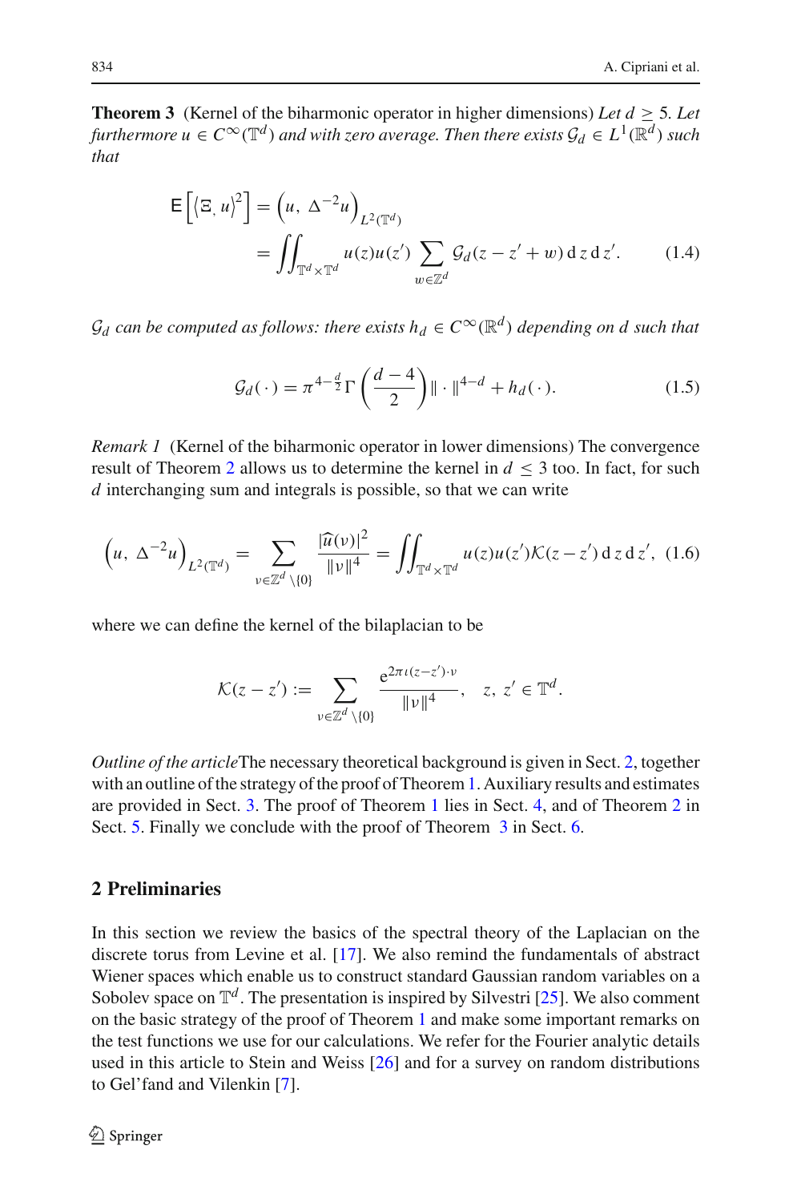**Theorem 3** (Kernel of the biharmonic operator in higher dimensions) *Let $d \geq 5$. Let furthermore $u \in C^{\infty}(\mathbb{T}^d)$ and with zero average. Then there exists $\mathcal{G}_d \in L^1(\mathbb{R}^d)$ such that*

$$\mathsf{E}\left[\langle \Xi, u\rangle^2\right] = \left(u,\ \Delta^{-2}u\right)_{L^2(\mathbb{T}^d)} = \iint_{\mathbb{T}^d\times\mathbb{T}^d} u(z)u(z') \sum_{w\in\mathbb{Z}^d} \mathcal{G}_d(z-z'+w)\,\mathrm{d}\,z\,\mathrm{d}\,z'. \tag{1.4}$$

*$\mathcal{G}_d$ can be computed as follows: there exists $h_d \in C^{\infty}(\mathbb{R}^d)$ depending on $d$ such that*

$$\mathcal{G}_d(\cdot) = \pi^{4-\frac{d}{2}}\Gamma\left(\frac{d-4}{2}\right)\|\cdot\|^{4-d} + h_d(\cdot). \tag{1.5}$$

*Remark 1* (Kernel of the biharmonic operator in lower dimensions) The convergence result of Theorem 2 allows us to determine the kernel in $d \leq 3$ too. In fact, for such $d$ interchanging sum and integrals is possible, so that we can write

$$\left(u,\ \Delta^{-2}u\right)_{L^2(\mathbb{T}^d)} = \sum_{\nu\in\mathbb{Z}^d\setminus\{0\}} \frac{|\widehat{u}(\nu)|^2}{\|\nu\|^4} = \iint_{\mathbb{T}^d\times\mathbb{T}^d} u(z)u(z')\mathcal{K}(z-z')\,\mathrm{d}\,z\,\mathrm{d}\,z', \tag{1.6}$$

where we can define the kernel of the bilaplacian to be

$$\mathcal{K}(z-z') := \sum_{\nu\in\mathbb{Z}^d\setminus\{0\}} \frac{\mathrm{e}^{2\pi\iota(z-z')\cdot\nu}}{\|\nu\|^4}, \quad z,\ z' \in \mathbb{T}^d.$$

*Outline of the article*The necessary theoretical background is given in Sect. 2, together with an outline of the strategy of the proof of Theorem 1. Auxiliary results and estimates are provided in Sect. 3. The proof of Theorem 1 lies in Sect. 4, and of Theorem 2 in Sect. 5. Finally we conclude with the proof of Theorem 3 in Sect. 6.

## 2 Preliminaries

In this section we review the basics of the spectral theory of the Laplacian on the discrete torus from Levine et al. [17]. We also remind the fundamentals of abstract Wiener spaces which enable us to construct standard Gaussian random variables on a Sobolev space on $\mathbb{T}^d$. The presentation is inspired by Silvestri [25]. We also comment on the basic strategy of the proof of Theorem 1 and make some important remarks on the test functions we use for our calculations. We refer for the Fourier analytic details used in this article to Stein and Weiss [26] and for a survey on random distributions to Gel'fand and Vilenkin [7].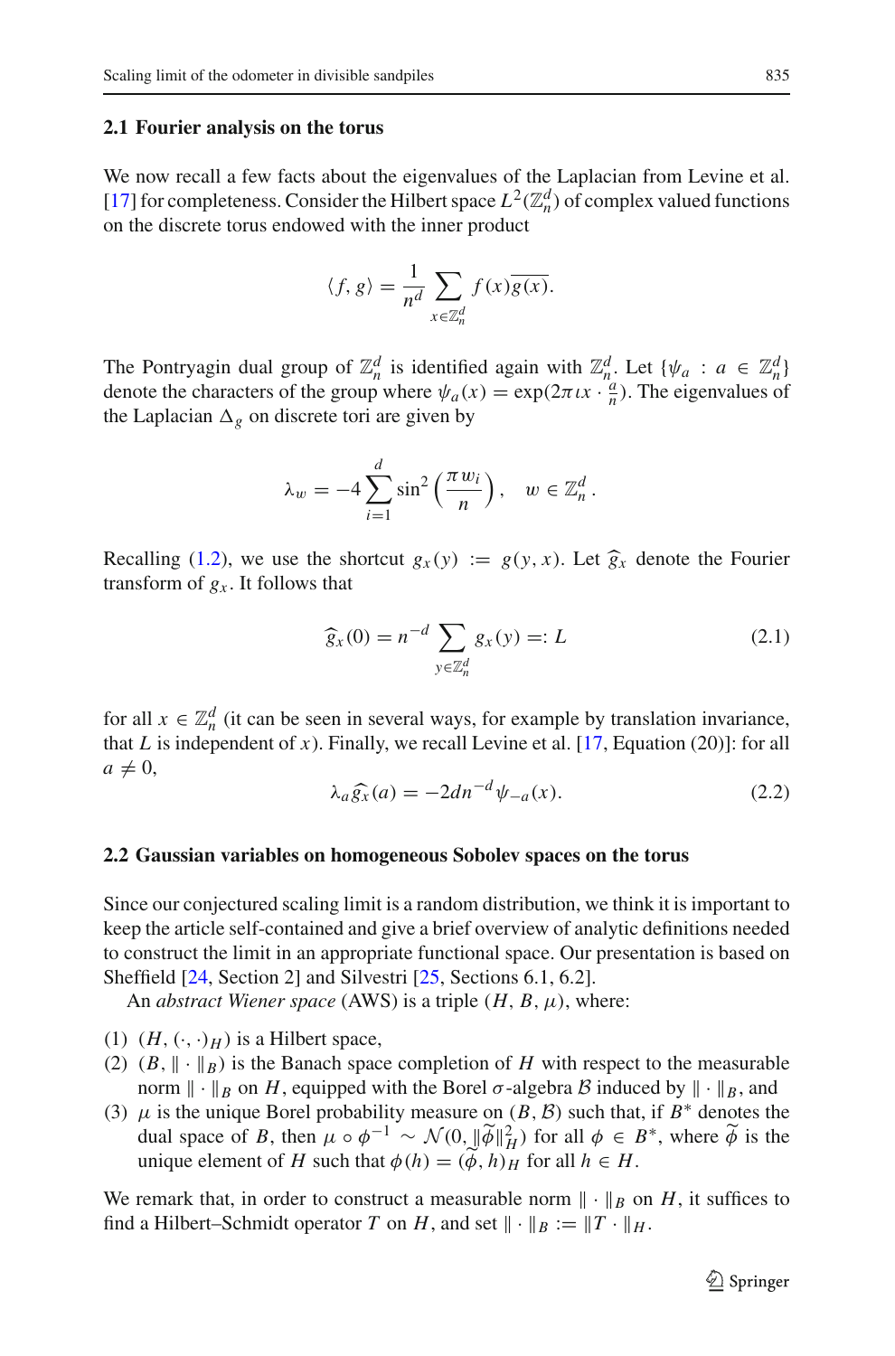### 2.1 Fourier analysis on the torus

We now recall a few facts about the eigenvalues of the Laplacian from Levine et al. [17] for completeness. Consider the Hilbert space $L^2(\mathbb{Z}_n^d)$ of complex valued functions on the discrete torus endowed with the inner product

$$\langle f, g\rangle = \frac{1}{n^d} \sum_{x\in\mathbb{Z}_n^d} f(x)\overline{g(x)}.$$

The Pontryagin dual group of $\mathbb{Z}_n^d$ is identified again with $\mathbb{Z}_n^d$. Let $\{\psi_a : a \in \mathbb{Z}_n^d\}$ denote the characters of the group where $\psi_a(x) = \exp(2\pi \iota x \cdot \frac{a}{n})$. The eigenvalues of the Laplacian $\Delta_g$ on discrete tori are given by

$$\lambda_w = -4 \sum_{i=1}^{d} \sin^2\left(\frac{\pi w_i}{n}\right), \quad w \in \mathbb{Z}_n^d.$$

Recalling (1.2), we use the shortcut $g_x(y) := g(y, x)$. Let $\widehat{g}_x$ denote the Fourier transform of $g_x$. It follows that

$$\widehat{g}_x(0) = n^{-d} \sum_{y\in\mathbb{Z}_n^d} g_x(y) =: L \tag{2.1}$$

for all $x \in \mathbb{Z}_n^d$ (it can be seen in several ways, for example by translation invariance, that $L$ is independent of $x$). Finally, we recall Levine et al. [17, Equation (20)]: for all $a \neq 0$,

$$\lambda_a \widehat{g}_x(a) = -2dn^{-d}\psi_{-a}(x). \tag{2.2}$$

### 2.2 Gaussian variables on homogeneous Sobolev spaces on the torus

Since our conjectured scaling limit is a random distribution, we think it is important to keep the article self-contained and give a brief overview of analytic definitions needed to construct the limit in an appropriate functional space. Our presentation is based on Sheffield [24, Section 2] and Silvestri [25, Sections 6.1, 6.2].

An *abstract Wiener space* (AWS) is a triple $(H, B, \mu)$, where:

1. $(H, (\cdot, \cdot)_H)$ is a Hilbert space,
2. $(B, \|\cdot\|_B)$ is the Banach space completion of $H$ with respect to the measurable norm $\|\cdot\|_B$ on $H$, equipped with the Borel $\sigma$-algebra $\mathcal{B}$ induced by $\|\cdot\|_B$, and
3. $\mu$ is the unique Borel probability measure on $(B, \mathcal{B})$ such that, if $B^*$ denotes the dual space of $B$, then $\mu \circ \phi^{-1} \sim \mathcal{N}(0, \|\widetilde{\phi}\|_H^2)$ for all $\phi \in B^*$, where $\widetilde{\phi}$ is the unique element of $H$ such that $\phi(h) = (\widetilde{\phi}, h)_H$ for all $h \in H$.

We remark that, in order to construct a measurable norm $\|\cdot\|_B$ on $H$, it suffices to find a Hilbert–Schmidt operator $T$ on $H$, and set $\|\cdot\|_B := \|T \cdot\|_H$.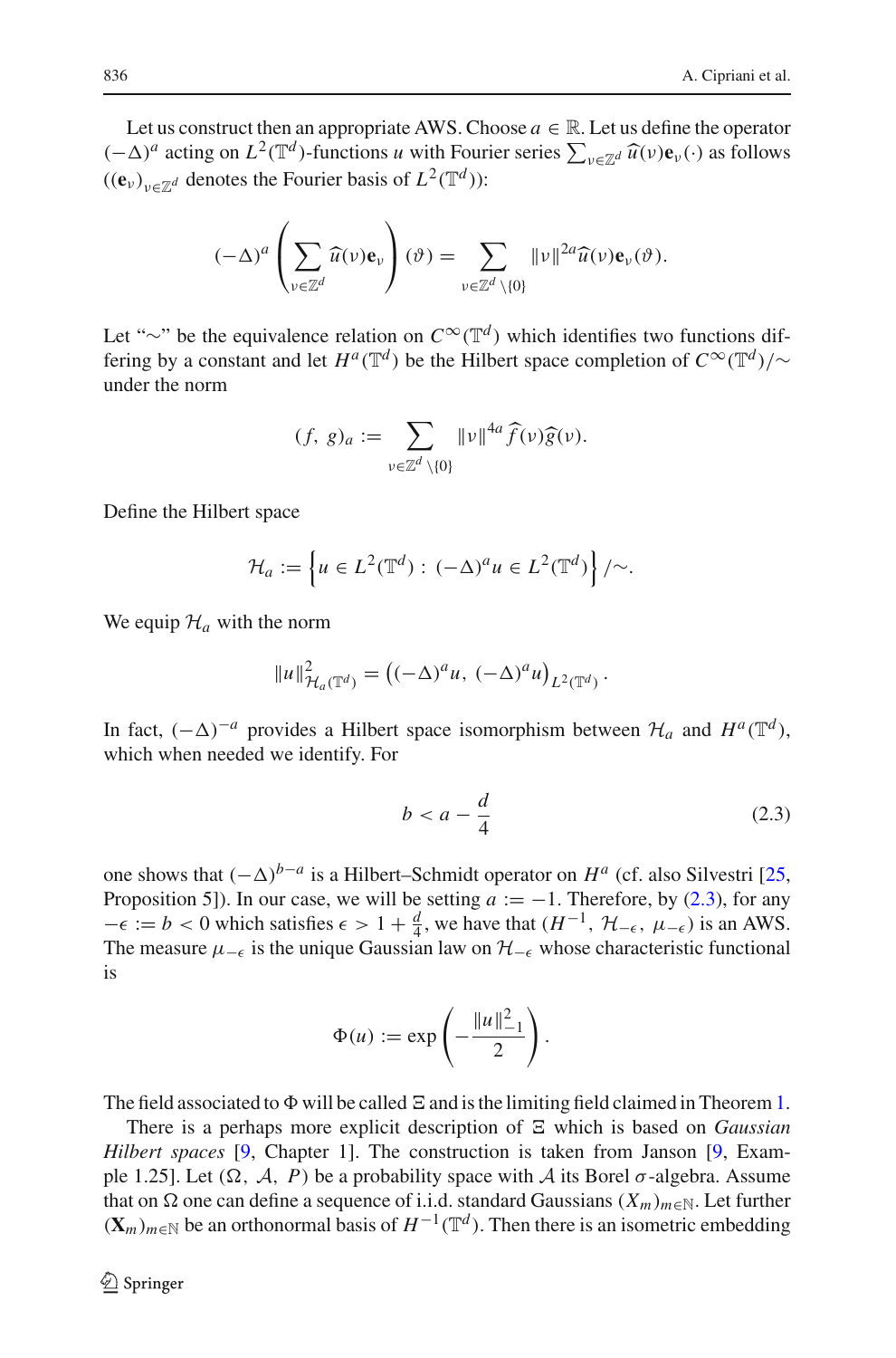Let us construct then an appropriate AWS. Choose $a \in \mathbb{R}$. Let us define the operator $(-\Delta)^a$ acting on $L^2(\mathbb{T}^d)$-functions $u$ with Fourier series $\sum_{\nu \in \mathbb{Z}^d} \widehat{u}(\nu)\mathbf{e}_\nu(\cdot)$ as follows ($(\mathbf{e}_\nu)_{\nu \in \mathbb{Z}^d}$ denotes the Fourier basis of $L^2(\mathbb{T}^d)$):

$$
(-\Delta)^a \left( \sum_{\nu \in \mathbb{Z}^d} \widehat{u}(\nu)\mathbf{e}_\nu \right)(\vartheta) = \sum_{\nu \in \mathbb{Z}^d \setminus \{0\}} \|\nu\|^{2a} \widehat{u}(\nu)\mathbf{e}_\nu(\vartheta).
$$

Let "$\sim$" be the equivalence relation on $C^\infty(\mathbb{T}^d)$ which identifies two functions differing by a constant and let $H^a(\mathbb{T}^d)$ be the Hilbert space completion of $C^\infty(\mathbb{T}^d)/\sim$ under the norm

$$
(f,\, g)_a := \sum_{\nu \in \mathbb{Z}^d \setminus \{0\}} \|\nu\|^{4a} \widehat{f}(\nu)\widehat{g}(\nu).
$$

Define the Hilbert space

$$
\mathcal{H}_a := \left\{ u \in L^2(\mathbb{T}^d) : (-\Delta)^a u \in L^2(\mathbb{T}^d) \right\} /\sim.
$$

We equip $\mathcal{H}_a$ with the norm

$$
\|u\|^2_{\mathcal{H}_a(\mathbb{T}^d)} = \left( (-\Delta)^a u,\, (-\Delta)^a u \right)_{L^2(\mathbb{T}^d)}.
$$

In fact, $(-\Delta)^{-a}$ provides a Hilbert space isomorphism between $\mathcal{H}_a$ and $H^a(\mathbb{T}^d)$, which when needed we identify. For

$$
b < a - \frac{d}{4} \tag{2.3}
$$

one shows that $(-\Delta)^{b-a}$ is a Hilbert–Schmidt operator on $H^a$ (cf. also Silvestri [25, Proposition 5]). In our case, we will be setting $a := -1$. Therefore, by (2.3), for any $-\epsilon := b < 0$ which satisfies $\epsilon > 1 + \frac{d}{4}$, we have that $(H^{-1},\, \mathcal{H}_{-\epsilon},\, \mu_{-\epsilon})$ is an AWS. The measure $\mu_{-\epsilon}$ is the unique Gaussian law on $\mathcal{H}_{-\epsilon}$ whose characteristic functional is

$$
\Phi(u) := \exp\left( -\frac{\|u\|^2_{-1}}{2} \right).
$$

The field associated to $\Phi$ will be called $\Xi$ and is the limiting field claimed in Theorem 1.

There is a perhaps more explicit description of $\Xi$ which is based on *Gaussian Hilbert spaces* [9, Chapter 1]. The construction is taken from Janson [9, Example 1.25]. Let $(\Omega,\, \mathcal{A},\, P)$ be a probability space with $\mathcal{A}$ its Borel $\sigma$-algebra. Assume that on $\Omega$ one can define a sequence of i.i.d. standard Gaussians $(X_m)_{m \in \mathbb{N}}$. Let further $(\mathbf{X}_m)_{m \in \mathbb{N}}$ be an orthonormal basis of $H^{-1}(\mathbb{T}^d)$. Then there is an isometric embedding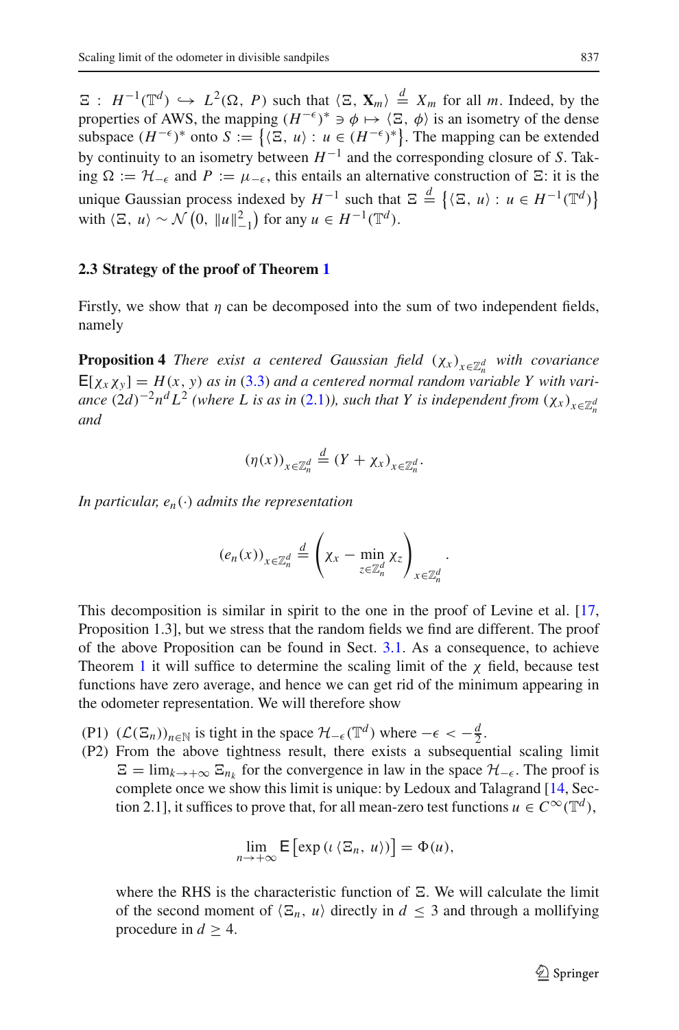$\Xi : H^{-1}(\mathbb{T}^d) \hookrightarrow L^2(\Omega, P)$ such that $\langle \Xi, \mathbf{X}_m \rangle \overset{d}{=} X_m$ for all $m$. Indeed, by the properties of AWS, the mapping $(H^{-\epsilon})^* \ni \phi \mapsto \langle \Xi, \phi \rangle$ is an isometry of the dense subspace $(H^{-\epsilon})^*$ onto $S := \left\{ \langle \Xi, u \rangle : u \in (H^{-\epsilon})^* \right\}$. The mapping can be extended by continuity to an isometry between $H^{-1}$ and the corresponding closure of $S$. Taking $\Omega := \mathcal{H}_{-\epsilon}$ and $P := \mu_{-\epsilon}$, this entails an alternative construction of $\Xi$: it is the unique Gaussian process indexed by $H^{-1}$ such that $\Xi \overset{d}{=} \left\{ \langle \Xi, u \rangle : u \in H^{-1}(\mathbb{T}^d) \right\}$ with $\langle \Xi, u \rangle \sim \mathcal{N}\left(0, \|u\|_{-1}^2\right)$ for any $u \in H^{-1}(\mathbb{T}^d)$.

### 2.3 Strategy of the proof of Theorem 1

Firstly, we show that $\eta$ can be decomposed into the sum of two independent fields, namely

**Proposition 4** *There exist a centered Gaussian field $(\chi_x)_{x \in \mathbb{Z}_n^d}$ with covariance $\mathsf{E}[\chi_x \chi_y] = H(x, y)$ as in (3.3) and a centered normal random variable $Y$ with variance $(2d)^{-2} n^d L^2$ (where $L$ is as in (2.1)), such that $Y$ is independent from $(\chi_x)_{x \in \mathbb{Z}_n^d}$ and*

$$(\eta(x))_{x \in \mathbb{Z}_n^d} \overset{d}{=} (Y + \chi_x)_{x \in \mathbb{Z}_n^d}.$$

*In particular, $e_n(\cdot)$ admits the representation*

$$(e_n(x))_{x \in \mathbb{Z}_n^d} \overset{d}{=} \left( \chi_x - \min_{z \in \mathbb{Z}_n^d} \chi_z \right)_{x \in \mathbb{Z}_n^d}.$$

This decomposition is similar in spirit to the one in the proof of Levine et al. [17, Proposition 1.3], but we stress that the random fields we find are different. The proof of the above Proposition can be found in Sect. 3.1. As a consequence, to achieve Theorem 1 it will suffice to determine the scaling limit of the $\chi$ field, because test functions have zero average, and hence we can get rid of the minimum appearing in the odometer representation. We will therefore show

- (P1) $(\mathcal{L}(\Xi_n))_{n \in \mathbb{N}}$ is tight in the space $\mathcal{H}_{-\epsilon}(\mathbb{T}^d)$ where $-\epsilon < -\frac{d}{2}$.
- (P2) From the above tightness result, there exists a subsequential scaling limit $\Xi = \lim_{k \to +\infty} \Xi_{n_k}$ for the convergence in law in the space $\mathcal{H}_{-\epsilon}$. The proof is complete once we show this limit is unique: by Ledoux and Talagrand [14, Section 2.1], it suffices to prove that, for all mean-zero test functions $u \in C^\infty(\mathbb{T}^d)$,

$$\lim_{n \to +\infty} \mathsf{E}\left[\exp\left(\iota \langle \Xi_n, u \rangle\right)\right] = \Phi(u),$$

  where the RHS is the characteristic function of $\Xi$. We will calculate the limit of the second moment of $\langle \Xi_n, u \rangle$ directly in $d \leq 3$ and through a mollifying procedure in $d \geq 4$.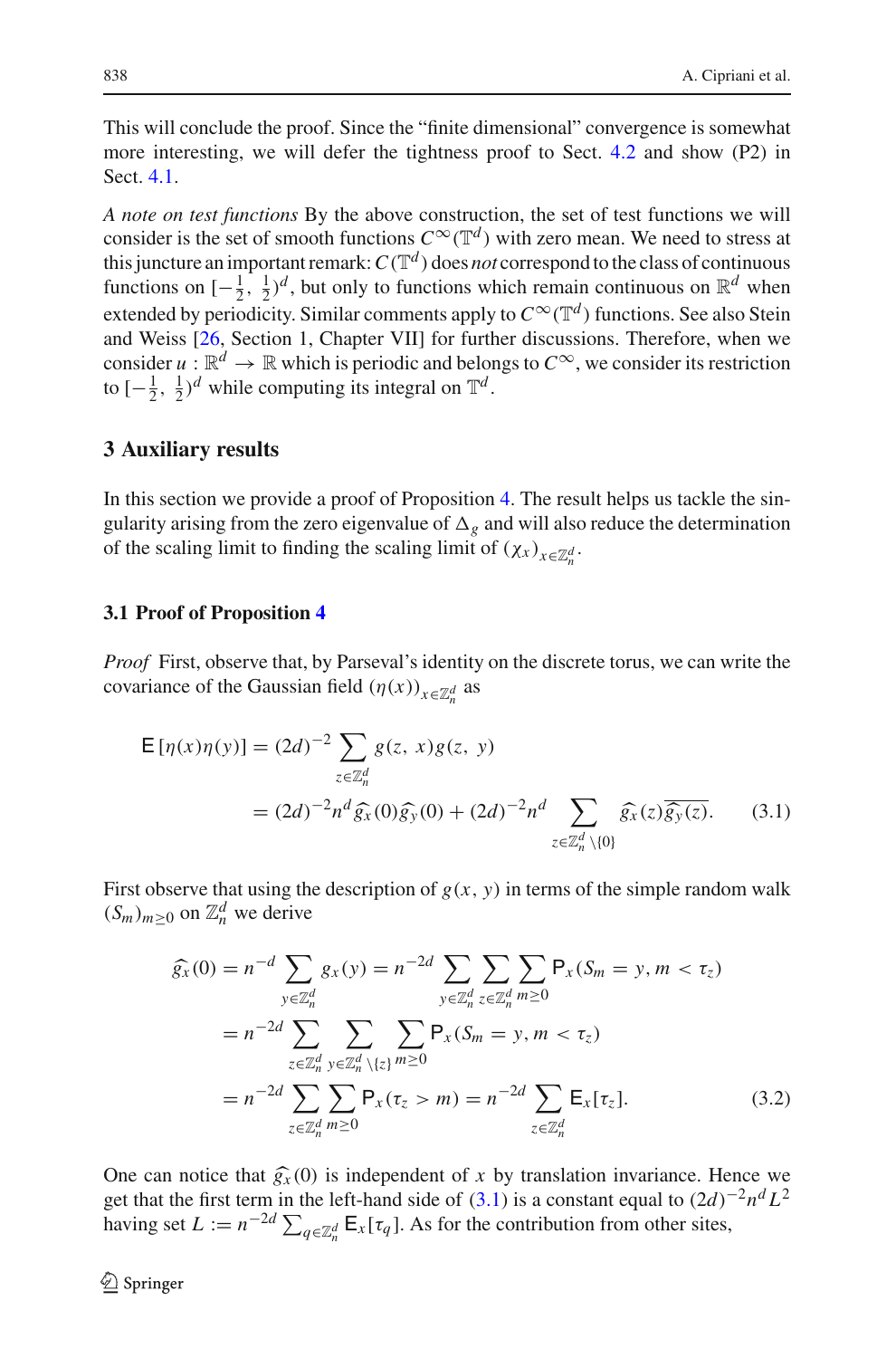This will conclude the proof. Since the "finite dimensional" convergence is somewhat more interesting, we will defer the tightness proof to Sect. 4.2 and show (P2) in Sect. 4.1.

*A note on test functions* By the above construction, the set of test functions we will consider is the set of smooth functions $C^\infty(\mathbb{T}^d)$ with zero mean. We need to stress at this juncture an important remark: $C(\mathbb{T}^d)$ does *not* correspond to the class of continuous functions on $[-\frac{1}{2}, \frac{1}{2})^d$, but only to functions which remain continuous on $\mathbb{R}^d$ when extended by periodicity. Similar comments apply to $C^\infty(\mathbb{T}^d)$ functions. See also Stein and Weiss [26, Section 1, Chapter VII] for further discussions. Therefore, when we consider $u : \mathbb{R}^d \to \mathbb{R}$ which is periodic and belongs to $C^\infty$, we consider its restriction to $[-\frac{1}{2}, \frac{1}{2})^d$ while computing its integral on $\mathbb{T}^d$.

## 3 Auxiliary results

In this section we provide a proof of Proposition 4. The result helps us tackle the singularity arising from the zero eigenvalue of $\Delta_g$ and will also reduce the determination of the scaling limit to finding the scaling limit of $(\chi_x)_{x\in\mathbb{Z}_n^d}$.

### 3.1 Proof of Proposition 4

*Proof* First, observe that, by Parseval's identity on the discrete torus, we can write the covariance of the Gaussian field $(\eta(x))_{x\in\mathbb{Z}_n^d}$ as

$$
\begin{aligned}
\mathsf{E}\left[\eta(x)\eta(y)\right] &= (2d)^{-2} \sum_{z\in\mathbb{Z}_n^d} g(z, x)g(z, y) \\
&= (2d)^{-2} n^d \widehat{g_x}(0)\widehat{g_y}(0) + (2d)^{-2} n^d \sum_{z\in\mathbb{Z}_n^d\setminus\{0\}} \widehat{g_x}(z)\overline{\widehat{g_y}(z)}. \qquad (3.1)
\end{aligned}
$$

First observe that using the description of $g(x, y)$ in terms of the simple random walk $(S_m)_{m\geq 0}$ on $\mathbb{Z}_n^d$ we derive

$$
\begin{aligned}
\widehat{g_x}(0) &= n^{-d} \sum_{y\in\mathbb{Z}_n^d} g_x(y) = n^{-2d} \sum_{y\in\mathbb{Z}_n^d} \sum_{z\in\mathbb{Z}_n^d} \sum_{m\geq 0} \mathsf{P}_x(S_m = y, m < \tau_z) \\
&= n^{-2d} \sum_{z\in\mathbb{Z}_n^d} \sum_{y\in\mathbb{Z}_n^d\setminus\{z\}} \sum_{m\geq 0} \mathsf{P}_x(S_m = y, m < \tau_z) \\
&= n^{-2d} \sum_{z\in\mathbb{Z}_n^d} \sum_{m\geq 0} \mathsf{P}_x(\tau_z > m) = n^{-2d} \sum_{z\in\mathbb{Z}_n^d} \mathsf{E}_x[\tau_z]. \qquad (3.2)
\end{aligned}
$$

One can notice that $\widehat{g_x}(0)$ is independent of $x$ by translation invariance. Hence we get that the first term in the left-hand side of (3.1) is a constant equal to $(2d)^{-2} n^d L^2$ having set $L := n^{-2d} \sum_{q\in\mathbb{Z}_n^d} \mathsf{E}_x[\tau_q]$. As for the contribution from other sites,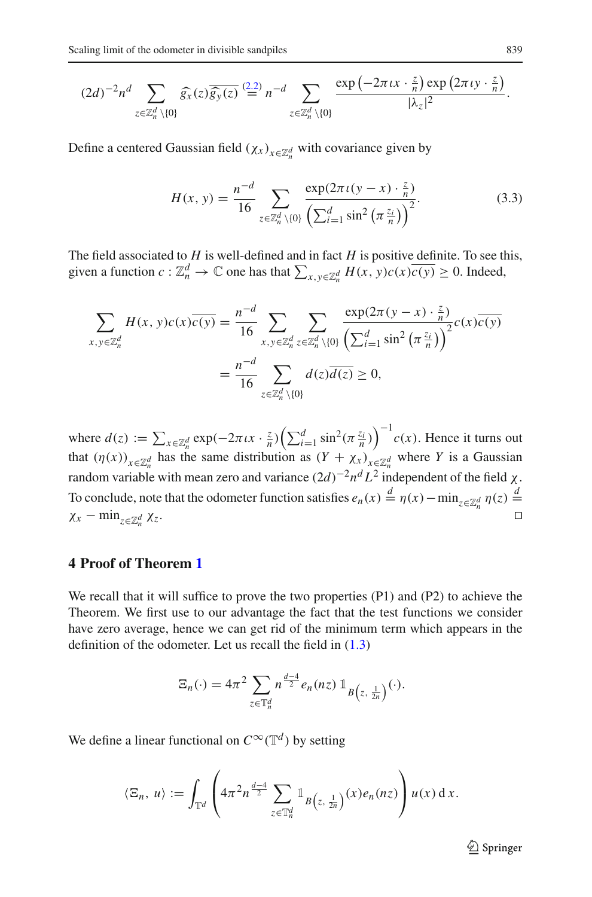$$(2d)^{-2}n^d \sum_{z\in\mathbb{Z}_n^d\setminus\{0\}} \widehat{g_x}(z)\overline{\widehat{g_y}(z)} \overset{(2.2)}{=} n^{-d} \sum_{z\in\mathbb{Z}_n^d\setminus\{0\}} \frac{\exp\left(-2\pi\iota x\cdot\frac{z}{n}\right)\exp\left(2\pi\iota y\cdot\frac{z}{n}\right)}{|\lambda_z|^2}.$$

Define a centered Gaussian field $(\chi_x)_{x\in\mathbb{Z}_n^d}$ with covariance given by

$$H(x,y) = \frac{n^{-d}}{16} \sum_{z\in\mathbb{Z}_n^d\setminus\{0\}} \frac{\exp(2\pi\iota(y-x)\cdot\frac{z}{n})}{\left(\sum_{i=1}^d \sin^2\left(\pi\frac{z_i}{n}\right)\right)^2}. \tag{3.3}$$

The field associated to $H$ is well-defined and in fact $H$ is positive definite. To see this, given a function $c:\mathbb{Z}_n^d\to\mathbb{C}$ one has that $\sum_{x,y\in\mathbb{Z}_n^d} H(x,y)c(x)\overline{c(y)} \geq 0$. Indeed,

$$\begin{aligned}
\sum_{x,y\in\mathbb{Z}_n^d} H(x,y)c(x)\overline{c(y)} &= \frac{n^{-d}}{16} \sum_{x,y\in\mathbb{Z}_n^d} \sum_{z\in\mathbb{Z}_n^d\setminus\{0\}} \frac{\exp(2\pi(y-x)\cdot\frac{z}{n})}{\left(\sum_{i=1}^d \sin^2\left(\pi\frac{z_i}{n}\right)\right)^2} c(x)\overline{c(y)} \\
&= \frac{n^{-d}}{16} \sum_{z\in\mathbb{Z}_n^d\setminus\{0\}} d(z)\overline{d(z)} \geq 0,
\end{aligned}$$

where $d(z) := \sum_{x\in\mathbb{Z}_n^d} \exp(-2\pi\iota x\cdot\frac{z}{n})\left(\sum_{i=1}^d \sin^2(\pi\frac{z_i}{n})\right)^{-1} c(x)$. Hence it turns out that $(\eta(x))_{x\in\mathbb{Z}_n^d}$ has the same distribution as $(Y+\chi_x)_{x\in\mathbb{Z}_n^d}$ where $Y$ is a Gaussian random variable with mean zero and variance $(2d)^{-2}n^dL^2$ independent of the field $\chi$. To conclude, note that the odometer function satisfies $e_n(x) \overset{d}{=} \eta(x) - \min_{z\in\mathbb{Z}_n^d}\eta(z) \overset{d}{=} \chi_x - \min_{z\in\mathbb{Z}_n^d}\chi_z$. □

## 4 Proof of Theorem 1

We recall that it will suffice to prove the two properties (P1) and (P2) to achieve the Theorem. We first use to our advantage the fact that the test functions we consider have zero average, hence we can get rid of the minimum term which appears in the definition of the odometer. Let us recall the field in (1.3)

$$\Xi_n(\cdot) = 4\pi^2 \sum_{z\in\mathbb{T}_n^d} n^{\frac{d-4}{2}} e_n(nz)\, \mathbb{1}_{B\left(z,\frac{1}{2n}\right)}(\cdot).$$

We define a linear functional on $C^\infty(\mathbb{T}^d)$ by setting

$$\langle \Xi_n, u\rangle := \int_{\mathbb{T}^d} \left(4\pi^2 n^{\frac{d-4}{2}} \sum_{z\in\mathbb{T}_n^d} \mathbb{1}_{B\left(z,\frac{1}{2n}\right)}(x) e_n(nz)\right) u(x)\, \mathrm{d}x.$$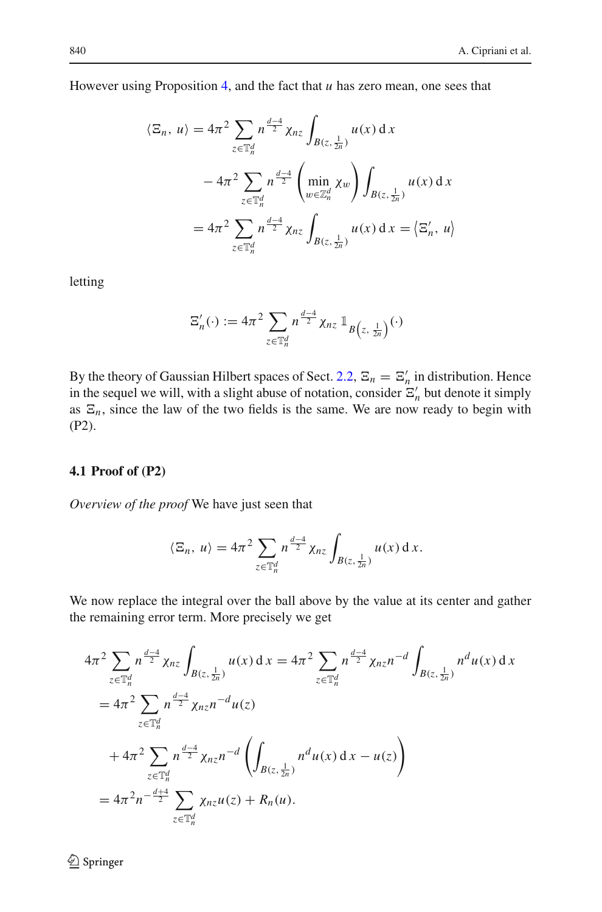However using Proposition 4, and the fact that $u$ has zero mean, one sees that

$$
\begin{aligned}
\langle \Xi_n,\, u\rangle &= 4\pi^2 \sum_{z\in\mathbb{T}_n^d} n^{\frac{d-4}{2}} \chi_{nz} \int_{B(z,\frac{1}{2n})} u(x)\,\mathrm{d}\,x \\
&\quad - 4\pi^2 \sum_{z\in\mathbb{T}_n^d} n^{\frac{d-4}{2}} \left(\min_{w\in\mathbb{Z}_n^d} \chi_w\right) \int_{B(z,\frac{1}{2n})} u(x)\,\mathrm{d}\,x \\
&= 4\pi^2 \sum_{z\in\mathbb{T}_n^d} n^{\frac{d-4}{2}} \chi_{nz} \int_{B(z,\frac{1}{2n})} u(x)\,\mathrm{d}\,x = \left\langle \Xi_n',\, u\right\rangle
\end{aligned}
$$

letting

$$
\Xi_n'(\cdot) := 4\pi^2 \sum_{z\in\mathbb{T}_n^d} n^{\frac{d-4}{2}} \chi_{nz}\, \mathbb{1}_{B\left(z,\,\frac{1}{2n}\right)}(\cdot)
$$

By the theory of Gaussian Hilbert spaces of Sect. 2.2, $\Xi_n = \Xi_n'$ in distribution. Hence in the sequel we will, with a slight abuse of notation, consider $\Xi_n'$ but denote it simply as $\Xi_n$, since the law of the two fields is the same. We are now ready to begin with (P2).

### 4.1 Proof of (P2)

*Overview of the proof* We have just seen that

$$
\langle \Xi_n,\, u\rangle = 4\pi^2 \sum_{z\in\mathbb{T}_n^d} n^{\frac{d-4}{2}} \chi_{nz} \int_{B(z,\frac{1}{2n})} u(x)\,\mathrm{d}\,x.
$$

We now replace the integral over the ball above by the value at its center and gather the remaining error term. More precisely we get

$$
\begin{aligned}
4\pi^2 \sum_{z\in\mathbb{T}_n^d} n^{\frac{d-4}{2}} \chi_{nz} \int_{B(z,\frac{1}{2n})} u(x)\,\mathrm{d}\,x &= 4\pi^2 \sum_{z\in\mathbb{T}_n^d} n^{\frac{d-4}{2}} \chi_{nz} n^{-d} \int_{B(z,\frac{1}{2n})} n^d u(x)\,\mathrm{d}\,x \\
&= 4\pi^2 \sum_{z\in\mathbb{T}_n^d} n^{\frac{d-4}{2}} \chi_{nz} n^{-d} u(z) \\
&\quad + 4\pi^2 \sum_{z\in\mathbb{T}_n^d} n^{\frac{d-4}{2}} \chi_{nz} n^{-d} \left( \int_{B(z,\frac{1}{2n})} n^d u(x)\,\mathrm{d}\,x - u(z) \right) \\
&= 4\pi^2 n^{-\frac{d+4}{2}} \sum_{z\in\mathbb{T}_n^d} \chi_{nz} u(z) + R_n(u).
\end{aligned}
$$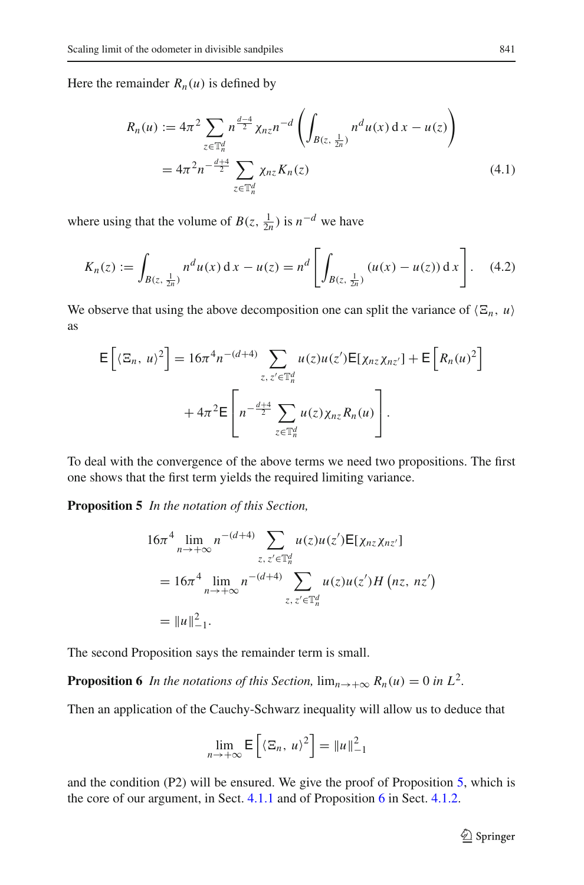Here the remainder $R_n(u)$ is defined by

$$
\begin{aligned}
R_n(u) &:= 4\pi^2 \sum_{z \in \mathbb{T}_n^d} n^{\frac{d-4}{2}} \chi_{nz} n^{-d} \left( \int_{B(z, \frac{1}{2n})} n^d u(x) \, \mathrm{d}x - u(z) \right) \\
&= 4\pi^2 n^{-\frac{d+4}{2}} \sum_{z \in \mathbb{T}_n^d} \chi_{nz} K_n(z) \qquad (4.1)
\end{aligned}
$$

where using that the volume of $B(z, \frac{1}{2n})$ is $n^{-d}$ we have

$$
K_n(z) := \int_{B(z, \frac{1}{2n})} n^d u(x) \, \mathrm{d}x - u(z) = n^d \left[ \int_{B(z, \frac{1}{2n})} (u(x) - u(z)) \, \mathrm{d}x \right]. \qquad (4.2)
$$

We observe that using the above decomposition one can split the variance of $\langle \Xi_n, u \rangle$ as

$$
\begin{aligned}
\mathsf{E}\left[ \langle \Xi_n, u \rangle^2 \right] &= 16\pi^4 n^{-(d+4)} \sum_{z, z' \in \mathbb{T}_n^d} u(z) u(z') \mathsf{E}[\chi_{nz} \chi_{nz'}] + \mathsf{E}\left[ R_n(u)^2 \right] \\
&\quad + 4\pi^2 \mathsf{E}\left[ n^{-\frac{d+4}{2}} \sum_{z \in \mathbb{T}_n^d} u(z) \chi_{nz} R_n(u) \right].
\end{aligned}
$$

To deal with the convergence of the above terms we need two propositions. The first one shows that the first term yields the required limiting variance.

**Proposition 5** *In the notation of this Section,*

$$
\begin{aligned}
&16\pi^4 \lim_{n \to +\infty} n^{-(d+4)} \sum_{z, z' \in \mathbb{T}_n^d} u(z) u(z') \mathsf{E}[\chi_{nz} \chi_{nz'}] \\
&= 16\pi^4 \lim_{n \to +\infty} n^{-(d+4)} \sum_{z, z' \in \mathbb{T}_n^d} u(z) u(z') H\left(nz, nz'\right) \\
&= \|u\|_{-1}^2.
\end{aligned}
$$

The second Proposition says the remainder term is small.

**Proposition 6** *In the notations of this Section,* $\lim_{n \to +\infty} R_n(u) = 0$ *in* $L^2$.

Then an application of the Cauchy-Schwarz inequality will allow us to deduce that

$$
\lim_{n \to +\infty} \mathsf{E}\left[ \langle \Xi_n, u \rangle^2 \right] = \|u\|_{-1}^2
$$

and the condition (P2) will be ensured. We give the proof of Proposition 5, which is the core of our argument, in Sect. 4.1.1 and of Proposition 6 in Sect. 4.1.2.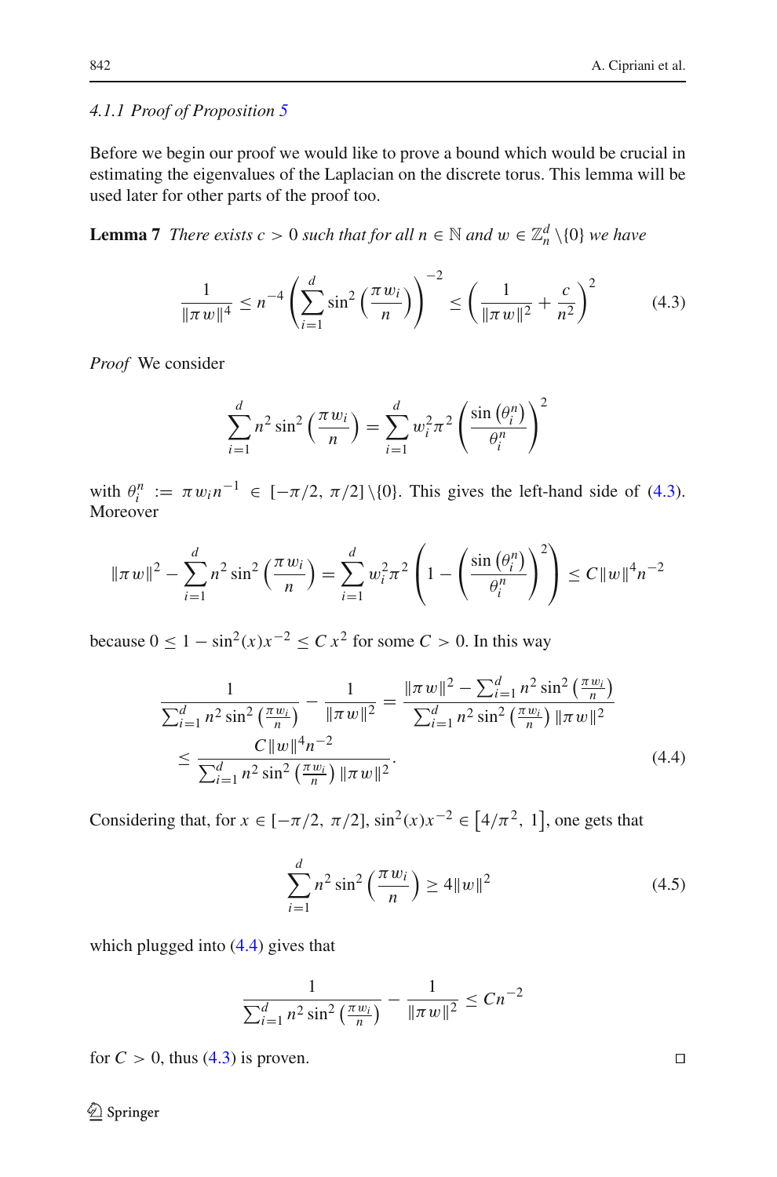#### 4.1.1 Proof of Proposition 5

Before we begin our proof we would like to prove a bound which would be crucial in estimating the eigenvalues of the Laplacian on the discrete torus. This lemma will be used later for other parts of the proof too.

**Lemma 7** *There exists $c > 0$ such that for all $n \in \mathbb{N}$ and $w \in \mathbb{Z}_n^d \setminus \{0\}$ we have*

$$\frac{1}{\|\pi w\|^4} \leq n^{-4} \left( \sum_{i=1}^{d} \sin^2\left(\frac{\pi w_i}{n}\right) \right)^{-2} \leq \left( \frac{1}{\|\pi w\|^2} + \frac{c}{n^2} \right)^2 \tag{4.3}$$

*Proof* We consider

$$\sum_{i=1}^{d} n^2 \sin^2\left(\frac{\pi w_i}{n}\right) = \sum_{i=1}^{d} w_i^2 \pi^2 \left( \frac{\sin\left(\theta_i^n\right)}{\theta_i^n} \right)^2$$

with $\theta_i^n := \pi w_i n^{-1} \in [-\pi/2, \pi/2] \setminus \{0\}$. This gives the left-hand side of (4.3). Moreover

$$\|\pi w\|^2 - \sum_{i=1}^{d} n^2 \sin^2\left(\frac{\pi w_i}{n}\right) = \sum_{i=1}^{d} w_i^2 \pi^2 \left( 1 - \left( \frac{\sin\left(\theta_i^n\right)}{\theta_i^n} \right)^2 \right) \leq C \|w\|^4 n^{-2}$$

because $0 \leq 1 - \sin^2(x) x^{-2} \leq C x^2$ for some $C > 0$. In this way

$$\begin{aligned} \frac{1}{\sum_{i=1}^{d} n^2 \sin^2\left(\frac{\pi w_i}{n}\right)} - \frac{1}{\|\pi w\|^2} &= \frac{\|\pi w\|^2 - \sum_{i=1}^{d} n^2 \sin^2\left(\frac{\pi w_i}{n}\right)}{\sum_{i=1}^{d} n^2 \sin^2\left(\frac{\pi w_i}{n}\right) \|\pi w\|^2} \\ &\leq \frac{C \|w\|^4 n^{-2}}{\sum_{i=1}^{d} n^2 \sin^2\left(\frac{\pi w_i}{n}\right) \|\pi w\|^2}. \end{aligned} \tag{4.4}$$

Considering that, for $x \in [-\pi/2, \pi/2]$, $\sin^2(x) x^{-2} \in \left[4/\pi^2, 1\right]$, one gets that

$$\sum_{i=1}^{d} n^2 \sin^2\left(\frac{\pi w_i}{n}\right) \geq 4\|w\|^2 \tag{4.5}$$

which plugged into (4.4) gives that

$$\frac{1}{\sum_{i=1}^{d} n^2 \sin^2\left(\frac{\pi w_i}{n}\right)} - \frac{1}{\|\pi w\|^2} \leq C n^{-2}$$

for $C > 0$, thus (4.3) is proven. ◻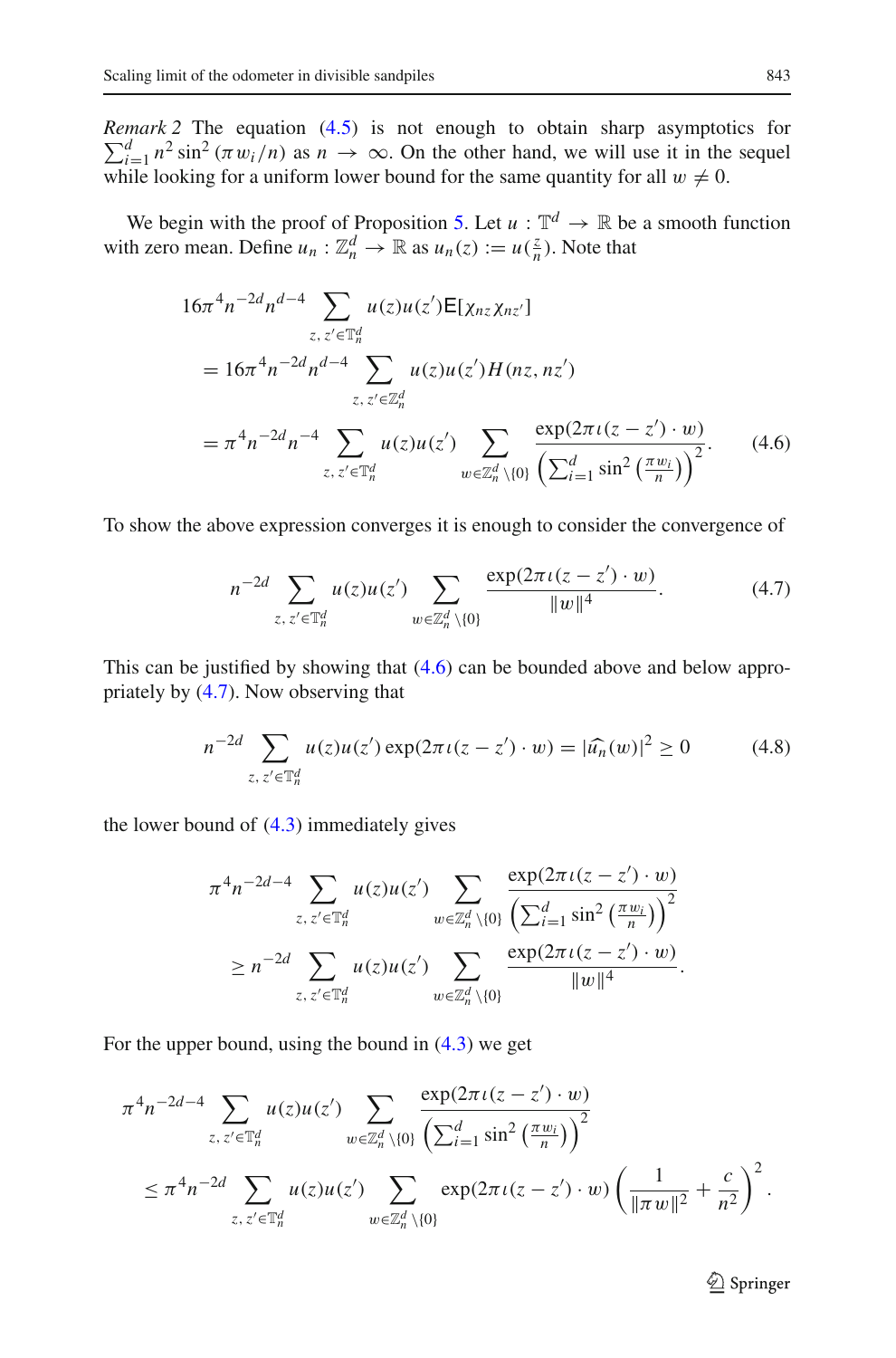*Remark 2* The equation (4.5) is not enough to obtain sharp asymptotics for $\sum_{i=1}^{d} n^2 \sin^2(\pi w_i/n)$ as $n \to \infty$. On the other hand, we will use it in the sequel while looking for a uniform lower bound for the same quantity for all $w \neq 0$.

We begin with the proof of Proposition 5. Let $u : \mathbb{T}^d \to \mathbb{R}$ be a smooth function with zero mean. Define $u_n : \mathbb{Z}_n^d \to \mathbb{R}$ as $u_n(z) := u(\frac{z}{n})$. Note that

$$
\begin{aligned}
&16\pi^4 n^{-2d} n^{d-4} \sum_{z,z' \in \mathbb{T}_n^d} u(z)u(z') \mathsf{E}[\chi_{nz}\chi_{nz'}] \\
&= 16\pi^4 n^{-2d} n^{d-4} \sum_{z,z' \in \mathbb{Z}_n^d} u(z)u(z') H(nz, nz') \\
&= \pi^4 n^{-2d} n^{-4} \sum_{z,z' \in \mathbb{T}_n^d} u(z)u(z') \sum_{w \in \mathbb{Z}_n^d \setminus \{0\}} \frac{\exp(2\pi\iota(z-z') \cdot w)}{\left(\sum_{i=1}^{d} \sin^2\left(\frac{\pi w_i}{n}\right)\right)^2}.
\end{aligned}
\tag{4.6}
$$

To show the above expression converges it is enough to consider the convergence of

$$
n^{-2d} \sum_{z,z' \in \mathbb{T}_n^d} u(z)u(z') \sum_{w \in \mathbb{Z}_n^d \setminus \{0\}} \frac{\exp(2\pi\iota(z-z') \cdot w)}{\|w\|^4}.
\tag{4.7}
$$

This can be justified by showing that (4.6) can be bounded above and below appropriately by (4.7). Now observing that

$$
n^{-2d} \sum_{z,z' \in \mathbb{T}_n^d} u(z)u(z') \exp(2\pi\iota(z-z') \cdot w) = |\widehat{u_n}(w)|^2 \geq 0
\tag{4.8}
$$

the lower bound of (4.3) immediately gives

$$
\begin{aligned}
&\pi^4 n^{-2d-4} \sum_{z,z' \in \mathbb{T}_n^d} u(z)u(z') \sum_{w \in \mathbb{Z}_n^d \setminus \{0\}} \frac{\exp(2\pi\iota(z-z') \cdot w)}{\left(\sum_{i=1}^{d} \sin^2\left(\frac{\pi w_i}{n}\right)\right)^2} \\
&\geq n^{-2d} \sum_{z,z' \in \mathbb{T}_n^d} u(z)u(z') \sum_{w \in \mathbb{Z}_n^d \setminus \{0\}} \frac{\exp(2\pi\iota(z-z') \cdot w)}{\|w\|^4}.
\end{aligned}
$$

For the upper bound, using the bound in (4.3) we get

$$
\begin{aligned}
&\pi^4 n^{-2d-4} \sum_{z,z' \in \mathbb{T}_n^d} u(z)u(z') \sum_{w \in \mathbb{Z}_n^d \setminus \{0\}} \frac{\exp(2\pi\iota(z-z') \cdot w)}{\left(\sum_{i=1}^{d} \sin^2\left(\frac{\pi w_i}{n}\right)\right)^2} \\
&\leq \pi^4 n^{-2d} \sum_{z,z' \in \mathbb{T}_n^d} u(z)u(z') \sum_{w \in \mathbb{Z}_n^d \setminus \{0\}} \exp(2\pi\iota(z-z') \cdot w) \left(\frac{1}{\|\pi w\|^2} + \frac{c}{n^2}\right)^2.
\end{aligned}
$$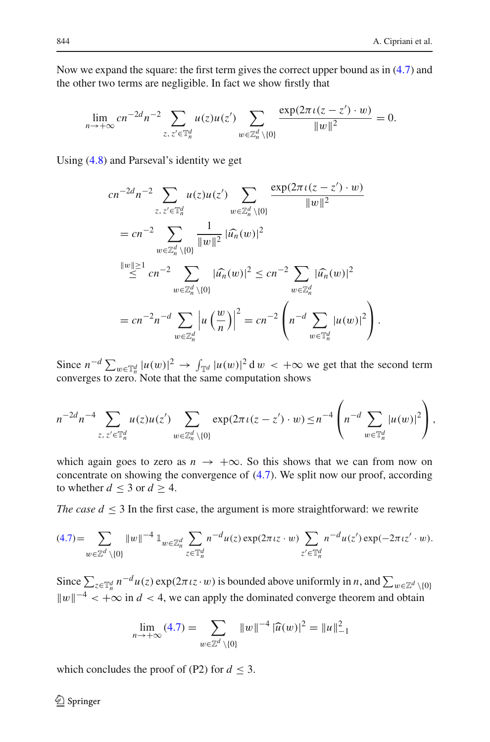Now we expand the square: the first term gives the correct upper bound as in (4.7) and the other two terms are negligible. In fact we show firstly that

$$\lim_{n\to+\infty} cn^{-2d}n^{-2}\sum_{z,\,z'\in\mathbb{T}_n^d} u(z)u(z')\sum_{w\in\mathbb{Z}_n^d\setminus\{0\}}\frac{\exp(2\pi\iota(z-z')\cdot w)}{\|w\|^2}=0.$$

Using (4.8) and Parseval's identity we get

$$\begin{aligned}
& cn^{-2d}n^{-2}\sum_{z,\,z'\in\mathbb{T}_n^d} u(z)u(z')\sum_{w\in\mathbb{Z}_n^d\setminus\{0\}}\frac{\exp(2\pi\iota(z-z')\cdot w)}{\|w\|^2}\\
&= cn^{-2}\sum_{w\in\mathbb{Z}_n^d\setminus\{0\}}\frac{1}{\|w\|^2}\,|\widehat{u_n}(w)|^2\\
&\overset{\|w\|\geq 1}{\leq} cn^{-2}\sum_{w\in\mathbb{Z}_n^d\setminus\{0\}}|\widehat{u_n}(w)|^2\leq cn^{-2}\sum_{w\in\mathbb{Z}_n^d}|\widehat{u_n}(w)|^2\\
&= cn^{-2}n^{-d}\sum_{w\in\mathbb{Z}_n^d}\left|u\left(\frac{w}{n}\right)\right|^2 = cn^{-2}\left(n^{-d}\sum_{w\in\mathbb{T}_n^d}|u(w)|^2\right).
\end{aligned}$$

Since $n^{-d}\sum_{w\in\mathbb{T}_n^d}|u(w)|^2\to\int_{\mathbb{T}^d}|u(w)|^2\,\mathrm{d}w<+\infty$ we get that the second term converges to zero. Note that the same computation shows

$$n^{-2d}n^{-4}\sum_{z,\,z'\in\mathbb{T}_n^d} u(z)u(z')\sum_{w\in\mathbb{Z}_n^d\setminus\{0\}}\exp(2\pi\iota(z-z')\cdot w)\leq n^{-4}\left(n^{-d}\sum_{w\in\mathbb{T}_n^d}|u(w)|^2\right),$$

which again goes to zero as $n\to+\infty$. So this shows that we can from now on concentrate on showing the convergence of (4.7). We split now our proof, according to whether $d\leq 3$ or $d\geq 4$.

*The case* $d\leq 3$ In the first case, the argument is more straightforward: we rewrite

$$(4.7)=\sum_{w\in\mathbb{Z}^d\setminus\{0\}}\|w\|^{-4}\,\mathbb{1}_{w\in\mathbb{Z}_n^d}\sum_{z\in\mathbb{T}_n^d}n^{-d}u(z)\exp(2\pi\iota z\cdot w)\sum_{z'\in\mathbb{T}_n^d}n^{-d}u(z')\exp(-2\pi\iota z'\cdot w).$$

Since $\sum_{z\in\mathbb{T}_n^d}n^{-d}u(z)\exp(2\pi\iota z\cdot w)$ is bounded above uniformly in $n$, and $\sum_{w\in\mathbb{Z}^d\setminus\{0\}}\|w\|^{-4}<+\infty$ in $d<4$, we can apply the dominated converge theorem and obtain

$$\lim_{n\to+\infty}(4.7)=\sum_{w\in\mathbb{Z}^d\setminus\{0\}}\|w\|^{-4}\,|\widehat{u}(w)|^2=\|u\|_{-1}^2$$

which concludes the proof of (P2) for $d\leq 3$.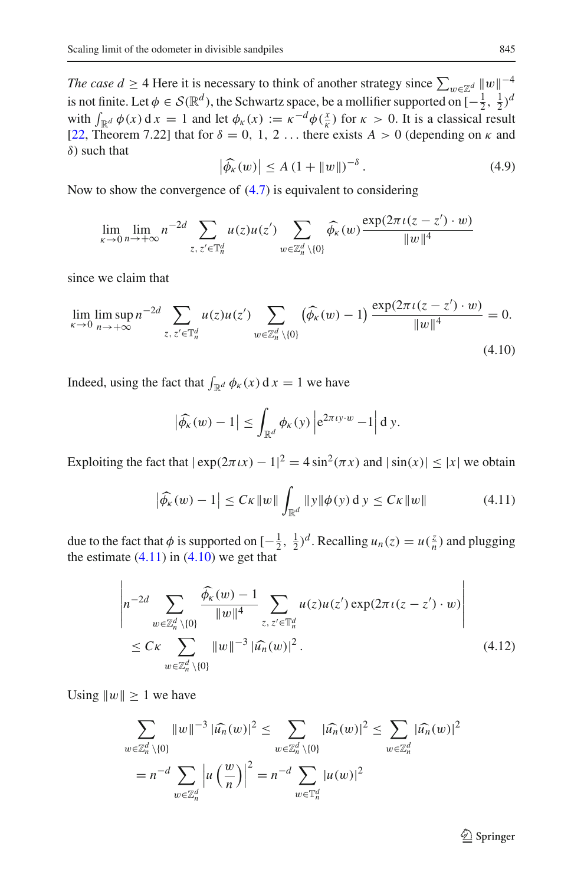*The case* $d \geq 4$ Here it is necessary to think of another strategy since $\sum_{w \in \mathbb{Z}^d} \|w\|^{-4}$ is not finite. Let $\phi \in \mathcal{S}(\mathbb{R}^d)$, the Schwartz space, be a mollifier supported on $[-\frac{1}{2}, \frac{1}{2})^d$ with $\int_{\mathbb{R}^d} \phi(x)\, \mathrm{d}x = 1$ and let $\phi_\kappa(x) := \kappa^{-d}\phi(\frac{x}{\kappa})$ for $\kappa > 0$. It is a classical result [22, Theorem 7.22] that for $\delta = 0, 1, 2 \ldots$ there exists $A > 0$ (depending on $\kappa$ and $\delta$) such that

$$\left|\widehat{\phi_\kappa}(w)\right| \leq A\,(1 + \|w\|)^{-\delta}. \tag{4.9}$$

Now to show the convergence of (4.7) is equivalent to considering

$$\lim_{\kappa \to 0} \lim_{n \to +\infty} n^{-2d} \sum_{z,\, z' \in \mathbb{T}_n^d} u(z)u(z') \sum_{w \in \mathbb{Z}_n^d \setminus \{0\}} \widehat{\phi_\kappa}(w) \frac{\exp(2\pi\iota(z - z') \cdot w)}{\|w\|^4}$$

since we claim that

$$\lim_{\kappa \to 0} \limsup_{n \to +\infty} n^{-2d} \sum_{z,\, z' \in \mathbb{T}_n^d} u(z)u(z') \sum_{w \in \mathbb{Z}_n^d \setminus \{0\}} \left(\widehat{\phi_\kappa}(w) - 1\right) \frac{\exp(2\pi\iota(z - z') \cdot w)}{\|w\|^4} = 0. \tag{4.10}$$

Indeed, using the fact that $\int_{\mathbb{R}^d} \phi_\kappa(x)\, \mathrm{d}x = 1$ we have

$$\left|\widehat{\phi_\kappa}(w) - 1\right| \leq \int_{\mathbb{R}^d} \phi_\kappa(y) \left|\mathrm{e}^{2\pi\iota y \cdot w} - 1\right| \mathrm{d}y.$$

Exploiting the fact that $|\exp(2\pi\iota x) - 1|^2 = 4\sin^2(\pi x)$ and $|\sin(x)| \leq |x|$ we obtain

$$\left|\widehat{\phi_\kappa}(w) - 1\right| \leq C\kappa\|w\| \int_{\mathbb{R}^d} \|y\|\phi(y)\, \mathrm{d}y \leq C\kappa\|w\| \tag{4.11}$$

due to the fact that $\phi$ is supported on $[-\frac{1}{2}, \frac{1}{2})^d$. Recalling $u_n(z) = u(\frac{z}{n})$ and plugging the estimate (4.11) in (4.10) we get that

$$\begin{aligned}
&\left| n^{-2d} \sum_{w \in \mathbb{Z}_n^d \setminus \{0\}} \frac{\widehat{\phi_\kappa}(w) - 1}{\|w\|^4} \sum_{z,\, z' \in \mathbb{T}_n^d} u(z)u(z') \exp(2\pi\iota(z - z') \cdot w) \right| \\
&\quad \leq C\kappa \sum_{w \in \mathbb{Z}_n^d \setminus \{0\}} \|w\|^{-3} \left|\widehat{u_n}(w)\right|^2.
\end{aligned} \tag{4.12}$$

Using $\|w\| \geq 1$ we have

$$\begin{aligned}
\sum_{w \in \mathbb{Z}_n^d \setminus \{0\}} \|w\|^{-3} \left|\widehat{u_n}(w)\right|^2 &\leq \sum_{w \in \mathbb{Z}_n^d \setminus \{0\}} \left|\widehat{u_n}(w)\right|^2 \leq \sum_{w \in \mathbb{Z}_n^d} \left|\widehat{u_n}(w)\right|^2 \\
&= n^{-d} \sum_{w \in \mathbb{Z}_n^d} \left|u\left(\frac{w}{n}\right)\right|^2 = n^{-d} \sum_{w \in \mathbb{T}_n^d} |u(w)|^2
\end{aligned}$$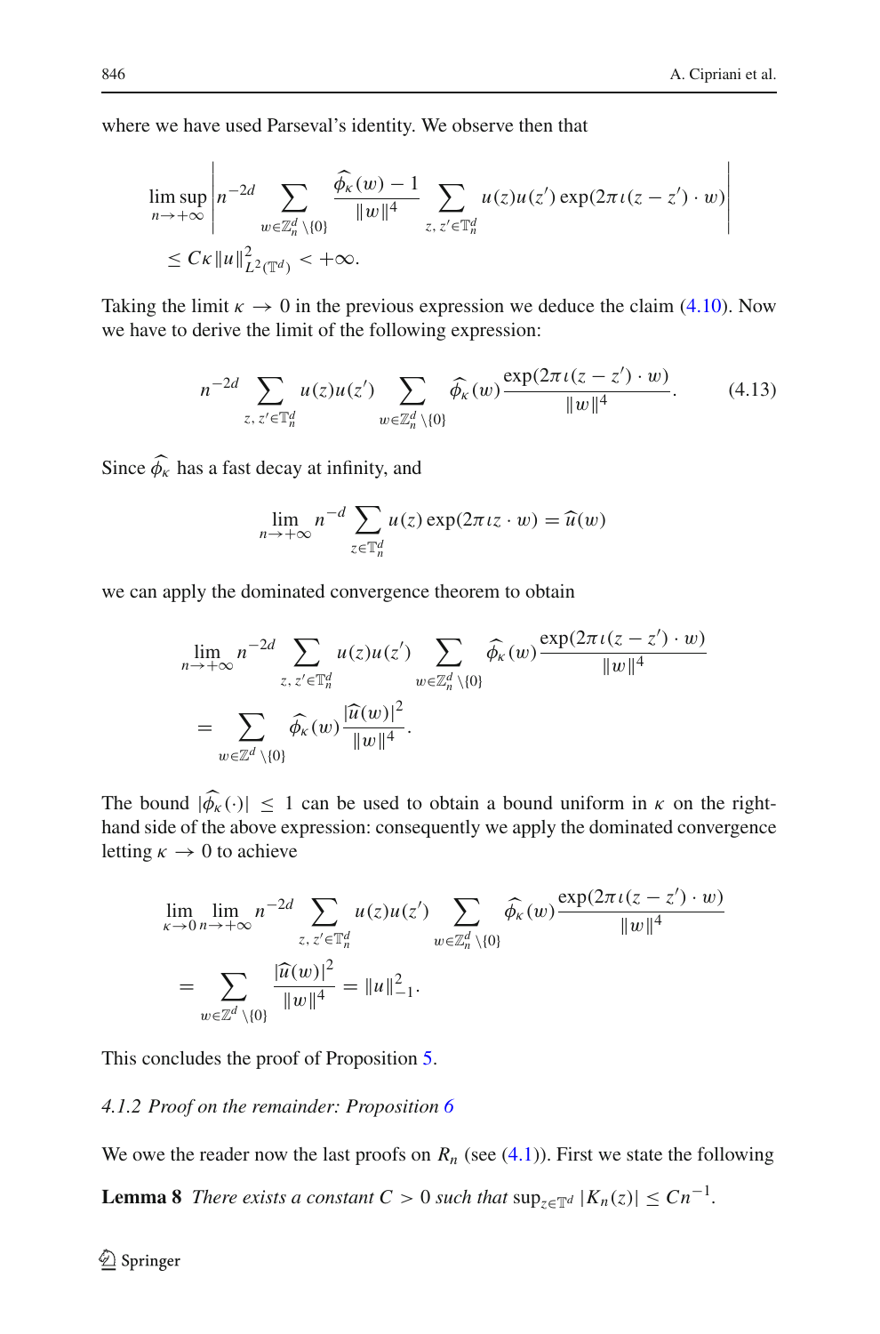where we have used Parseval's identity. We observe then that

$$
\limsup_{n\to+\infty}\left|n^{-2d}\sum_{w\in\mathbb{Z}_n^d\setminus\{0\}}\frac{\widehat{\phi_\kappa}(w)-1}{\|w\|^4}\sum_{z,\,z'\in\mathbb{T}_n^d}u(z)u(z')\exp(2\pi\iota(z-z')\cdot w)\right|
$$
$$
\leq C\kappa\|u\|^2_{L^2(\mathbb{T}^d)}<+\infty.
$$

Taking the limit $\kappa\to 0$ in the previous expression we deduce the claim (4.10). Now we have to derive the limit of the following expression:

$$
n^{-2d}\sum_{z,\,z'\in\mathbb{T}_n^d}u(z)u(z')\sum_{w\in\mathbb{Z}_n^d\setminus\{0\}}\widehat{\phi_\kappa}(w)\frac{\exp(2\pi\iota(z-z')\cdot w)}{\|w\|^4}. \tag{4.13}
$$

Since $\widehat{\phi_\kappa}$ has a fast decay at infinity, and

$$
\lim_{n\to+\infty}n^{-d}\sum_{z\in\mathbb{T}_n^d}u(z)\exp(2\pi\iota z\cdot w)=\widehat{u}(w)
$$

we can apply the dominated convergence theorem to obtain

$$
\lim_{n\to+\infty}n^{-2d}\sum_{z,\,z'\in\mathbb{T}_n^d}u(z)u(z')\sum_{w\in\mathbb{Z}_n^d\setminus\{0\}}\widehat{\phi_\kappa}(w)\frac{\exp(2\pi\iota(z-z')\cdot w)}{\|w\|^4}
$$
$$
=\sum_{w\in\mathbb{Z}^d\setminus\{0\}}\widehat{\phi_\kappa}(w)\frac{|\widehat{u}(w)|^2}{\|w\|^4}.
$$

The bound $|\widehat{\phi_\kappa}(\cdot)|\leq 1$ can be used to obtain a bound uniform in $\kappa$ on the right-hand side of the above expression: consequently we apply the dominated convergence letting $\kappa\to 0$ to achieve

$$
\lim_{\kappa\to 0}\lim_{n\to+\infty}n^{-2d}\sum_{z,\,z'\in\mathbb{T}_n^d}u(z)u(z')\sum_{w\in\mathbb{Z}_n^d\setminus\{0\}}\widehat{\phi_\kappa}(w)\frac{\exp(2\pi\iota(z-z')\cdot w)}{\|w\|^4}
$$
$$
=\sum_{w\in\mathbb{Z}^d\setminus\{0\}}\frac{|\widehat{u}(w)|^2}{\|w\|^4}=\|u\|^2_{-1}.
$$

This concludes the proof of Proposition 5.

### *4.1.2 Proof on the remainder: Proposition 6*

We owe the reader now the last proofs on $R_n$ (see (4.1)). First we state the following

**Lemma 8** *There exists a constant $C>0$ such that* $\sup_{z\in\mathbb{T}^d}|K_n(z)|\leq Cn^{-1}$.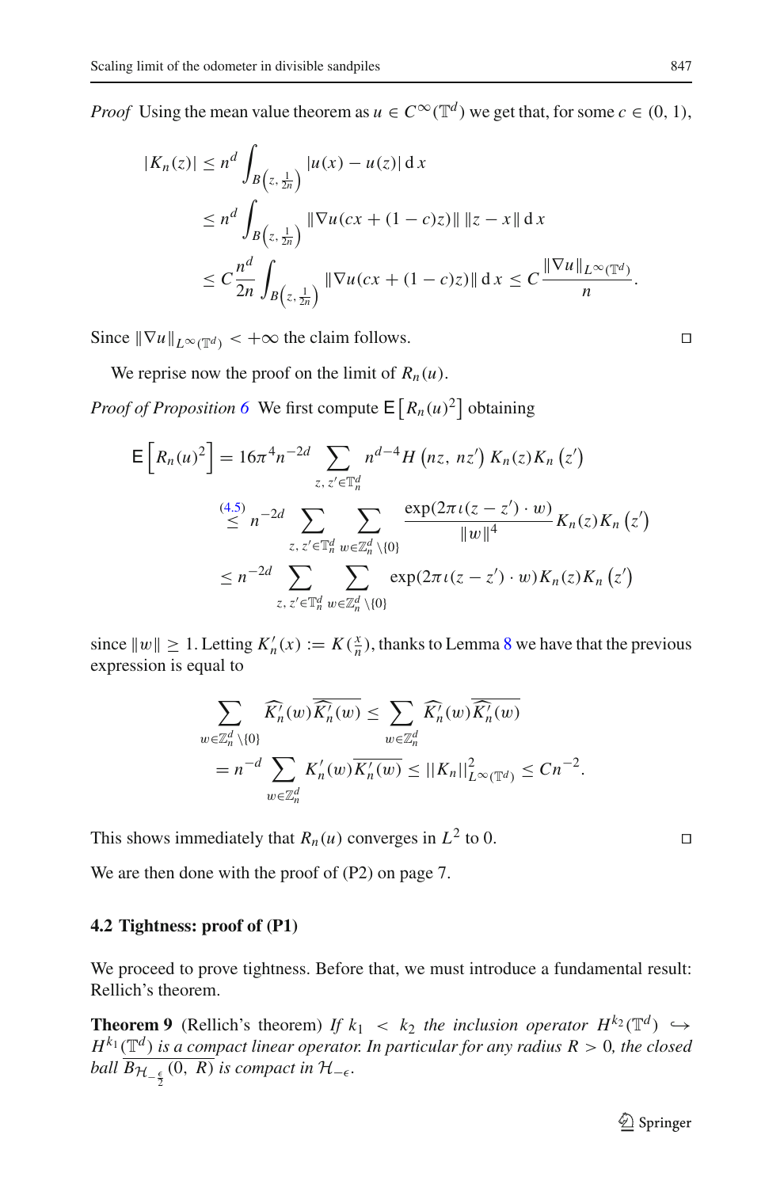*Proof* Using the mean value theorem as $u \in C^\infty(\mathbb{T}^d)$ we get that, for some $c \in (0,1)$,

$$
\begin{aligned}
|K_n(z)| &\leq n^d \int_{B\left(z,\frac{1}{2n}\right)} |u(x) - u(z)| \, \mathrm{d}x \\
&\leq n^d \int_{B\left(z,\frac{1}{2n}\right)} \|\nabla u(cx + (1-c)z)\| \, \|z - x\| \, \mathrm{d}x \\
&\leq C \frac{n^d}{2n} \int_{B\left(z,\frac{1}{2n}\right)} \|\nabla u(cx + (1-c)z)\| \, \mathrm{d}x \leq C \frac{\|\nabla u\|_{L^\infty(\mathbb{T}^d)}}{n}.
\end{aligned}
$$

Since $\|\nabla u\|_{L^\infty(\mathbb{T}^d)} < +\infty$ the claim follows. $\square$

We reprise now the proof on the limit of $R_n(u)$.

*Proof of Proposition 6* We first compute $\mathsf{E}\left[R_n(u)^2\right]$ obtaining

$$
\begin{aligned}
\mathsf{E}\left[R_n(u)^2\right] &= 16\pi^4 n^{-2d} \sum_{z,\, z' \in \mathbb{T}_n^d} n^{d-4} H\left(nz,\, nz'\right) K_n(z) K_n\left(z'\right) \\
&\overset{(4.5)}{\leq} n^{-2d} \sum_{z,\, z' \in \mathbb{T}_n^d} \sum_{w \in \mathbb{Z}_n^d \setminus \{0\}} \frac{\exp(2\pi\iota(z - z') \cdot w)}{\|w\|^4} K_n(z) K_n\left(z'\right) \\
&\leq n^{-2d} \sum_{z,\, z' \in \mathbb{T}_n^d} \sum_{w \in \mathbb{Z}_n^d \setminus \{0\}} \exp(2\pi\iota(z - z') \cdot w) K_n(z) K_n\left(z'\right)
\end{aligned}
$$

since $\|w\| \geq 1$. Letting $K_n'(x) := K(\frac{x}{n})$, thanks to Lemma 8 we have that the previous expression is equal to

$$
\begin{aligned}
\sum_{w \in \mathbb{Z}_n^d \setminus \{0\}} \widehat{K_n'}(w) \overline{\widehat{K_n'}(w)} &\leq \sum_{w \in \mathbb{Z}_n^d} \widehat{K_n'}(w) \overline{\widehat{K_n'}(w)} \\
&= n^{-d} \sum_{w \in \mathbb{Z}_n^d} K_n'(w) \overline{K_n'(w)} \leq ||K_n||^2_{L^\infty(\mathbb{T}^d)} \leq C n^{-2}.
\end{aligned}
$$

This shows immediately that $R_n(u)$ converges in $L^2$ to 0. $\square$

We are then done with the proof of (P2) on page 7.

### 4.2 Tightness: proof of (P1)

We proceed to prove tightness. Before that, we must introduce a fundamental result: Rellich's theorem.

**Theorem 9** (Rellich's theorem) *If $k_1 < k_2$ the inclusion operator $H^{k_2}(\mathbb{T}^d) \hookrightarrow H^{k_1}(\mathbb{T}^d)$ is a compact linear operator. In particular for any radius $R > 0$, the closed ball $\overline{B_{\mathcal{H}_{-\frac{\epsilon}{2}}}(0,\, R)}$ is compact in $\mathcal{H}_{-\epsilon}$.*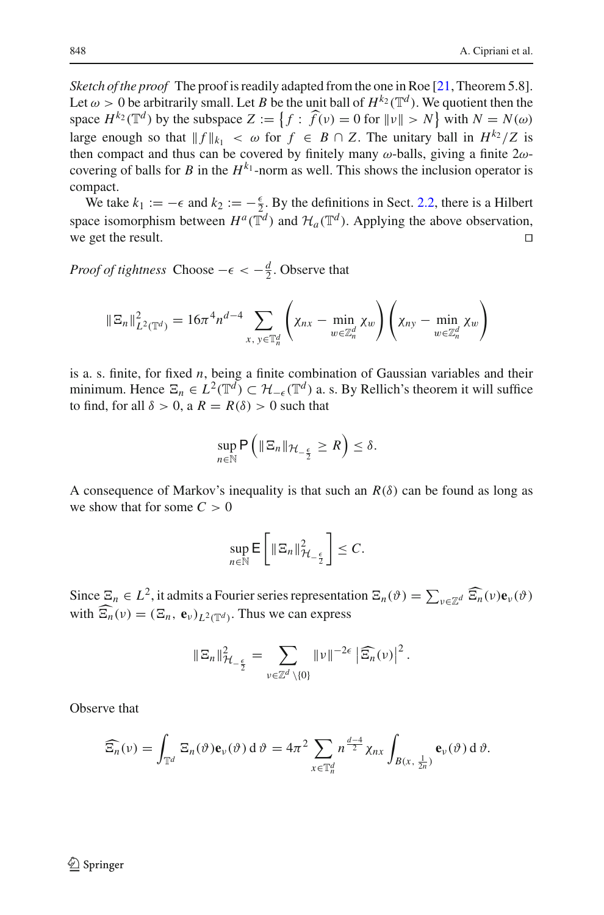*Sketch of the proof* The proof is readily adapted from the one in Roe [21, Theorem 5.8]. Let $\omega > 0$ be arbitrarily small. Let $B$ be the unit ball of $H^{k_2}(\mathbb{T}^d)$. We quotient then the space $H^{k_2}(\mathbb{T}^d)$ by the subspace $Z := \left\{f : \widehat{f}(\nu) = 0 \text{ for } \|\nu\| > N\right\}$ with $N = N(\omega)$ large enough so that $\|f\|_{k_1} < \omega$ for $f \in B \cap Z$. The unitary ball in $H^{k_2}/Z$ is then compact and thus can be covered by finitely many $\omega$-balls, giving a finite $2\omega$-covering of balls for $B$ in the $H^{k_1}$-norm as well. This shows the inclusion operator is compact.

We take $k_1 := -\epsilon$ and $k_2 := -\frac{\epsilon}{2}$. By the definitions in Sect. 2.2, there is a Hilbert space isomorphism between $H^a(\mathbb{T}^d)$ and $\mathcal{H}_a(\mathbb{T}^d)$. Applying the above observation, we get the result. □

*Proof of tightness* Choose $-\epsilon < -\frac{d}{2}$. Observe that

$$\|\Xi_n\|^2_{L^2(\mathbb{T}^d)} = 16\pi^4 n^{d-4} \sum_{x,\, y \in \mathbb{T}^d_n} \left(\chi_{nx} - \min_{w \in \mathbb{Z}^d_n} \chi_w\right)\left(\chi_{ny} - \min_{w \in \mathbb{Z}^d_n} \chi_w\right)$$

is a. s. finite, for fixed $n$, being a finite combination of Gaussian variables and their minimum. Hence $\Xi_n \in L^2(\mathbb{T}^d) \subset \mathcal{H}_{-\epsilon}(\mathbb{T}^d)$ a. s. By Rellich's theorem it will suffice to find, for all $\delta > 0$, a $R = R(\delta) > 0$ such that

$$\sup_{n \in \mathbb{N}} \mathsf{P}\left(\|\Xi_n\|_{\mathcal{H}_{-\frac{\epsilon}{2}}} \geq R\right) \leq \delta.$$

A consequence of Markov's inequality is that such an $R(\delta)$ can be found as long as we show that for some $C > 0$

$$\sup_{n \in \mathbb{N}} \mathsf{E}\left[\|\Xi_n\|^2_{\mathcal{H}_{-\frac{\epsilon}{2}}}\right] \leq C.$$

Since $\Xi_n \in L^2$, it admits a Fourier series representation $\Xi_n(\vartheta) = \sum_{\nu \in \mathbb{Z}^d} \widehat{\Xi_n}(\nu)\mathbf{e}_\nu(\vartheta)$ with $\widehat{\Xi_n}(\nu) = (\Xi_n, \mathbf{e}_\nu)_{L^2(\mathbb{T}^d)}$. Thus we can express

$$\|\Xi_n\|^2_{\mathcal{H}_{-\frac{\epsilon}{2}}} = \sum_{\nu \in \mathbb{Z}^d \setminus \{0\}} \|\nu\|^{-2\epsilon} \left|\widehat{\Xi_n}(\nu)\right|^2.$$

Observe that

$$\widehat{\Xi_n}(\nu) = \int_{\mathbb{T}^d} \Xi_n(\vartheta)\mathbf{e}_\nu(\vartheta)\,\mathrm{d}\,\vartheta = 4\pi^2 \sum_{x \in \mathbb{T}^d_n} n^{\frac{d-4}{2}} \chi_{nx} \int_{B(x,\, \frac{1}{2n})} \mathbf{e}_\nu(\vartheta)\,\mathrm{d}\,\vartheta.$$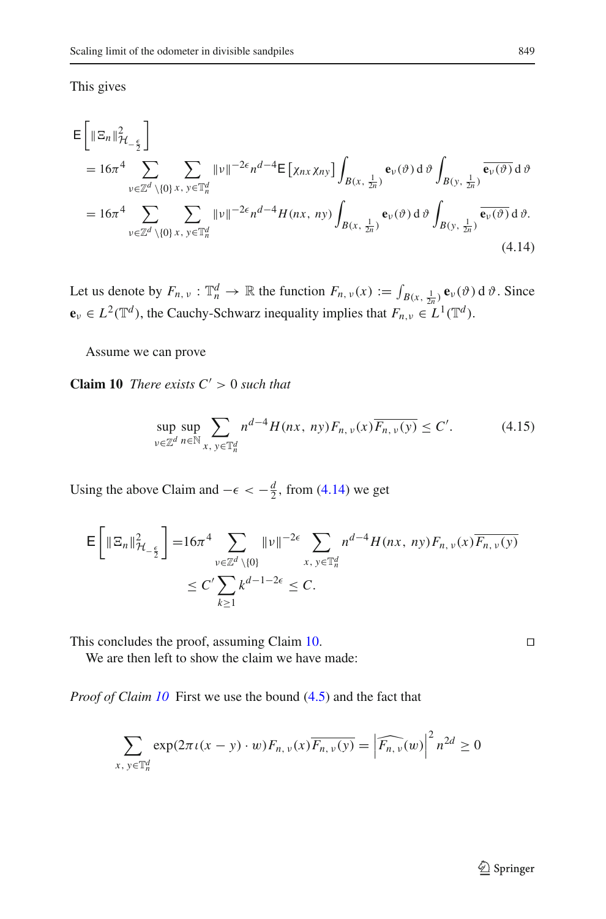This gives

$$
\begin{aligned}
&\mathsf{E}\left[\|\Xi_n\|^2_{\mathcal{H}_{-\frac{\epsilon}{2}}}\right] \\
&= 16\pi^4 \sum_{\nu\in\mathbb{Z}^d\setminus\{0\}} \sum_{x,\,y\in\mathbb{T}_n^d} \|\nu\|^{-2\epsilon} n^{d-4} \mathsf{E}\left[\chi_{nx}\chi_{ny}\right] \int_{B(x,\,\frac{1}{2n})} \mathbf{e}_\nu(\vartheta)\,\mathrm{d}\,\vartheta \int_{B(y,\,\frac{1}{2n})} \overline{\mathbf{e}_\nu(\vartheta)}\,\mathrm{d}\,\vartheta \\
&= 16\pi^4 \sum_{\nu\in\mathbb{Z}^d\setminus\{0\}} \sum_{x,\,y\in\mathbb{T}_n^d} \|\nu\|^{-2\epsilon} n^{d-4} H(nx,\,ny) \int_{B(x,\,\frac{1}{2n})} \mathbf{e}_\nu(\vartheta)\,\mathrm{d}\,\vartheta \int_{B(y,\,\frac{1}{2n})} \overline{\mathbf{e}_\nu(\vartheta)}\,\mathrm{d}\,\vartheta.
\end{aligned}
\tag{4.14}
$$

Let us denote by $F_{n,\,\nu} : \mathbb{T}_n^d \to \mathbb{R}$ the function $F_{n,\,\nu}(x) := \int_{B(x,\,\frac{1}{2n})} \mathbf{e}_\nu(\vartheta)\,\mathrm{d}\,\vartheta$. Since $\mathbf{e}_\nu \in L^2(\mathbb{T}^d)$, the Cauchy-Schwarz inequality implies that $F_{n,\nu} \in L^1(\mathbb{T}^d)$.

Assume we can prove

**Claim 10** *There exists* $C' > 0$ *such that*

$$
\sup_{\nu\in\mathbb{Z}^d}\sup_{n\in\mathbb{N}} \sum_{x,\,y\in\mathbb{T}_n^d} n^{d-4} H(nx,\,ny) F_{n,\,\nu}(x)\overline{F_{n,\,\nu}(y)} \le C'. \tag{4.15}
$$

Using the above Claim and $-\epsilon < -\frac{d}{2}$, from (4.14) we get

$$
\begin{aligned}
\mathsf{E}\left[\|\Xi_n\|^2_{\mathcal{H}_{-\frac{\epsilon}{2}}}\right] &= 16\pi^4 \sum_{\nu\in\mathbb{Z}^d\setminus\{0\}} \|\nu\|^{-2\epsilon} \sum_{x,\,y\in\mathbb{T}_n^d} n^{d-4} H(nx,\,ny) F_{n,\,\nu}(x)\overline{F_{n,\,\nu}(y)} \\
&\le C' \sum_{k\ge 1} k^{d-1-2\epsilon} \le C.
\end{aligned}
$$

This concludes the proof, assuming Claim 10. □

We are then left to show the claim we have made:

*Proof of Claim 10* First we use the bound (4.5) and the fact that

$$
\sum_{x,\,y\in\mathbb{T}_n^d} \exp(2\pi\iota(x-y)\cdot w) F_{n,\,\nu}(x)\overline{F_{n,\,\nu}(y)} = \left|\widehat{F_{n,\,\nu}}(w)\right|^2 n^{2d} \ge 0
$$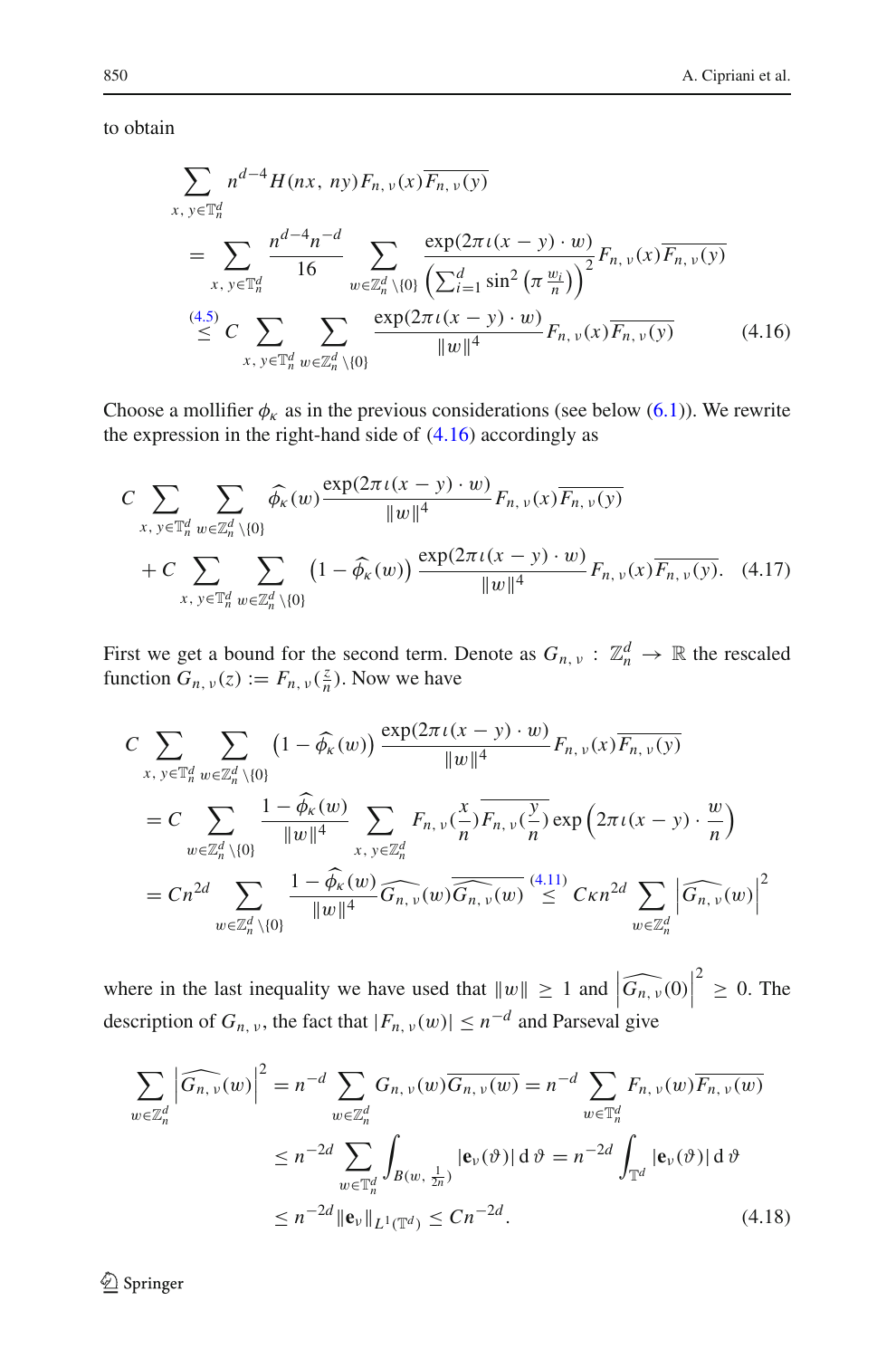to obtain

$$
\begin{aligned}
&\sum_{x,\,y\in\mathbb{T}_n^d} n^{d-4} H(nx,\,ny) F_{n,\,\nu}(x)\overline{F_{n,\,\nu}(y)} \\
&= \sum_{x,\,y\in\mathbb{T}_n^d} \frac{n^{d-4}n^{-d}}{16} \sum_{w\in\mathbb{Z}_n^d\setminus\{0\}} \frac{\exp(2\pi\iota(x-y)\cdot w)}{\left(\sum_{i=1}^d \sin^2\left(\pi\frac{w_i}{n}\right)\right)^2} F_{n,\,\nu}(x)\overline{F_{n,\,\nu}(y)} \\
&\overset{(4.5)}{\leq} C \sum_{x,\,y\in\mathbb{T}_n^d}\sum_{w\in\mathbb{Z}_n^d\setminus\{0\}} \frac{\exp(2\pi\iota(x-y)\cdot w)}{\|w\|^4} F_{n,\,\nu}(x)\overline{F_{n,\,\nu}(y)} \qquad (4.16)
\end{aligned}
$$

Choose a mollifier $\phi_\kappa$ as in the previous considerations (see below (6.1)). We rewrite the expression in the right-hand side of (4.16) accordingly as

$$
\begin{aligned}
&C \sum_{x,\,y\in\mathbb{T}_n^d}\sum_{w\in\mathbb{Z}_n^d\setminus\{0\}} \widehat{\phi_\kappa}(w)\frac{\exp(2\pi\iota(x-y)\cdot w)}{\|w\|^4} F_{n,\,\nu}(x)\overline{F_{n,\,\nu}(y)} \\
&+ C \sum_{x,\,y\in\mathbb{T}_n^d}\sum_{w\in\mathbb{Z}_n^d\setminus\{0\}} \left(1-\widehat{\phi_\kappa}(w)\right)\frac{\exp(2\pi\iota(x-y)\cdot w)}{\|w\|^4} F_{n,\,\nu}(x)\overline{F_{n,\,\nu}(y)}. \qquad (4.17)
\end{aligned}
$$

First we get a bound for the second term. Denote as $G_{n,\,\nu} : \mathbb{Z}_n^d \to \mathbb{R}$ the rescaled function $G_{n,\,\nu}(z) := F_{n,\,\nu}(\frac{z}{n})$. Now we have

$$
\begin{aligned}
&C \sum_{x,\,y\in\mathbb{T}_n^d}\sum_{w\in\mathbb{Z}_n^d\setminus\{0\}} \left(1-\widehat{\phi_\kappa}(w)\right)\frac{\exp(2\pi\iota(x-y)\cdot w)}{\|w\|^4} F_{n,\,\nu}(x)\overline{F_{n,\,\nu}(y)} \\
&= C \sum_{w\in\mathbb{Z}_n^d\setminus\{0\}} \frac{1-\widehat{\phi_\kappa}(w)}{\|w\|^4} \sum_{x,\,y\in\mathbb{Z}_n^d} F_{n,\,\nu}(\frac{x}{n})\overline{F_{n,\,\nu}(\frac{y}{n})}\exp\left(2\pi\iota(x-y)\cdot\frac{w}{n}\right) \\
&= Cn^{2d} \sum_{w\in\mathbb{Z}_n^d\setminus\{0\}} \frac{1-\widehat{\phi_\kappa}(w)}{\|w\|^4}\widehat{G_{n,\,\nu}}(w)\overline{\widehat{G_{n,\,\nu}}(w)} \overset{(4.11)}{\leq} C\kappa n^{2d}\sum_{w\in\mathbb{Z}_n^d}\left|\widehat{G_{n,\,\nu}}(w)\right|^2
\end{aligned}
$$

where in the last inequality we have used that $\|w\| \geq 1$ and $\left|\widehat{G_{n,\,\nu}}(0)\right|^2 \geq 0$. The description of $G_{n,\,\nu}$, the fact that $|F_{n,\,\nu}(w)| \leq n^{-d}$ and Parseval give

$$
\begin{aligned}
\sum_{w\in\mathbb{Z}_n^d}\left|\widehat{G_{n,\,\nu}}(w)\right|^2 &= n^{-d}\sum_{w\in\mathbb{Z}_n^d} G_{n,\,\nu}(w)\overline{G_{n,\,\nu}(w)} = n^{-d}\sum_{w\in\mathbb{T}_n^d} F_{n,\,\nu}(w)\overline{F_{n,\,\nu}(w)} \\
&\leq n^{-2d}\sum_{w\in\mathbb{T}_n^d}\int_{B(w,\,\frac{1}{2n})}|\mathbf{e}_\nu(\vartheta)|\,\mathrm{d}\vartheta = n^{-2d}\int_{\mathbb{T}^d}|\mathbf{e}_\nu(\vartheta)|\,\mathrm{d}\vartheta \\
&\leq n^{-2d}\|\mathbf{e}_\nu\|_{L^1(\mathbb{T}^d)} \leq Cn^{-2d}. \qquad (4.18)
\end{aligned}
$$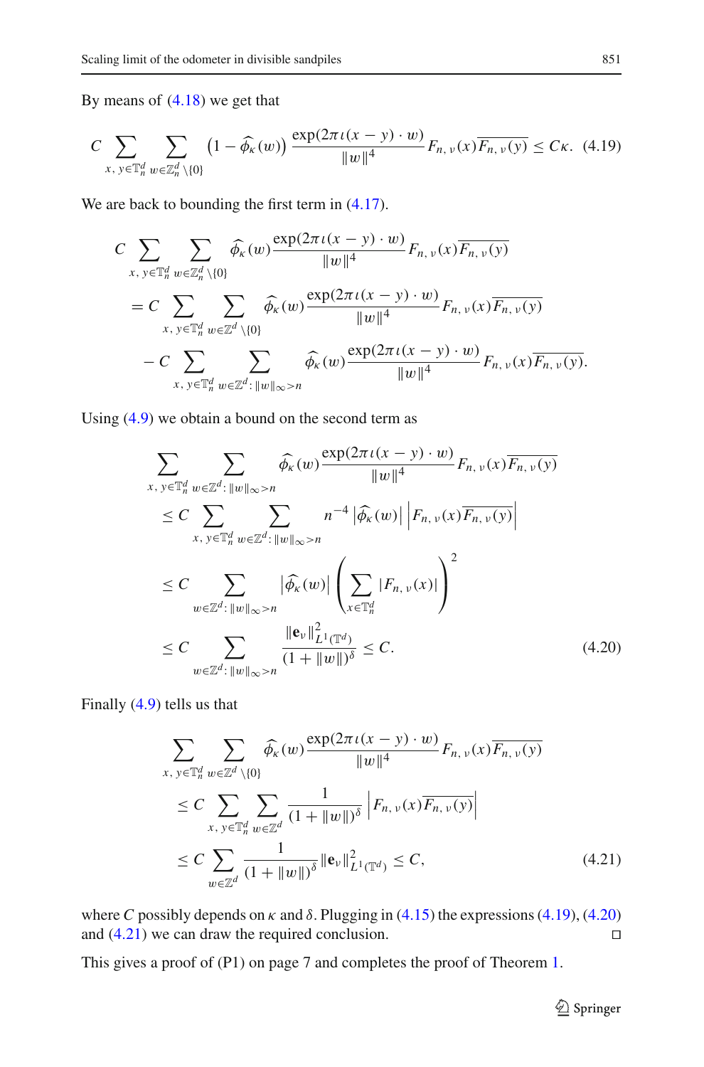By means of (4.18) we get that

$$C \sum_{x,\, y \in \mathbb{T}_n^d} \sum_{w \in \mathbb{Z}_n^d \setminus \{0\}} \left(1 - \widehat{\phi}_\kappa(w)\right) \frac{\exp(2\pi\iota(x-y)\cdot w)}{\|w\|^4} F_{n,\,\nu}(x)\overline{F_{n,\,\nu}(y)} \leq C\kappa. \tag{4.19}$$

We are back to bounding the first term in (4.17).

$$\begin{aligned}
&C \sum_{x,\, y \in \mathbb{T}_n^d} \sum_{w \in \mathbb{Z}_n^d \setminus \{0\}} \widehat{\phi}_\kappa(w) \frac{\exp(2\pi\iota(x-y)\cdot w)}{\|w\|^4} F_{n,\,\nu}(x)\overline{F_{n,\,\nu}(y)} \\
&= C \sum_{x,\, y \in \mathbb{T}_n^d} \sum_{w \in \mathbb{Z}^d \setminus \{0\}} \widehat{\phi}_\kappa(w) \frac{\exp(2\pi\iota(x-y)\cdot w)}{\|w\|^4} F_{n,\,\nu}(x)\overline{F_{n,\,\nu}(y)} \\
&\quad - C \sum_{x,\, y \in \mathbb{T}_n^d} \sum_{w \in \mathbb{Z}^d :\, \|w\|_\infty > n} \widehat{\phi}_\kappa(w) \frac{\exp(2\pi\iota(x-y)\cdot w)}{\|w\|^4} F_{n,\,\nu}(x)\overline{F_{n,\,\nu}(y)}.
\end{aligned}$$

Using (4.9) we obtain a bound on the second term as

$$\begin{aligned}
&\sum_{x,\, y \in \mathbb{T}_n^d} \sum_{w \in \mathbb{Z}^d :\, \|w\|_\infty > n} \widehat{\phi}_\kappa(w) \frac{\exp(2\pi\iota(x-y)\cdot w)}{\|w\|^4} F_{n,\,\nu}(x)\overline{F_{n,\,\nu}(y)} \\
&\leq C \sum_{x,\, y \in \mathbb{T}_n^d} \sum_{w \in \mathbb{Z}^d :\, \|w\|_\infty > n} n^{-4} \left|\widehat{\phi}_\kappa(w)\right| \left|F_{n,\,\nu}(x)\overline{F_{n,\,\nu}(y)}\right| \\
&\leq C \sum_{w \in \mathbb{Z}^d :\, \|w\|_\infty > n} \left|\widehat{\phi}_\kappa(w)\right| \left(\sum_{x \in \mathbb{T}_n^d} |F_{n,\,\nu}(x)|\right)^2 \\
&\leq C \sum_{w \in \mathbb{Z}^d :\, \|w\|_\infty > n} \frac{\|\mathbf{e}_\nu\|^2_{L^1(\mathbb{T}^d)}}{(1+\|w\|)^\delta} \leq C.
\end{aligned} \tag{4.20}$$

Finally (4.9) tells us that

$$\begin{aligned}
&\sum_{x,\, y \in \mathbb{T}_n^d} \sum_{w \in \mathbb{Z}^d \setminus \{0\}} \widehat{\phi}_\kappa(w) \frac{\exp(2\pi\iota(x-y)\cdot w)}{\|w\|^4} F_{n,\,\nu}(x)\overline{F_{n,\,\nu}(y)} \\
&\leq C \sum_{x,\, y \in \mathbb{T}_n^d} \sum_{w \in \mathbb{Z}^d} \frac{1}{(1+\|w\|)^\delta} \left|F_{n,\,\nu}(x)\overline{F_{n,\,\nu}(y)}\right| \\
&\leq C \sum_{w \in \mathbb{Z}^d} \frac{1}{(1+\|w\|)^\delta} \|\mathbf{e}_\nu\|^2_{L^1(\mathbb{T}^d)} \leq C,
\end{aligned} \tag{4.21}$$

where $C$ possibly depends on $\kappa$ and $\delta$. Plugging in (4.15) the expressions (4.19), (4.20) and (4.21) we can draw the required conclusion. $\square$

This gives a proof of (P1) on page 7 and completes the proof of Theorem 1.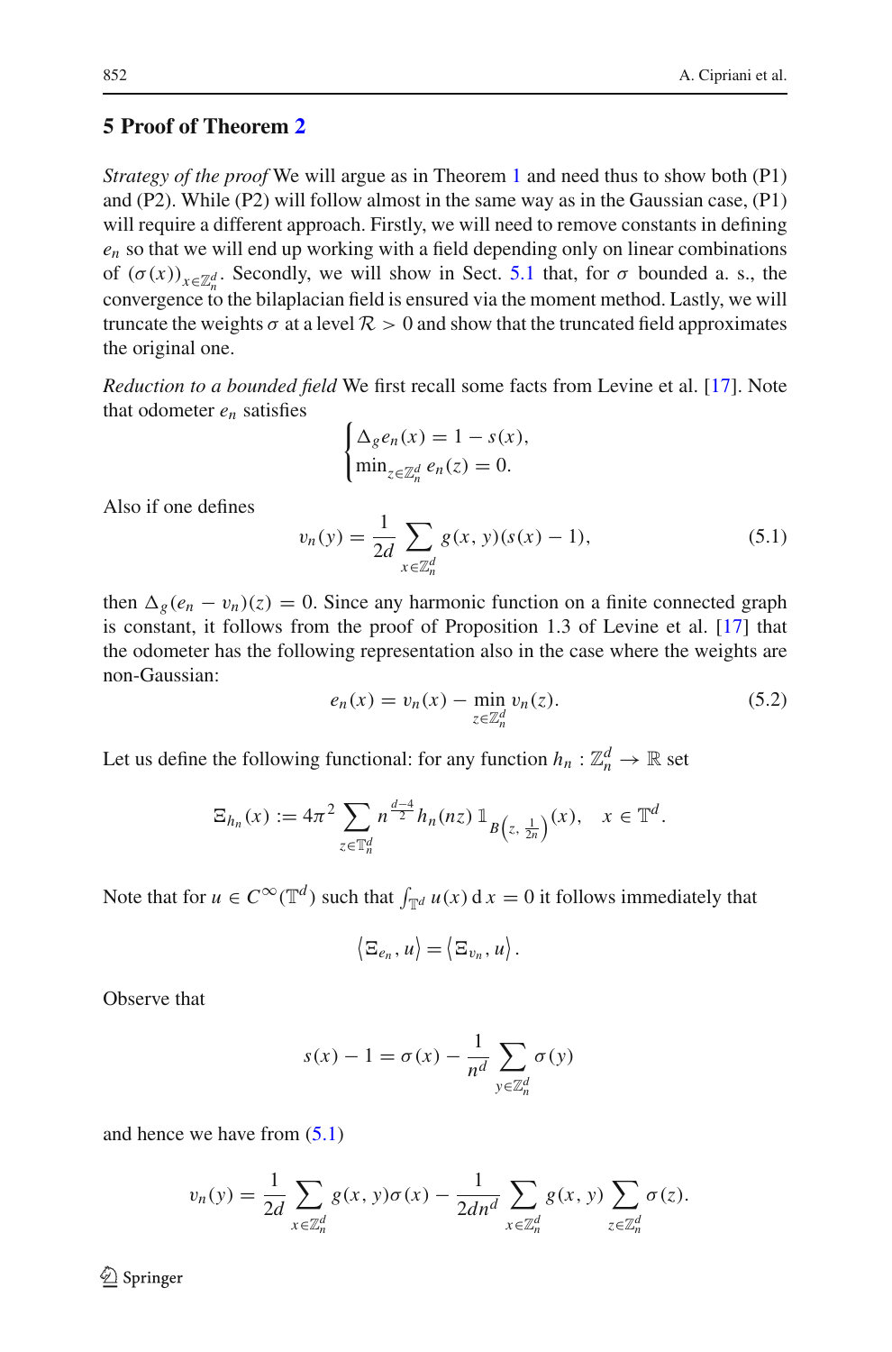## 5 Proof of Theorem 2

*Strategy of the proof* We will argue as in Theorem 1 and need thus to show both (P1) and (P2). While (P2) will follow almost in the same way as in the Gaussian case, (P1) will require a different approach. Firstly, we will need to remove constants in defining $e_n$ so that we will end up working with a field depending only on linear combinations of $(\sigma(x))_{x\in\mathbb{Z}_n^d}$. Secondly, we will show in Sect. 5.1 that, for $\sigma$ bounded a. s., the convergence to the bilaplacian field is ensured via the moment method. Lastly, we will truncate the weights $\sigma$ at a level $\mathcal{R} > 0$ and show that the truncated field approximates the original one.

*Reduction to a bounded field* We first recall some facts from Levine et al. [17]. Note that odometer $e_n$ satisfies

$$\begin{cases} \Delta_g e_n(x) = 1 - s(x), \\ \min_{z\in\mathbb{Z}_n^d} e_n(z) = 0. \end{cases}$$

Also if one defines

$$v_n(y) = \frac{1}{2d} \sum_{x\in\mathbb{Z}_n^d} g(x, y)(s(x) - 1), \tag{5.1}$$

then $\Delta_g(e_n - v_n)(z) = 0$. Since any harmonic function on a finite connected graph is constant, it follows from the proof of Proposition 1.3 of Levine et al. [17] that the odometer has the following representation also in the case where the weights are non-Gaussian:

$$e_n(x) = v_n(x) - \min_{z\in\mathbb{Z}_n^d} v_n(z). \tag{5.2}$$

Let us define the following functional: for any function $h_n : \mathbb{Z}_n^d \to \mathbb{R}$ set

$$\Xi_{h_n}(x) := 4\pi^2 \sum_{z\in\mathbb{T}_n^d} n^{\frac{d-4}{2}} h_n(nz)\, \mathbb{1}_{B\left(z,\, \frac{1}{2n}\right)}(x), \quad x \in \mathbb{T}^d.$$

Note that for $u \in C^\infty(\mathbb{T}^d)$ such that $\int_{\mathbb{T}^d} u(x)\,\mathrm{d}\,x = 0$ it follows immediately that

$$\left\langle \Xi_{e_n}, u\right\rangle = \left\langle \Xi_{v_n}, u\right\rangle.$$

Observe that

$$s(x) - 1 = \sigma(x) - \frac{1}{n^d} \sum_{y\in\mathbb{Z}_n^d} \sigma(y)$$

and hence we have from (5.1)

$$v_n(y) = \frac{1}{2d} \sum_{x\in\mathbb{Z}_n^d} g(x, y)\sigma(x) - \frac{1}{2dn^d} \sum_{x\in\mathbb{Z}_n^d} g(x, y) \sum_{z\in\mathbb{Z}_n^d} \sigma(z).$$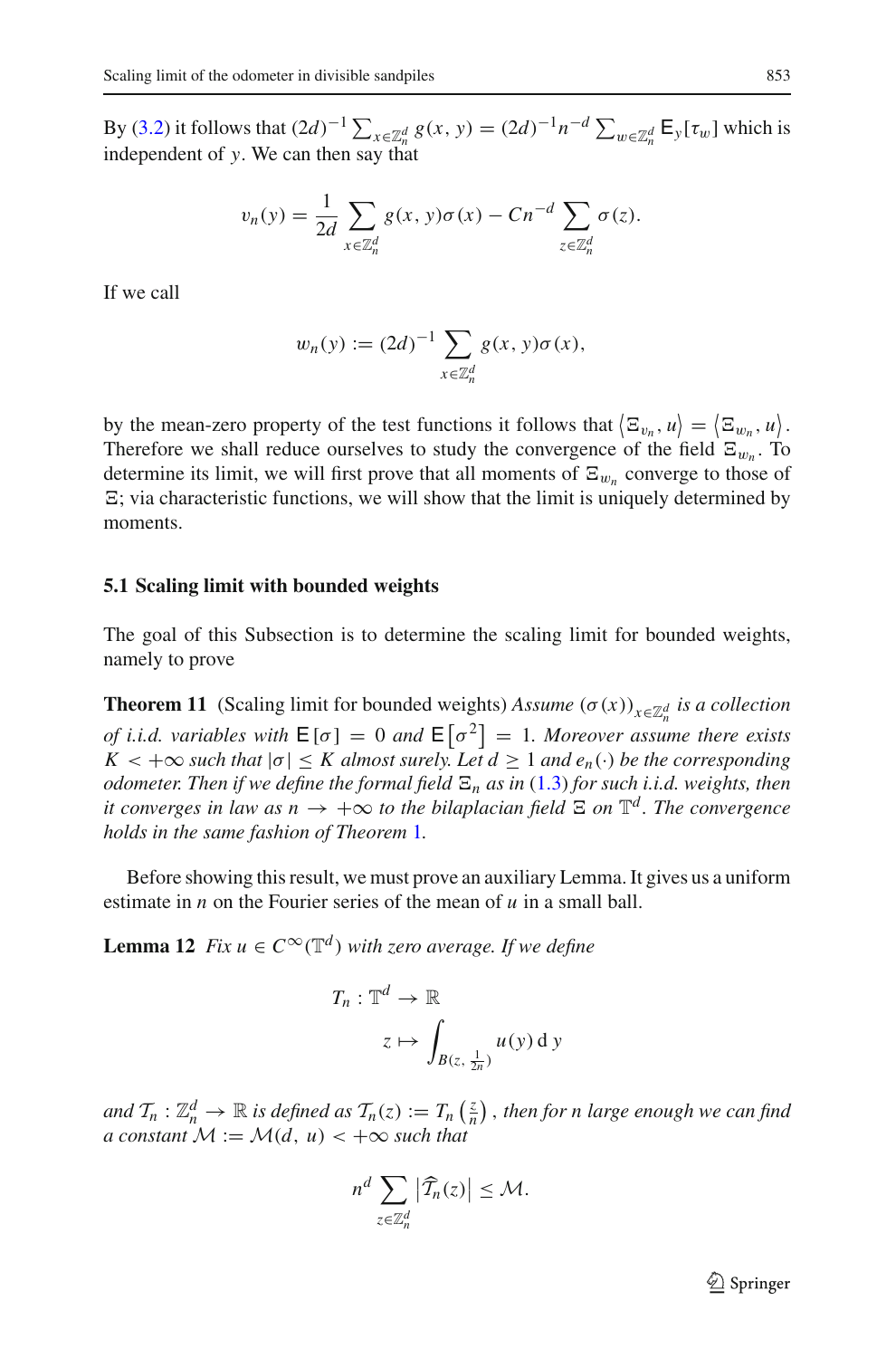By (3.2) it follows that $(2d)^{-1} \sum_{x \in \mathbb{Z}_n^d} g(x, y) = (2d)^{-1} n^{-d} \sum_{w \in \mathbb{Z}_n^d} \mathsf{E}_y[\tau_w]$ which is independent of $y$. We can then say that

$$v_n(y) = \frac{1}{2d} \sum_{x \in \mathbb{Z}_n^d} g(x, y)\sigma(x) - Cn^{-d} \sum_{z \in \mathbb{Z}_n^d} \sigma(z).$$

If we call

$$w_n(y) := (2d)^{-1} \sum_{x \in \mathbb{Z}_n^d} g(x, y)\sigma(x),$$

by the mean-zero property of the test functions it follows that $\langle \Xi_{v_n}, u \rangle = \langle \Xi_{w_n}, u \rangle$. Therefore we shall reduce ourselves to study the convergence of the field $\Xi_{w_n}$. To determine its limit, we will first prove that all moments of $\Xi_{w_n}$ converge to those of $\Xi$; via characteristic functions, we will show that the limit is uniquely determined by moments.

### 5.1 Scaling limit with bounded weights

The goal of this Subsection is to determine the scaling limit for bounded weights, namely to prove

**Theorem 11** (Scaling limit for bounded weights) *Assume $(\sigma(x))_{x \in \mathbb{Z}_n^d}$ is a collection of i.i.d. variables with $\mathsf{E}[\sigma] = 0$ and $\mathsf{E}\left[\sigma^2\right] = 1$. Moreover assume there exists $K < +\infty$ such that $|\sigma| \le K$ almost surely. Let $d \ge 1$ and $e_n(\cdot)$ be the corresponding odometer. Then if we define the formal field $\Xi_n$ as in (1.3) for such i.i.d. weights, then it converges in law as $n \to +\infty$ to the bilaplacian field $\Xi$ on $\mathbb{T}^d$. The convergence holds in the same fashion of Theorem 1.*

Before showing this result, we must prove an auxiliary Lemma. It gives us a uniform estimate in $n$ on the Fourier series of the mean of $u$ in a small ball.

**Lemma 12** *Fix $u \in C^\infty(\mathbb{T}^d)$ with zero average. If we define*

$$\begin{aligned} T_n : \mathbb{T}^d &\to \mathbb{R} \\ z &\mapsto \int_{B(z, \frac{1}{2n})} u(y)\, \mathrm{d}y \end{aligned}$$

*and $\mathcal{T}_n : \mathbb{Z}_n^d \to \mathbb{R}$ is defined as $\mathcal{T}_n(z) := T_n\left(\frac{z}{n}\right)$, then for $n$ large enough we can find a constant $\mathcal{M} := \mathcal{M}(d, u) < +\infty$ such that*

$$n^d \sum_{z \in \mathbb{Z}_n^d} \left|\widehat{\mathcal{T}}_n(z)\right| \le \mathcal{M}.$$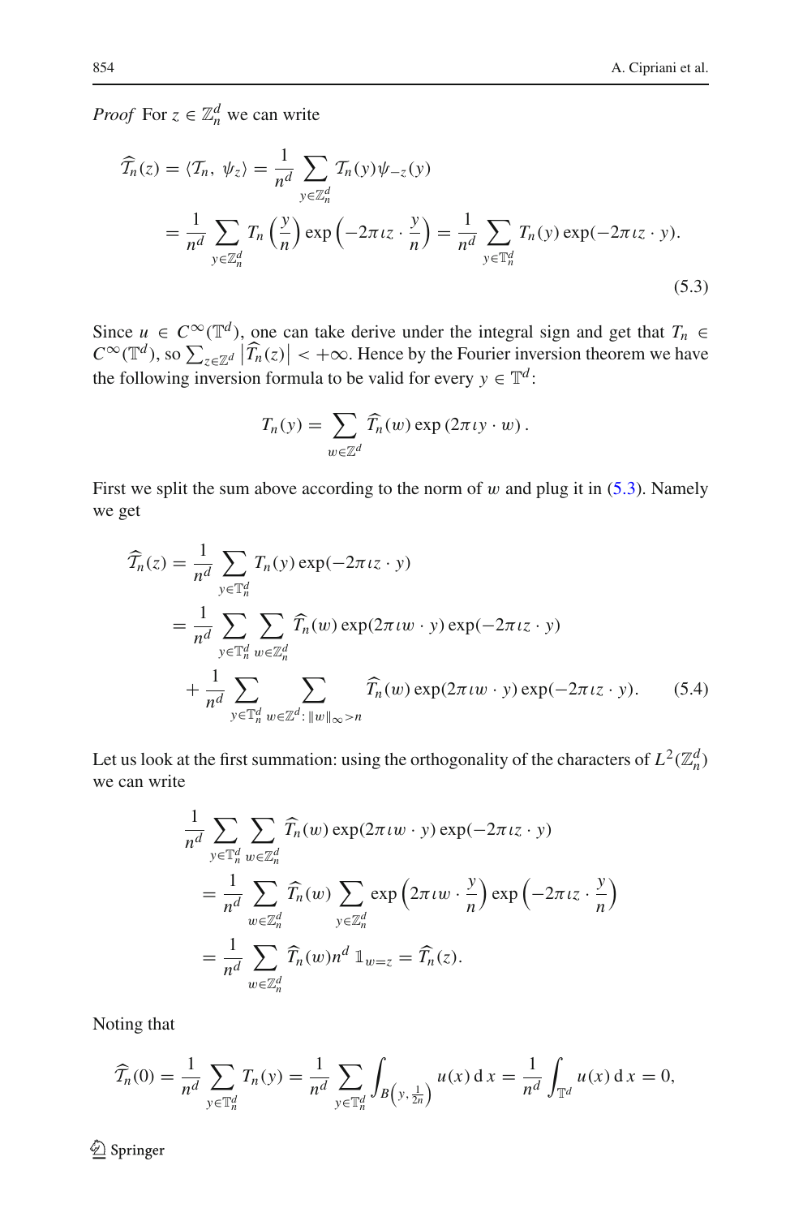*Proof* For $z \in \mathbb{Z}_n^d$ we can write

$$\widehat{\mathcal{T}_n}(z) = \langle \mathcal{T}_n, \psi_z \rangle = \frac{1}{n^d} \sum_{y \in \mathbb{Z}_n^d} \mathcal{T}_n(y) \psi_{-z}(y)$$

$$= \frac{1}{n^d} \sum_{y \in \mathbb{Z}_n^d} T_n\left(\frac{y}{n}\right) \exp\left(-2\pi\iota z \cdot \frac{y}{n}\right) = \frac{1}{n^d} \sum_{y \in \mathbb{T}_n^d} T_n(y) \exp(-2\pi\iota z \cdot y). \tag{5.3}$$

Since $u \in C^\infty(\mathbb{T}^d)$, one can take derive under the integral sign and get that $T_n \in C^\infty(\mathbb{T}^d)$, so $\sum_{z \in \mathbb{Z}^d} \left|\widehat{T_n}(z)\right| < +\infty$. Hence by the Fourier inversion theorem we have the following inversion formula to be valid for every $y \in \mathbb{T}^d$:

$$T_n(y) = \sum_{w \in \mathbb{Z}^d} \widehat{T_n}(w) \exp(2\pi\iota y \cdot w).$$

First we split the sum above according to the norm of $w$ and plug it in (5.3). Namely we get

$$\widehat{\mathcal{T}_n}(z) = \frac{1}{n^d} \sum_{y \in \mathbb{T}_n^d} T_n(y) \exp(-2\pi\iota z \cdot y)$$

$$= \frac{1}{n^d} \sum_{y \in \mathbb{T}_n^d} \sum_{w \in \mathbb{Z}_n^d} \widehat{T_n}(w) \exp(2\pi\iota w \cdot y) \exp(-2\pi\iota z \cdot y)$$

$$+ \frac{1}{n^d} \sum_{y \in \mathbb{T}_n^d} \sum_{w \in \mathbb{Z}^d : \|w\|_\infty > n} \widehat{T_n}(w) \exp(2\pi\iota w \cdot y) \exp(-2\pi\iota z \cdot y). \tag{5.4}$$

Let us look at the first summation: using the orthogonality of the characters of $L^2(\mathbb{Z}_n^d)$ we can write

$$\frac{1}{n^d} \sum_{y \in \mathbb{T}_n^d} \sum_{w \in \mathbb{Z}_n^d} \widehat{T_n}(w) \exp(2\pi\iota w \cdot y) \exp(-2\pi\iota z \cdot y)$$

$$= \frac{1}{n^d} \sum_{w \in \mathbb{Z}_n^d} \widehat{T_n}(w) \sum_{y \in \mathbb{Z}_n^d} \exp\left(2\pi\iota w \cdot \frac{y}{n}\right) \exp\left(-2\pi\iota z \cdot \frac{y}{n}\right)$$

$$= \frac{1}{n^d} \sum_{w \in \mathbb{Z}_n^d} \widehat{T_n}(w) n^d \, \mathbb{1}_{w=z} = \widehat{T_n}(z).$$

Noting that

$$\widehat{\mathcal{T}_n}(0) = \frac{1}{n^d} \sum_{y \in \mathbb{T}_n^d} T_n(y) = \frac{1}{n^d} \sum_{y \in \mathbb{T}_n^d} \int_{B\left(y, \frac{1}{2n}\right)} u(x) \, \mathrm{d}x = \frac{1}{n^d} \int_{\mathbb{T}^d} u(x) \, \mathrm{d}x = 0,$$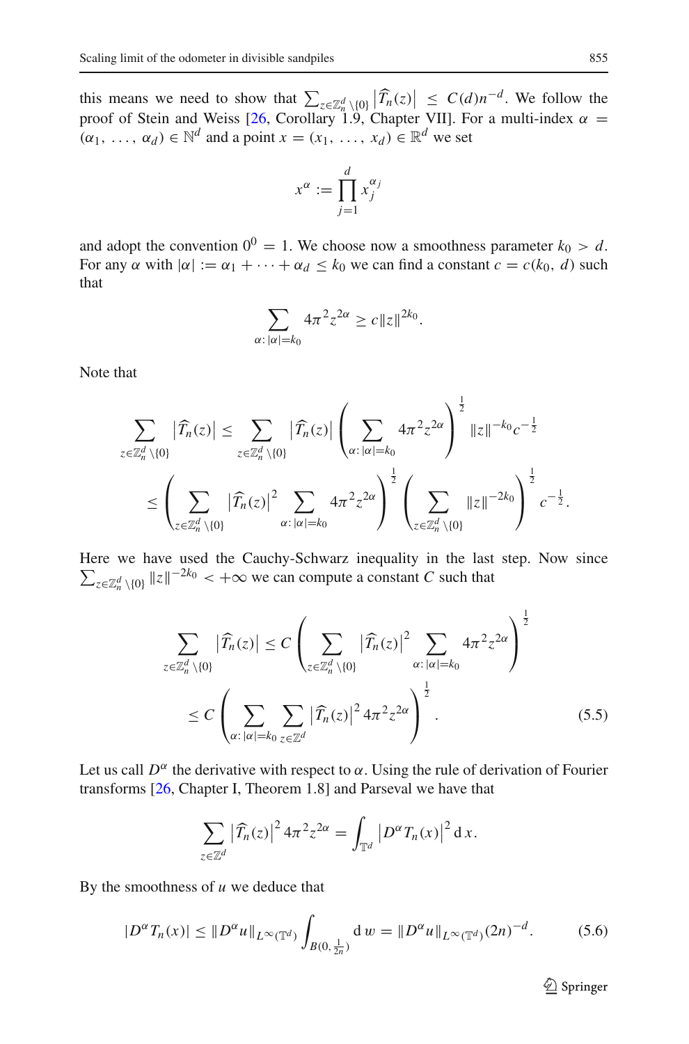this means we need to show that $\sum_{z\in\mathbb{Z}_n^d\setminus\{0\}}\left|\widehat{T}_n(z)\right| \le C(d)n^{-d}$. We follow the proof of Stein and Weiss [26, Corollary 1.9, Chapter VII]. For a multi-index $\alpha = (\alpha_1, \ldots, \alpha_d) \in \mathbb{N}^d$ and a point $x = (x_1, \ldots, x_d) \in \mathbb{R}^d$ we set

$$x^\alpha := \prod_{j=1}^d x_j^{\alpha_j}$$

and adopt the convention $0^0 = 1$. We choose now a smoothness parameter $k_0 > d$. For any $\alpha$ with $|\alpha| := \alpha_1 + \cdots + \alpha_d \le k_0$ we can find a constant $c = c(k_0, d)$ such that

$$\sum_{\alpha:\,|\alpha|=k_0} 4\pi^2 z^{2\alpha} \ge c\|z\|^{2k_0}.$$

Note that

$$\begin{aligned}
\sum_{z\in\mathbb{Z}_n^d\setminus\{0\}} \left|\widehat{T}_n(z)\right| &\le \sum_{z\in\mathbb{Z}_n^d\setminus\{0\}} \left|\widehat{T}_n(z)\right| \left(\sum_{\alpha:\,|\alpha|=k_0} 4\pi^2 z^{2\alpha}\right)^{\frac{1}{2}} \|z\|^{-k_0} c^{-\frac{1}{2}} \\
&\le \left(\sum_{z\in\mathbb{Z}_n^d\setminus\{0\}} \left|\widehat{T}_n(z)\right|^2 \sum_{\alpha:\,|\alpha|=k_0} 4\pi^2 z^{2\alpha}\right)^{\frac{1}{2}} \left(\sum_{z\in\mathbb{Z}_n^d\setminus\{0\}} \|z\|^{-2k_0}\right)^{\frac{1}{2}} c^{-\frac{1}{2}}.
\end{aligned}$$

Here we have used the Cauchy-Schwarz inequality in the last step. Now since $\sum_{z\in\mathbb{Z}_n^d\setminus\{0\}} \|z\|^{-2k_0} < +\infty$ we can compute a constant $C$ such that

$$\begin{aligned}
\sum_{z\in\mathbb{Z}_n^d\setminus\{0\}} \left|\widehat{T}_n(z)\right| &\le C\left(\sum_{z\in\mathbb{Z}_n^d\setminus\{0\}} \left|\widehat{T}_n(z)\right|^2 \sum_{\alpha:\,|\alpha|=k_0} 4\pi^2 z^{2\alpha}\right)^{\frac{1}{2}} \\
&\le C\left(\sum_{\alpha:\,|\alpha|=k_0} \sum_{z\in\mathbb{Z}^d} \left|\widehat{T}_n(z)\right|^2 4\pi^2 z^{2\alpha}\right)^{\frac{1}{2}}. \qquad (5.5)
\end{aligned}$$

Let us call $D^\alpha$ the derivative with respect to $\alpha$. Using the rule of derivation of Fourier transforms [26, Chapter I, Theorem 1.8] and Parseval we have that

$$\sum_{z\in\mathbb{Z}^d} \left|\widehat{T}_n(z)\right|^2 4\pi^2 z^{2\alpha} = \int_{\mathbb{T}^d} \left|D^\alpha T_n(x)\right|^2 \mathrm{d}\,x.$$

By the smoothness of $u$ we deduce that

$$|D^\alpha T_n(x)| \le \|D^\alpha u\|_{L^\infty(\mathbb{T}^d)} \int_{B(0,\frac{1}{2n})} \mathrm{d}\,w = \|D^\alpha u\|_{L^\infty(\mathbb{T}^d)}(2n)^{-d}. \qquad (5.6)$$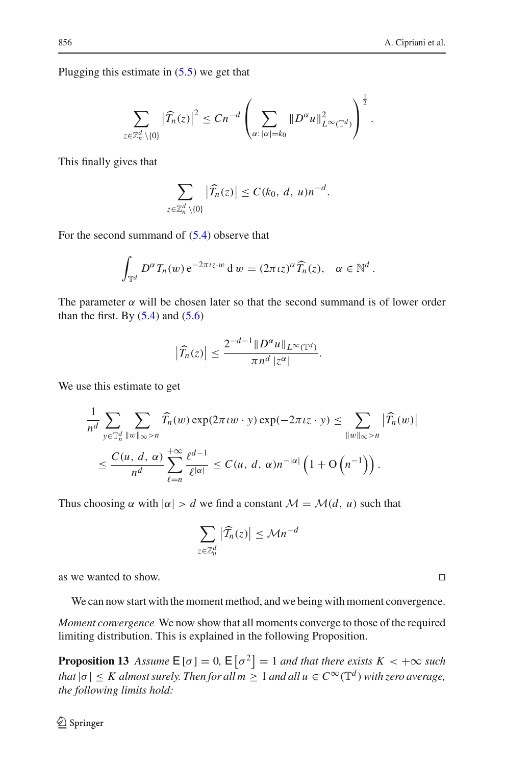Plugging this estimate in (5.5) we get that

$$\sum_{z\in\mathbb{Z}_n^d\setminus\{0\}} \left|\widehat{T}_n(z)\right|^2 \leq Cn^{-d}\left(\sum_{\alpha:\,|\alpha|=k_0} \|D^\alpha u\|^2_{L^\infty(\mathbb{T}^d)}\right)^{\frac{1}{2}}.$$

This finally gives that

$$\sum_{z\in\mathbb{Z}_n^d\setminus\{0\}} \left|\widehat{T}_n(z)\right| \leq C(k_0,\, d,\, u)n^{-d}.$$

For the second summand of (5.4) observe that

$$\int_{\mathbb{T}^d} D^\alpha T_n(w)\, \mathrm{e}^{-2\pi\iota z\cdot w}\,\mathrm{d}\,w = (2\pi\iota z)^\alpha \widehat{T}_n(z), \quad \alpha\in\mathbb{N}^d.$$

The parameter $\alpha$ will be chosen later so that the second summand is of lower order than the first. By (5.4) and (5.6)

$$\left|\widehat{T}_n(z)\right| \leq \frac{2^{-d-1}\|D^\alpha u\|_{L^\infty(\mathbb{T}^d)}}{\pi n^d\,|z^\alpha|}.$$

We use this estimate to get

$$\frac{1}{n^d}\sum_{y\in\mathbb{T}_n^d}\sum_{\|w\|_\infty>n} \widehat{T}_n(w)\exp(2\pi\iota w\cdot y)\exp(-2\pi\iota z\cdot y) \leq \sum_{\|w\|_\infty>n}\left|\widehat{T}_n(w)\right|$$
$$\leq \frac{C(u,\, d,\, \alpha)}{n^d}\sum_{\ell=n}^{+\infty}\frac{\ell^{d-1}}{\ell^{|\alpha|}} \leq C(u,\, d,\, \alpha)n^{-|\alpha|}\left(1+\mathrm{O}\left(n^{-1}\right)\right).$$

Thus choosing $\alpha$ with $|\alpha|>d$ we find a constant $\mathcal{M}=\mathcal{M}(d,\, u)$ such that

$$\sum_{z\in\mathbb{Z}_n^d}\left|\widehat{T}_n(z)\right| \leq \mathcal{M}n^{-d}$$

as we wanted to show. □

We can now start with the moment method, and we being with moment convergence.

*Moment convergence* We now show that all moments converge to those of the required limiting distribution. This is explained in the following Proposition.

**Proposition 13** *Assume* $\mathsf{E}[\sigma]=0$, $\mathsf{E}\left[\sigma^2\right]=1$ *and that there exists* $K<+\infty$ *such that* $|\sigma|\leq K$ *almost surely. Then for all* $m\geq 1$ *and all* $u\in C^\infty(\mathbb{T}^d)$ *with zero average, the following limits hold:*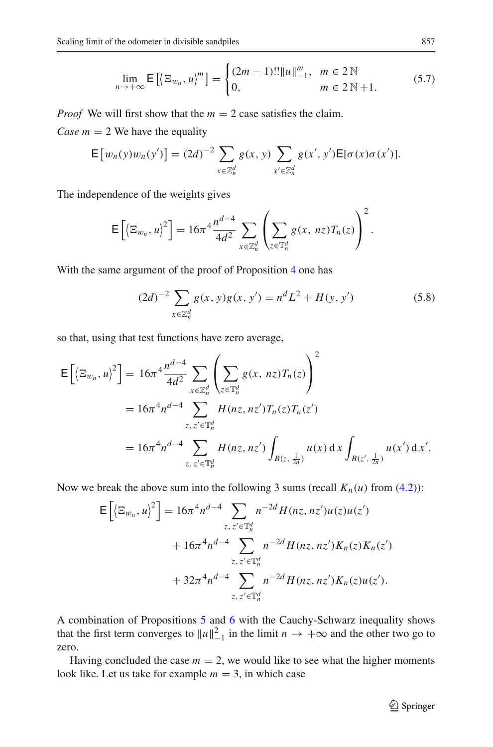$$\lim_{n\to+\infty} \mathsf{E}\left[\langle \Xi_{w_n}, u\rangle^m\right] = \begin{cases} (2m-1)!!\|u\|_{-1}^m, & m \in 2\,\mathbb{N} \\ 0, & m \in 2\,\mathbb{N}+1. \end{cases} \tag{5.7}$$

*Proof* We will first show that the $m = 2$ case satisfies the claim.

*Case* $m = 2$ We have the equality

$$\mathsf{E}\left[w_n(y)w_n(y')\right] = (2d)^{-2} \sum_{x\in\mathbb{Z}_n^d} g(x, y) \sum_{x'\in\mathbb{Z}_n^d} g(x', y')\mathsf{E}[\sigma(x)\sigma(x')].$$

The independence of the weights gives

$$\mathsf{E}\left[\langle \Xi_{w_n}, u\rangle^2\right] = 16\pi^4 \frac{n^{d-4}}{4d^2} \sum_{x\in\mathbb{Z}_n^d} \left(\sum_{z\in\mathbb{T}_n^d} g(x,\, nz)T_n(z)\right)^2.$$

With the same argument of the proof of Proposition 4 one has

$$(2d)^{-2} \sum_{x\in\mathbb{Z}_n^d} g(x, y)g(x, y') = n^d L^2 + H(y, y') \tag{5.8}$$

so that, using that test functions have zero average,

$$\begin{aligned}
\mathsf{E}\left[\langle \Xi_{w_n}, u\rangle^2\right] &= 16\pi^4 \frac{n^{d-4}}{4d^2} \sum_{x\in\mathbb{Z}_n^d} \left(\sum_{z\in\mathbb{T}_n^d} g(x,\, nz)T_n(z)\right)^2 \\
&= 16\pi^4 n^{d-4} \sum_{z,\,z'\in\mathbb{T}_n^d} H(nz, nz')T_n(z)T_n(z') \\
&= 16\pi^4 n^{d-4} \sum_{z,\,z'\in\mathbb{T}_n^d} H(nz, nz') \int_{B(z,\,\frac{1}{2n})} u(x)\,\mathrm{d}\,x \int_{B(z',\,\frac{1}{2n})} u(x')\,\mathrm{d}\,x'.
\end{aligned}$$

Now we break the above sum into the following 3 sums (recall $K_n(u)$ from (4.2)):

$$\begin{aligned}
\mathsf{E}\left[\langle \Xi_{w_n}, u\rangle^2\right] &= 16\pi^4 n^{d-4} \sum_{z,\,z'\in\mathbb{T}_n^d} n^{-2d} H(nz, nz')u(z)u(z') \\
&\quad + 16\pi^4 n^{d-4} \sum_{z,\,z'\in\mathbb{T}_n^d} n^{-2d} H(nz, nz')K_n(z)K_n(z') \\
&\quad + 32\pi^4 n^{d-4} \sum_{z,\,z'\in\mathbb{T}_n^d} n^{-2d} H(nz, nz')K_n(z)u(z').
\end{aligned}$$

A combination of Propositions 5 and 6 with the Cauchy-Schwarz inequality shows that the first term converges to $\|u\|_{-1}^2$ in the limit $n \to +\infty$ and the other two go to zero.

Having concluded the case $m = 2$, we would like to see what the higher moments look like. Let us take for example $m = 3$, in which case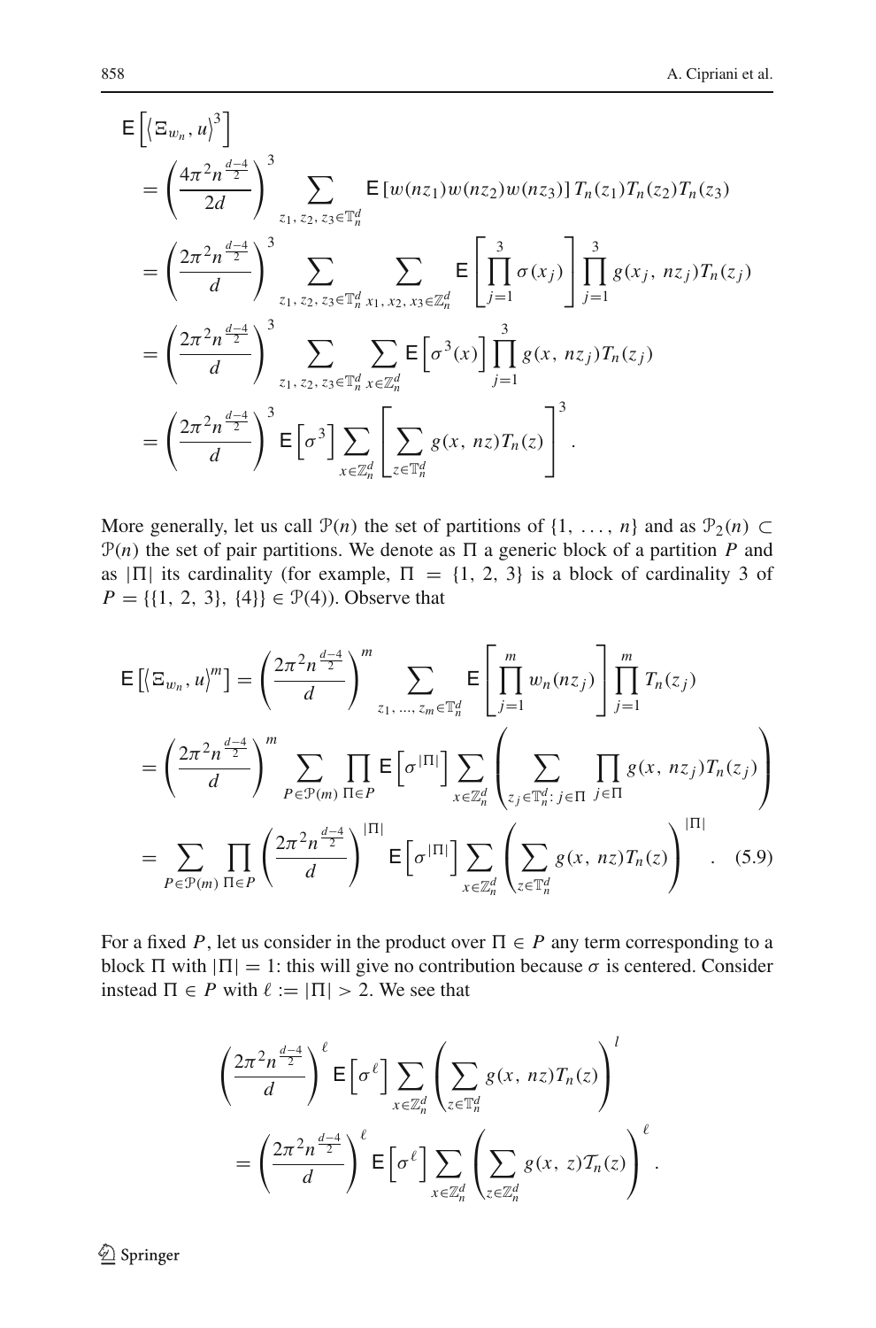$$
\begin{aligned}
&\mathsf{E}\left[\left\langle \Xi_{w_n}, u\right\rangle^3\right] \\
&= \left(\frac{4\pi^2 n^{\frac{d-4}{2}}}{2d}\right)^3 \sum_{z_1, z_2, z_3 \in \mathbb{T}_n^d} \mathsf{E}\left[w(nz_1)w(nz_2)w(nz_3)\right] T_n(z_1)T_n(z_2)T_n(z_3) \\
&= \left(\frac{2\pi^2 n^{\frac{d-4}{2}}}{d}\right)^3 \sum_{z_1, z_2, z_3 \in \mathbb{T}_n^d} \sum_{x_1, x_2, x_3 \in \mathbb{Z}_n^d} \mathsf{E}\left[\prod_{j=1}^3 \sigma(x_j)\right] \prod_{j=1}^3 g(x_j,\, nz_j) T_n(z_j) \\
&= \left(\frac{2\pi^2 n^{\frac{d-4}{2}}}{d}\right)^3 \sum_{z_1, z_2, z_3 \in \mathbb{T}_n^d} \sum_{x \in \mathbb{Z}_n^d} \mathsf{E}\left[\sigma^3(x)\right] \prod_{j=1}^3 g(x,\, nz_j) T_n(z_j) \\
&= \left(\frac{2\pi^2 n^{\frac{d-4}{2}}}{d}\right)^3 \mathsf{E}\left[\sigma^3\right] \sum_{x \in \mathbb{Z}_n^d} \left[\sum_{z \in \mathbb{T}_n^d} g(x,\, nz) T_n(z)\right]^3.
\end{aligned}
$$

More generally, let us call $\mathcal{P}(n)$ the set of partitions of $\{1, \ldots, n\}$ and as $\mathcal{P}_2(n) \subset \mathcal{P}(n)$ the set of pair partitions. We denote as $\Pi$ a generic block of a partition $P$ and as $|\Pi|$ its cardinality (for example, $\Pi = \{1, 2, 3\}$ is a block of cardinality 3 of $P = \{\{1, 2, 3\}, \{4\}\} \in \mathcal{P}(4)$). Observe that

$$
\begin{aligned}
\mathsf{E}\left[\left\langle \Xi_{w_n}, u\right\rangle^m\right] &= \left(\frac{2\pi^2 n^{\frac{d-4}{2}}}{d}\right)^m \sum_{z_1, \ldots, z_m \in \mathbb{T}_n^d} \mathsf{E}\left[\prod_{j=1}^m w_n(nz_j)\right] \prod_{j=1}^m T_n(z_j) \\
&= \left(\frac{2\pi^2 n^{\frac{d-4}{2}}}{d}\right)^m \sum_{P \in \mathcal{P}(m)} \prod_{\Pi \in P} \mathsf{E}\left[\sigma^{|\Pi|}\right] \sum_{x \in \mathbb{Z}_n^d} \left(\sum_{z_j \in \mathbb{T}_n^d :\, j \in \Pi} \prod_{j \in \Pi} g(x,\, nz_j) T_n(z_j)\right) \\
&= \sum_{P \in \mathcal{P}(m)} \prod_{\Pi \in P} \left(\frac{2\pi^2 n^{\frac{d-4}{2}}}{d}\right)^{|\Pi|} \mathsf{E}\left[\sigma^{|\Pi|}\right] \sum_{x \in \mathbb{Z}_n^d} \left(\sum_{z \in \mathbb{T}_n^d} g(x,\, nz) T_n(z)\right)^{|\Pi|}. \qquad (5.9)
\end{aligned}
$$

For a fixed $P$, let us consider in the product over $\Pi \in P$ any term corresponding to a block $\Pi$ with $|\Pi| = 1$: this will give no contribution because $\sigma$ is centered. Consider instead $\Pi \in P$ with $\ell := |\Pi| > 2$. We see that

$$
\begin{aligned}
&\left(\frac{2\pi^2 n^{\frac{d-4}{2}}}{d}\right)^\ell \mathsf{E}\left[\sigma^\ell\right] \sum_{x \in \mathbb{Z}_n^d} \left(\sum_{z \in \mathbb{T}_n^d} g(x,\, nz) T_n(z)\right)^l \\
&= \left(\frac{2\pi^2 n^{\frac{d-4}{2}}}{d}\right)^\ell \mathsf{E}\left[\sigma^\ell\right] \sum_{x \in \mathbb{Z}_n^d} \left(\sum_{z \in \mathbb{Z}_n^d} g(x,\, z) \mathcal{T}_n(z)\right)^\ell.
\end{aligned}
$$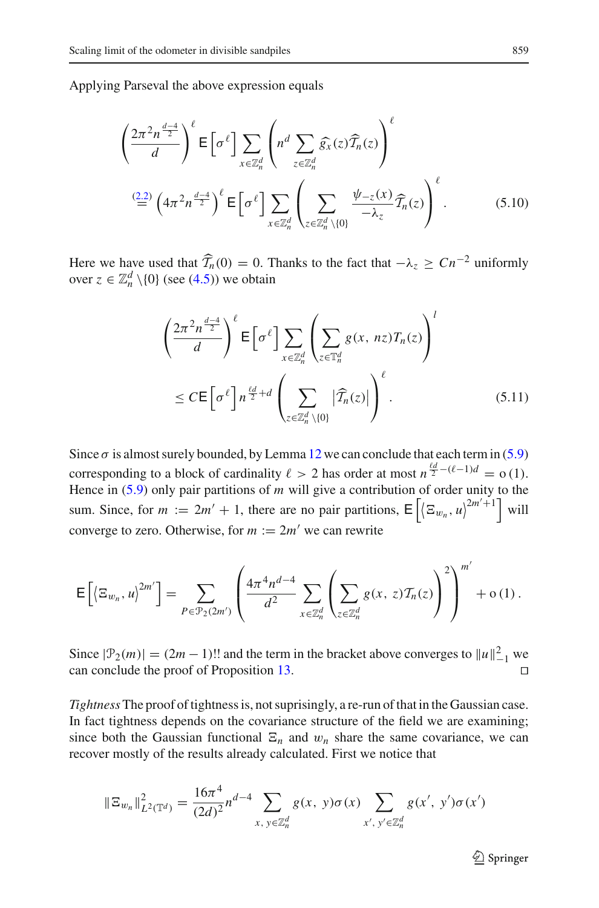Applying Parseval the above expression equals

$$\left(\frac{2\pi^2 n^{\frac{d-4}{2}}}{d}\right)^{\ell} \mathsf{E}\left[\sigma^{\ell}\right] \sum_{x\in\mathbb{Z}_n^d}\left(n^d \sum_{z\in\mathbb{Z}_n^d} \widehat{g}_x(z)\widehat{\mathcal{T}}_n(z)\right)^{\ell}$$

$$\stackrel{(2.2)}{=} \left(4\pi^2 n^{\frac{d-4}{2}}\right)^{\ell} \mathsf{E}\left[\sigma^{\ell}\right] \sum_{x\in\mathbb{Z}_n^d}\left(\sum_{z\in\mathbb{Z}_n^d\setminus\{0\}} \frac{\psi_{-z}(x)}{-\lambda_z}\widehat{\mathcal{T}}_n(z)\right)^{\ell}. \tag{5.10}$$

Here we have used that $\widehat{\mathcal{T}}_n(0) = 0$. Thanks to the fact that $-\lambda_z \geq Cn^{-2}$ uniformly over $z \in \mathbb{Z}_n^d\setminus\{0\}$ (see (4.5)) we obtain

$$\left(\frac{2\pi^2 n^{\frac{d-4}{2}}}{d}\right)^{\ell} \mathsf{E}\left[\sigma^{\ell}\right] \sum_{x\in\mathbb{Z}_n^d}\left(\sum_{z\in\mathbb{T}_n^d} g(x,\, nz) T_n(z)\right)^{l}$$

$$\leq C\mathsf{E}\left[\sigma^{\ell}\right] n^{\frac{\ell d}{2}+d}\left(\sum_{z\in\mathbb{Z}_n^d\setminus\{0\}} \left|\widehat{\mathcal{T}}_n(z)\right|\right)^{\ell}. \tag{5.11}$$

Since $\sigma$ is almost surely bounded, by Lemma 12 we can conclude that each term in (5.9) corresponding to a block of cardinality $\ell > 2$ has order at most $n^{\frac{\ell d}{2}-(\ell-1)d} = \mathrm{o}(1)$. Hence in (5.9) only pair partitions of $m$ will give a contribution of order unity to the sum. Since, for $m := 2m' + 1$, there are no pair partitions, $\mathsf{E}\left[\langle \Xi_{w_n}, u\rangle^{2m'+1}\right]$ will converge to zero. Otherwise, for $m := 2m'$ we can rewrite

$$\mathsf{E}\left[\langle \Xi_{w_n}, u\rangle^{2m'}\right] = \sum_{P\in\mathcal{P}_2(2m')}\left(\frac{4\pi^4 n^{d-4}}{d^2}\sum_{x\in\mathbb{Z}_n^d}\left(\sum_{z\in\mathbb{Z}_n^d} g(x,\, z)\mathcal{T}_n(z)\right)^2\right)^{m'} + \mathrm{o}\,(1)\,.$$

Since $|\mathcal{P}_2(m)| = (2m-1)!!$ and the term in the bracket above converges to $\|u\|_{-1}^2$ we can conclude the proof of Proposition 13. □

*Tightness* The proof of tightness is, not suprisingly, a re-run of that in the Gaussian case. In fact tightness depends on the covariance structure of the field we are examining; since both the Gaussian functional $\Xi_n$ and $w_n$ share the same covariance, we can recover mostly of the results already calculated. First we notice that

$$\|\Xi_{w_n}\|^2_{L^2(\mathbb{T}^d)} = \frac{16\pi^4}{(2d)^2} n^{d-4} \sum_{x,\, y\in\mathbb{Z}_n^d} g(x,\, y)\sigma(x) \sum_{x',\, y'\in\mathbb{Z}_n^d} g(x',\, y')\sigma(x')$$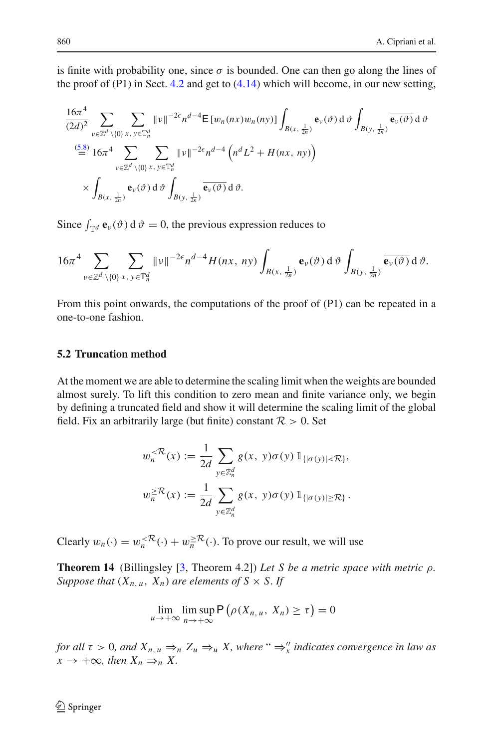is finite with probability one, since $\sigma$ is bounded. One can then go along the lines of the proof of (P1) in Sect. 4.2 and get to (4.14) which will become, in our new setting,

$$\frac{16\pi^4}{(2d)^2}\sum_{\nu\in\mathbb{Z}^d\setminus\{0\}}\sum_{x,\,y\in\mathbb{T}_n^d}\|\nu\|^{-2\epsilon}n^{d-4}\mathsf{E}\left[w_n(nx)w_n(ny)\right]\int_{B(x,\,\frac{1}{2n})}\mathbf{e}_\nu(\vartheta)\,\mathrm{d}\,\vartheta\int_{B(y,\,\frac{1}{2n})}\overline{\mathbf{e}_\nu(\vartheta)}\,\mathrm{d}\,\vartheta$$

$$\stackrel{(5.8)}{=}16\pi^4\sum_{\nu\in\mathbb{Z}^d\setminus\{0\}}\sum_{x,\,y\in\mathbb{T}_n^d}\|\nu\|^{-2\epsilon}n^{d-4}\left(n^dL^2+H(nx,\,ny)\right)$$

$$\times\int_{B(x,\,\frac{1}{2n})}\mathbf{e}_\nu(\vartheta)\,\mathrm{d}\,\vartheta\int_{B(y,\,\frac{1}{2n})}\overline{\mathbf{e}_\nu(\vartheta)}\,\mathrm{d}\,\vartheta.$$

Since $\int_{\mathbb{T}^d}\mathbf{e}_\nu(\vartheta)\,\mathrm{d}\,\vartheta=0$, the previous expression reduces to

$$16\pi^4\sum_{\nu\in\mathbb{Z}^d\setminus\{0\}}\sum_{x,\,y\in\mathbb{T}_n^d}\|\nu\|^{-2\epsilon}n^{d-4}H(nx,\,ny)\int_{B(x,\,\frac{1}{2n})}\mathbf{e}_\nu(\vartheta)\,\mathrm{d}\,\vartheta\int_{B(y,\,\frac{1}{2n})}\overline{\mathbf{e}_\nu(\vartheta)}\,\mathrm{d}\,\vartheta.$$

From this point onwards, the computations of the proof of (P1) can be repeated in a one-to-one fashion.

### 5.2 Truncation method

At the moment we are able to determine the scaling limit when the weights are bounded almost surely. To lift this condition to zero mean and finite variance only, we begin by defining a truncated field and show it will determine the scaling limit of the global field. Fix an arbitrarily large (but finite) constant $\mathcal{R}>0$. Set

$$w_n^{<\mathcal{R}}(x):=\frac{1}{2d}\sum_{y\in\mathbb{Z}_n^d}g(x,\,y)\sigma(y)\,\mathbb{1}_{\{|\sigma(y)|<\mathcal{R}\}},$$

$$w_n^{\geq\mathcal{R}}(x):=\frac{1}{2d}\sum_{y\in\mathbb{Z}_n^d}g(x,\,y)\sigma(y)\,\mathbb{1}_{\{|\sigma(y)|\geq\mathcal{R}\}}.$$

Clearly $w_n(\cdot)=w_n^{<\mathcal{R}}(\cdot)+w_n^{\geq\mathcal{R}}(\cdot)$. To prove our result, we will use

**Theorem 14** (Billingsley [3, Theorem 4.2]) *Let $S$ be a metric space with metric $\rho$. Suppose that $(X_{n,\,u},\,X_n)$ are elements of $S\times S$. If*

$$\lim_{u\to+\infty}\limsup_{n\to+\infty}\mathsf{P}\left(\rho(X_{n,\,u},\,X_n)\geq\tau\right)=0$$

*for all $\tau>0$, and $X_{n,\,u}\Rightarrow_n Z_u\Rightarrow_u X$, where "$\Rightarrow_x$" indicates convergence in law as $x\to+\infty$, then $X_n\Rightarrow_n X$.*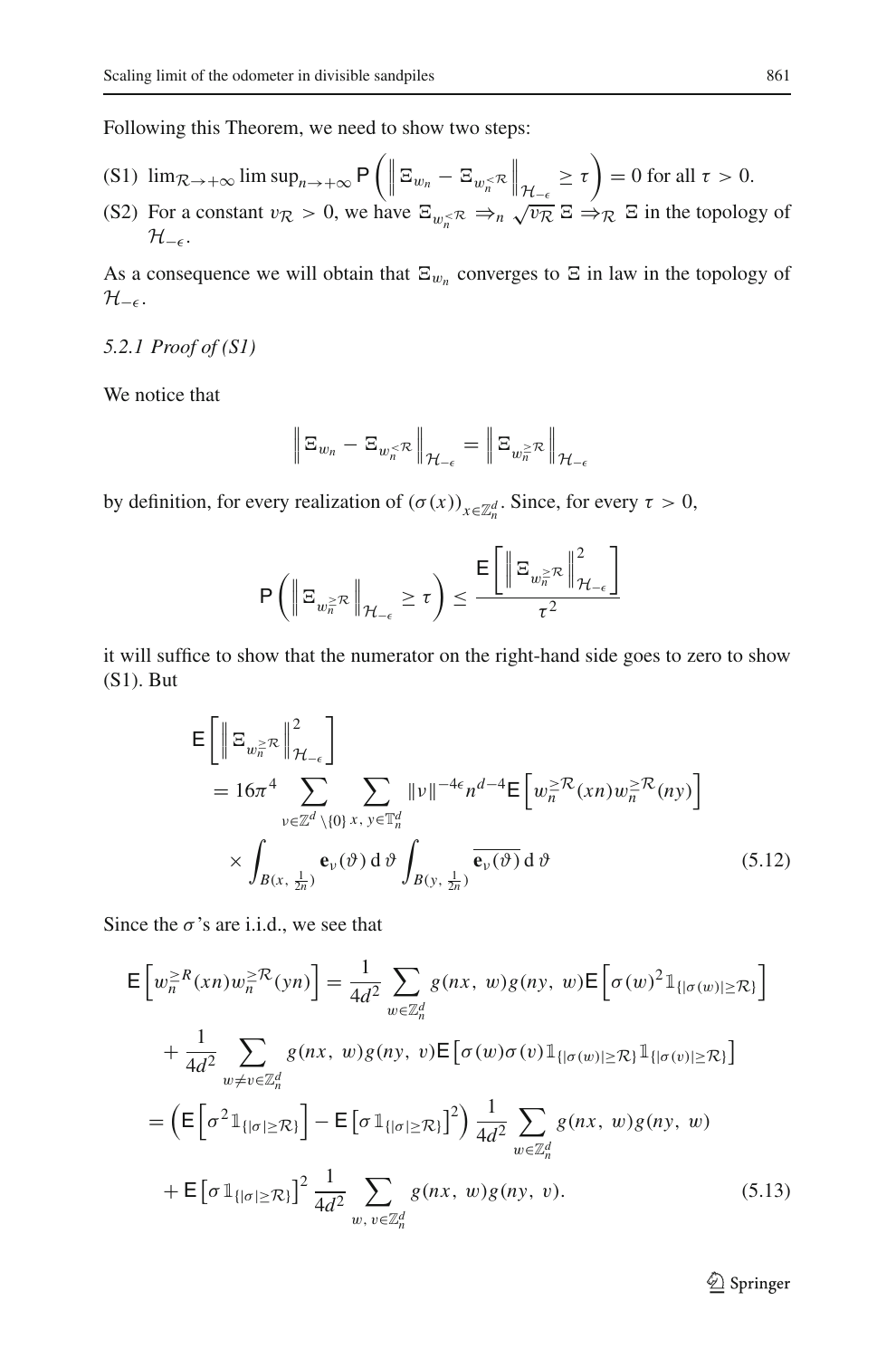Following this Theorem, we need to show two steps:

(S1) $\lim_{\mathcal{R}\to+\infty}\limsup_{n\to+\infty}\mathsf{P}\left(\left\|\Xi_{w_n}-\Xi_{w_n^{<\mathcal{R}}}\right\|_{\mathcal{H}_{-\epsilon}}\geq\tau\right)=0$ for all $\tau>0$.

(S2) For a constant $v_{\mathcal{R}}>0$, we have $\Xi_{w_n^{<\mathcal{R}}}\Rightarrow_n\sqrt{v_{\mathcal{R}}}\,\Xi\Rightarrow_{\mathcal{R}}\Xi$ in the topology of $\mathcal{H}_{-\epsilon}$.

As a consequence we will obtain that $\Xi_{w_n}$ converges to $\Xi$ in law in the topology of $\mathcal{H}_{-\epsilon}$.

*5.2.1 Proof of (S1)*

We notice that

$$\left\|\Xi_{w_n}-\Xi_{w_n^{<\mathcal{R}}}\right\|_{\mathcal{H}_{-\epsilon}}=\left\|\Xi_{w_n^{\geq\mathcal{R}}}\right\|_{\mathcal{H}_{-\epsilon}}$$

by definition, for every realization of $(\sigma(x))_{x\in\mathbb{Z}_n^d}$. Since, for every $\tau>0$,

$$\mathsf{P}\left(\left\|\Xi_{w_n^{\geq\mathcal{R}}}\right\|_{\mathcal{H}_{-\epsilon}}\geq\tau\right)\leq\frac{\mathsf{E}\left[\left\|\Xi_{w_n^{\geq\mathcal{R}}}\right\|^2_{\mathcal{H}_{-\epsilon}}\right]}{\tau^2}$$

it will suffice to show that the numerator on the right-hand side goes to zero to show (S1). But

$$\begin{aligned}\mathsf{E}&\left[\left\|\Xi_{w_n^{\geq\mathcal{R}}}\right\|^2_{\mathcal{H}_{-\epsilon}}\right]\\&=16\pi^4\sum_{\nu\in\mathbb{Z}^d\setminus\{0\}}\sum_{x,\,y\in\mathbb{T}_n^d}\|\nu\|^{-4\epsilon}n^{d-4}\mathsf{E}\left[w_n^{\geq\mathcal{R}}(xn)w_n^{\geq\mathcal{R}}(ny)\right]\\&\quad\times\int_{B(x,\,\frac{1}{2n})}\mathbf{e}_\nu(\vartheta)\,\mathrm{d}\,\vartheta\int_{B(y,\,\frac{1}{2n})}\overline{\mathbf{e}_\nu(\vartheta)}\,\mathrm{d}\,\vartheta\end{aligned}\tag{5.12}$$

Since the $\sigma$'s are i.i.d., we see that

$$\begin{aligned}\mathsf{E}&\left[w_n^{\geq R}(xn)w_n^{\geq\mathcal{R}}(yn)\right]=\frac{1}{4d^2}\sum_{w\in\mathbb{Z}_n^d}g(nx,\,w)g(ny,\,w)\mathsf{E}\left[\sigma(w)^2\mathbb{1}_{\{|\sigma(w)|\geq\mathcal{R}\}}\right]\\&+\frac{1}{4d^2}\sum_{w\neq v\in\mathbb{Z}_n^d}g(nx,\,w)g(ny,\,v)\mathsf{E}\left[\sigma(w)\sigma(v)\mathbb{1}_{\{|\sigma(w)|\geq\mathcal{R}\}}\mathbb{1}_{\{|\sigma(v)|\geq\mathcal{R}\}}\right]\\&=\left(\mathsf{E}\left[\sigma^2\mathbb{1}_{\{|\sigma|\geq\mathcal{R}\}}\right]-\mathsf{E}\left[\sigma\mathbb{1}_{\{|\sigma|\geq\mathcal{R}\}}\right]^2\right)\frac{1}{4d^2}\sum_{w\in\mathbb{Z}_n^d}g(nx,\,w)g(ny,\,w)\\&+\mathsf{E}\left[\sigma\mathbb{1}_{\{|\sigma|\geq\mathcal{R}\}}\right]^2\frac{1}{4d^2}\sum_{w,\,v\in\mathbb{Z}_n^d}g(nx,\,w)g(ny,\,v).\end{aligned}\tag{5.13}$$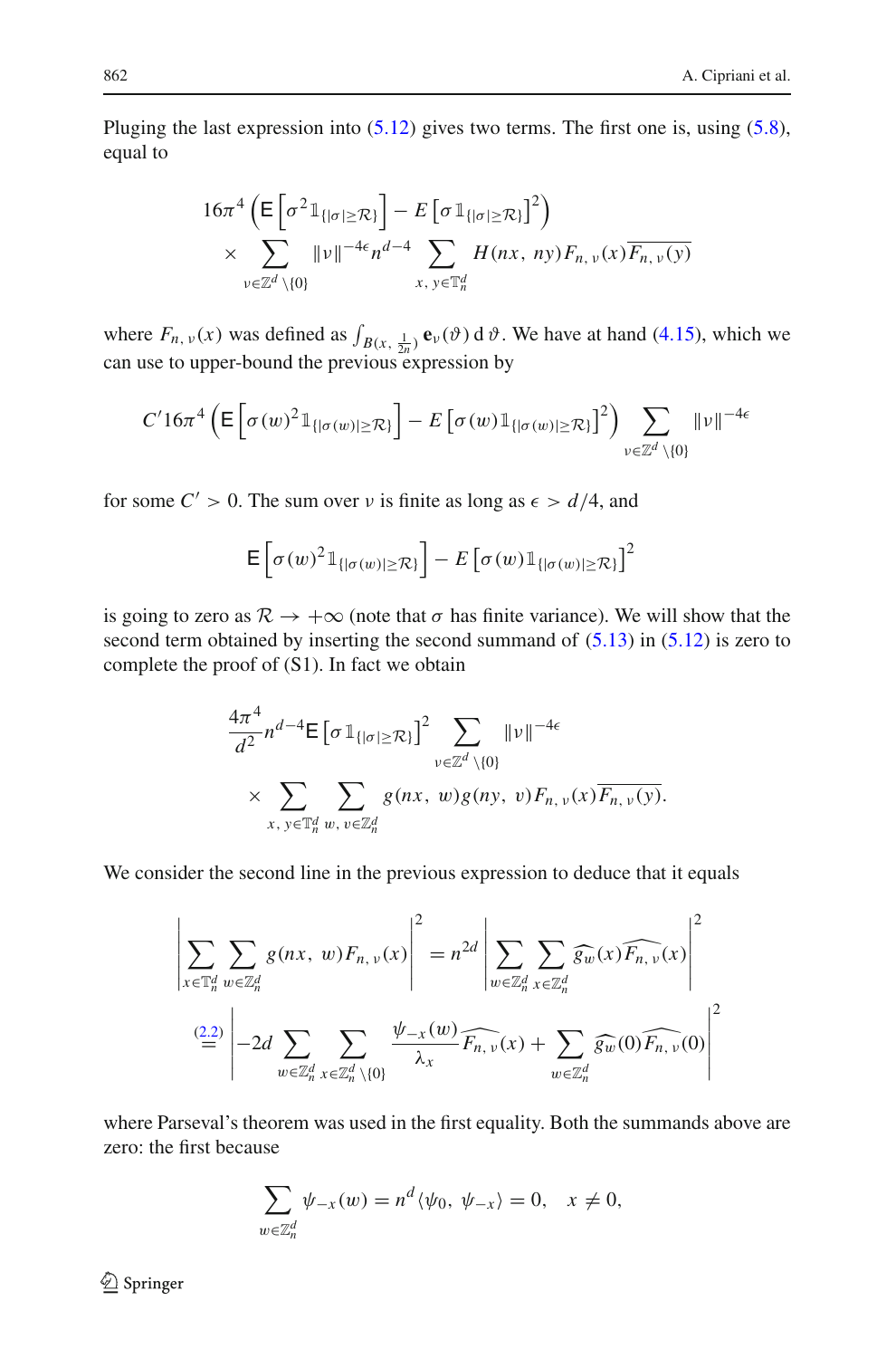Pluging the last expression into (5.12) gives two terms. The first one is, using (5.8), equal to

$$
\begin{aligned}
&16\pi^4 \left( \mathsf{E}\left[\sigma^2 \mathbb{1}_{\{|\sigma|\geq \mathcal{R}\}}\right] - E\left[\sigma \mathbb{1}_{\{|\sigma|\geq \mathcal{R}\}}\right]^2 \right) \\
&\quad\times \sum_{\nu \in \mathbb{Z}^d \setminus \{0\}} \|\nu\|^{-4\epsilon} n^{d-4} \sum_{x,\, y \in \mathbb{T}_n^d} H(nx,\, ny) F_{n,\,\nu}(x) \overline{F_{n,\,\nu}(y)}
\end{aligned}
$$

where $F_{n,\,\nu}(x)$ was defined as $\int_{B(x,\,\frac{1}{2n})} \mathbf{e}_\nu(\vartheta)\, \mathrm{d}\,\vartheta$. We have at hand (4.15), which we can use to upper-bound the previous expression by

$$
C' 16\pi^4 \left( \mathsf{E}\left[\sigma(w)^2 \mathbb{1}_{\{|\sigma(w)|\geq \mathcal{R}\}}\right] - E\left[\sigma(w) \mathbb{1}_{\{|\sigma(w)|\geq \mathcal{R}\}}\right]^2 \right) \sum_{\nu \in \mathbb{Z}^d \setminus \{0\}} \|\nu\|^{-4\epsilon}
$$

for some $C' > 0$. The sum over $\nu$ is finite as long as $\epsilon > d/4$, and

$$
\mathsf{E}\left[\sigma(w)^2 \mathbb{1}_{\{|\sigma(w)|\geq \mathcal{R}\}}\right] - E\left[\sigma(w) \mathbb{1}_{\{|\sigma(w)|\geq \mathcal{R}\}}\right]^2
$$

is going to zero as $\mathcal{R} \to +\infty$ (note that $\sigma$ has finite variance). We will show that the second term obtained by inserting the second summand of (5.13) in (5.12) is zero to complete the proof of (S1). In fact we obtain

$$
\begin{aligned}
&\frac{4\pi^4}{d^2} n^{d-4} \mathsf{E}\left[\sigma \mathbb{1}_{\{|\sigma|\geq \mathcal{R}\}}\right]^2 \sum_{\nu \in \mathbb{Z}^d \setminus \{0\}} \|\nu\|^{-4\epsilon} \\
&\quad\times \sum_{x,\, y \in \mathbb{T}_n^d} \sum_{w,\, v \in \mathbb{Z}_n^d} g(nx,\, w) g(ny,\, v) F_{n,\,\nu}(x) \overline{F_{n,\,\nu}(y)}.
\end{aligned}
$$

We consider the second line in the previous expression to deduce that it equals

$$
\begin{aligned}
\left| \sum_{x \in \mathbb{T}_n^d} \sum_{w \in \mathbb{Z}_n^d} g(nx,\, w) F_{n,\,\nu}(x) \right|^2 &= n^{2d} \left| \sum_{w \in \mathbb{Z}_n^d} \sum_{x \in \mathbb{Z}_n^d} \widehat{g_w}(x) \widehat{F_{n,\,\nu}}(x) \right|^2 \\
&\overset{(2.2)}{=} \left| -2d \sum_{w \in \mathbb{Z}_n^d} \sum_{x \in \mathbb{Z}_n^d \setminus \{0\}} \frac{\psi_{-x}(w)}{\lambda_x} \widehat{F_{n,\,\nu}}(x) + \sum_{w \in \mathbb{Z}_n^d} \widehat{g_w}(0) \widehat{F_{n,\,\nu}}(0) \right|^2
\end{aligned}
$$

where Parseval's theorem was used in the first equality. Both the summands above are zero: the first because

$$
\sum_{w \in \mathbb{Z}_n^d} \psi_{-x}(w) = n^d \langle \psi_0,\, \psi_{-x} \rangle = 0, \quad x \neq 0,
$$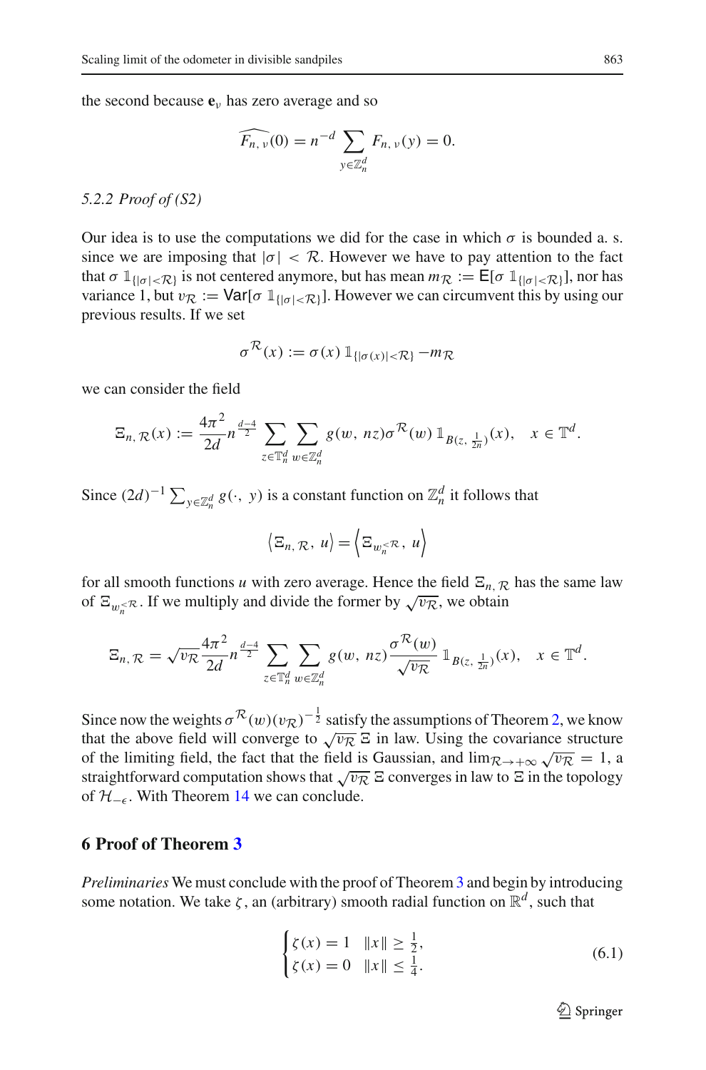the second because $\mathbf{e}_\nu$ has zero average and so

$$\widehat{F_{n,\,\nu}}(0) = n^{-d} \sum_{y \in \mathbb{Z}_n^d} F_{n,\,\nu}(y) = 0.$$

*5.2.2 Proof of (S2)*

Our idea is to use the computations we did for the case in which $\sigma$ is bounded a. s. since we are imposing that $|\sigma| < \mathcal{R}$. However we have to pay attention to the fact that $\sigma\, \mathbb{1}_{\{|\sigma|<\mathcal{R}\}}$ is not centered anymore, but has mean $m_{\mathcal{R}} := \mathsf{E}[\sigma\, \mathbb{1}_{\{|\sigma|<\mathcal{R}\}}]$, nor has variance 1, but $v_{\mathcal{R}} := \mathsf{Var}[\sigma\, \mathbb{1}_{\{|\sigma|<\mathcal{R}\}}]$. However we can circumvent this by using our previous results. If we set

$$\sigma^{\mathcal{R}}(x) := \sigma(x)\, \mathbb{1}_{\{|\sigma(x)|<\mathcal{R}\}} - m_{\mathcal{R}}$$

we can consider the field

$$\Xi_{n,\,\mathcal{R}}(x) := \frac{4\pi^2}{2d} n^{\frac{d-4}{2}} \sum_{z \in \mathbb{T}_n^d} \sum_{w \in \mathbb{Z}_n^d} g(w,\, nz) \sigma^{\mathcal{R}}(w)\, \mathbb{1}_{B(z,\, \frac{1}{2n})}(x), \quad x \in \mathbb{T}^d.$$

Since $(2d)^{-1} \sum_{y \in \mathbb{Z}_n^d} g(\cdot,\, y)$ is a constant function on $\mathbb{Z}_n^d$ it follows that

$$\left\langle \Xi_{n,\,\mathcal{R}},\, u \right\rangle = \left\langle \Xi_{w_n^{<\mathcal{R}}},\, u \right\rangle$$

for all smooth functions $u$ with zero average. Hence the field $\Xi_{n,\,\mathcal{R}}$ has the same law of $\Xi_{w_n^{<\mathcal{R}}}$. If we multiply and divide the former by $\sqrt{v_{\mathcal{R}}}$, we obtain

$$\Xi_{n,\,\mathcal{R}} = \sqrt{v_{\mathcal{R}}} \frac{4\pi^2}{2d} n^{\frac{d-4}{2}} \sum_{z \in \mathbb{T}_n^d} \sum_{w \in \mathbb{Z}_n^d} g(w,\, nz) \frac{\sigma^{\mathcal{R}}(w)}{\sqrt{v_{\mathcal{R}}}}\, \mathbb{1}_{B(z,\, \frac{1}{2n})}(x), \quad x \in \mathbb{T}^d.$$

Since now the weights $\sigma^{\mathcal{R}}(w)(v_{\mathcal{R}})^{-\frac{1}{2}}$ satisfy the assumptions of Theorem 2, we know that the above field will converge to $\sqrt{v_{\mathcal{R}}}\, \Xi$ in law. Using the covariance structure of the limiting field, the fact that the field is Gaussian, and $\lim_{\mathcal{R}\to+\infty} \sqrt{v_{\mathcal{R}}} = 1$, a straightforward computation shows that $\sqrt{v_{\mathcal{R}}}\, \Xi$ converges in law to $\Xi$ in the topology of $\mathcal{H}_{-\epsilon}$. With Theorem 14 we can conclude.

## 6 Proof of Theorem 3

*Preliminaries* We must conclude with the proof of Theorem 3 and begin by introducing some notation. We take $\zeta$, an (arbitrary) smooth radial function on $\mathbb{R}^d$, such that

$$\begin{cases} \zeta(x) = 1 & \|x\| \geq \frac{1}{2}, \\ \zeta(x) = 0 & \|x\| \leq \frac{1}{4}. \end{cases} \tag{6.1}$$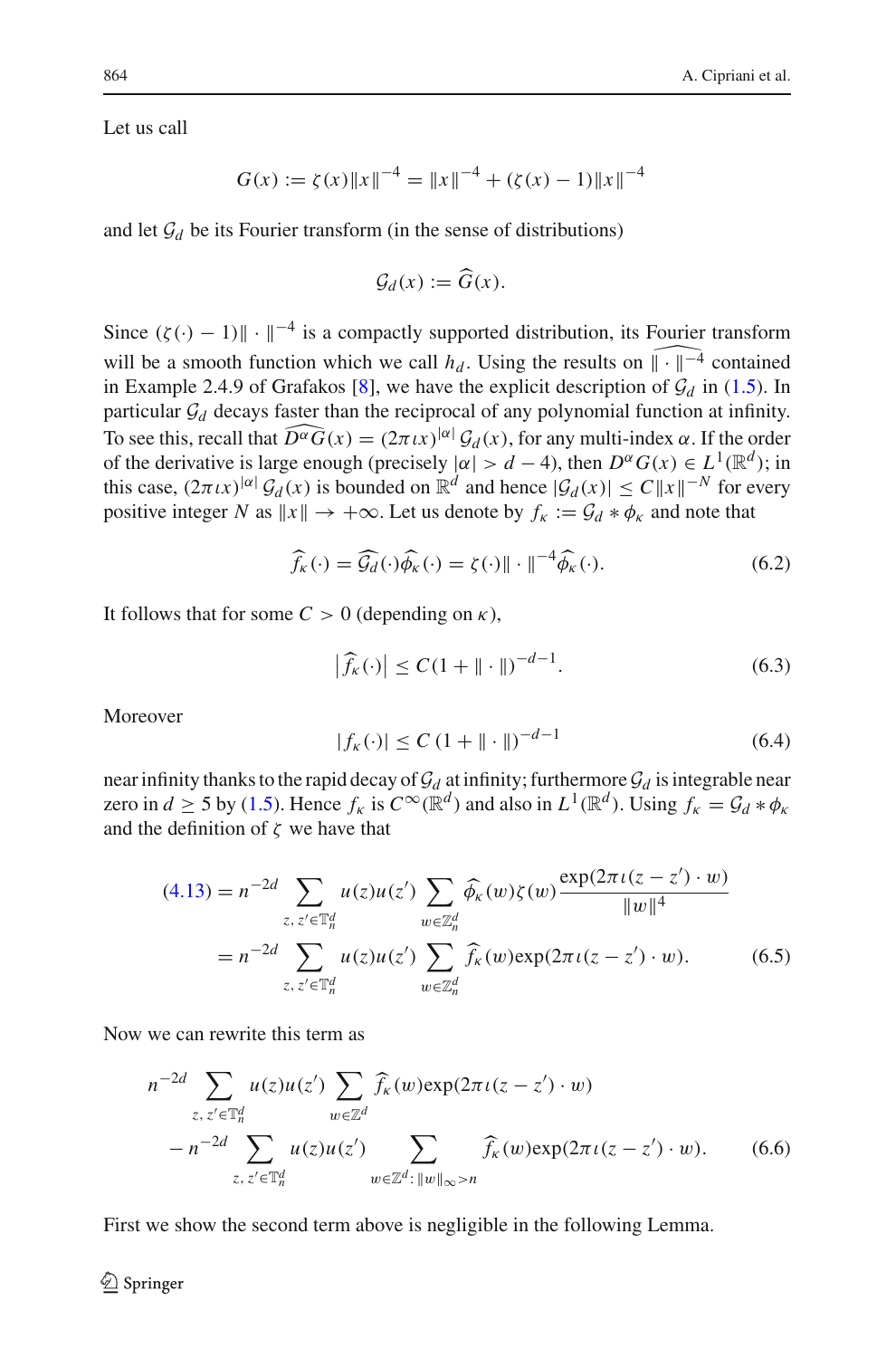Let us call

$$G(x) := \zeta(x)\|x\|^{-4} = \|x\|^{-4} + (\zeta(x) - 1)\|x\|^{-4}$$

and let $\mathcal{G}_d$ be its Fourier transform (in the sense of distributions)

$$\mathcal{G}_d(x) := \widehat{G}(x).$$

Since $(\zeta(\cdot) - 1)\| \cdot \|^{-4}$ is a compactly supported distribution, its Fourier transform will be a smooth function which we call $h_d$. Using the results on $\widehat{\| \cdot \|^{-4}}$ contained in Example 2.4.9 of Grafakos [8], we have the explicit description of $\mathcal{G}_d$ in (1.5). In particular $\mathcal{G}_d$ decays faster than the reciprocal of any polynomial function at infinity. To see this, recall that $\widehat{D^\alpha G}(x) = (2\pi\iota x)^{|\alpha|}\,\mathcal{G}_d(x)$, for any multi-index $\alpha$. If the order of the derivative is large enough (precisely $|\alpha| > d - 4$), then $D^\alpha G(x) \in L^1(\mathbb{R}^d)$; in this case, $(2\pi\iota x)^{|\alpha|}\,\mathcal{G}_d(x)$ is bounded on $\mathbb{R}^d$ and hence $|\mathcal{G}_d(x)| \le C\|x\|^{-N}$ for every positive integer $N$ as $\|x\| \to +\infty$. Let us denote by $f_\kappa := \mathcal{G}_d * \phi_\kappa$ and note that

$$\widehat{f}_\kappa(\cdot) = \widehat{\mathcal{G}_d}(\cdot)\widehat{\phi}_\kappa(\cdot) = \zeta(\cdot)\| \cdot \|^{-4}\widehat{\phi}_\kappa(\cdot). \tag{6.2}$$

It follows that for some $C > 0$ (depending on $\kappa$),

$$\left|\widehat{f}_\kappa(\cdot)\right| \le C(1 + \| \cdot \|)^{-d-1}. \tag{6.3}$$

Moreover

$$|f_\kappa(\cdot)| \le C\,(1 + \| \cdot \|)^{-d-1} \tag{6.4}$$

near infinity thanks to the rapid decay of $\mathcal{G}_d$ at infinity; furthermore $\mathcal{G}_d$ is integrable near zero in $d \ge 5$ by (1.5). Hence $f_\kappa$ is $C^\infty(\mathbb{R}^d)$ and also in $L^1(\mathbb{R}^d)$. Using $f_\kappa = \mathcal{G}_d * \phi_\kappa$ and the definition of $\zeta$ we have that

$$\begin{aligned}
(4.13) &= n^{-2d} \sum_{z,\, z' \in \mathbb{T}_n^d} u(z)u(z') \sum_{w \in \mathbb{Z}_n^d} \widehat{\phi}_\kappa(w)\zeta(w)\frac{\exp(2\pi\iota(z - z')\cdot w)}{\|w\|^4} \\
&= n^{-2d} \sum_{z,\, z' \in \mathbb{T}_n^d} u(z)u(z') \sum_{w \in \mathbb{Z}_n^d} \widehat{f}_\kappa(w)\exp(2\pi\iota(z - z')\cdot w).
\end{aligned} \tag{6.5}$$

Now we can rewrite this term as

$$\begin{aligned}
&n^{-2d} \sum_{z,\, z' \in \mathbb{T}_n^d} u(z)u(z') \sum_{w \in \mathbb{Z}^d} \widehat{f}_\kappa(w)\exp(2\pi\iota(z - z')\cdot w) \\
&- n^{-2d} \sum_{z,\, z' \in \mathbb{T}_n^d} u(z)u(z') \sum_{w \in \mathbb{Z}^d :\, \|w\|_\infty > n} \widehat{f}_\kappa(w)\exp(2\pi\iota(z - z')\cdot w).
\end{aligned} \tag{6.6}$$

First we show the second term above is negligible in the following Lemma.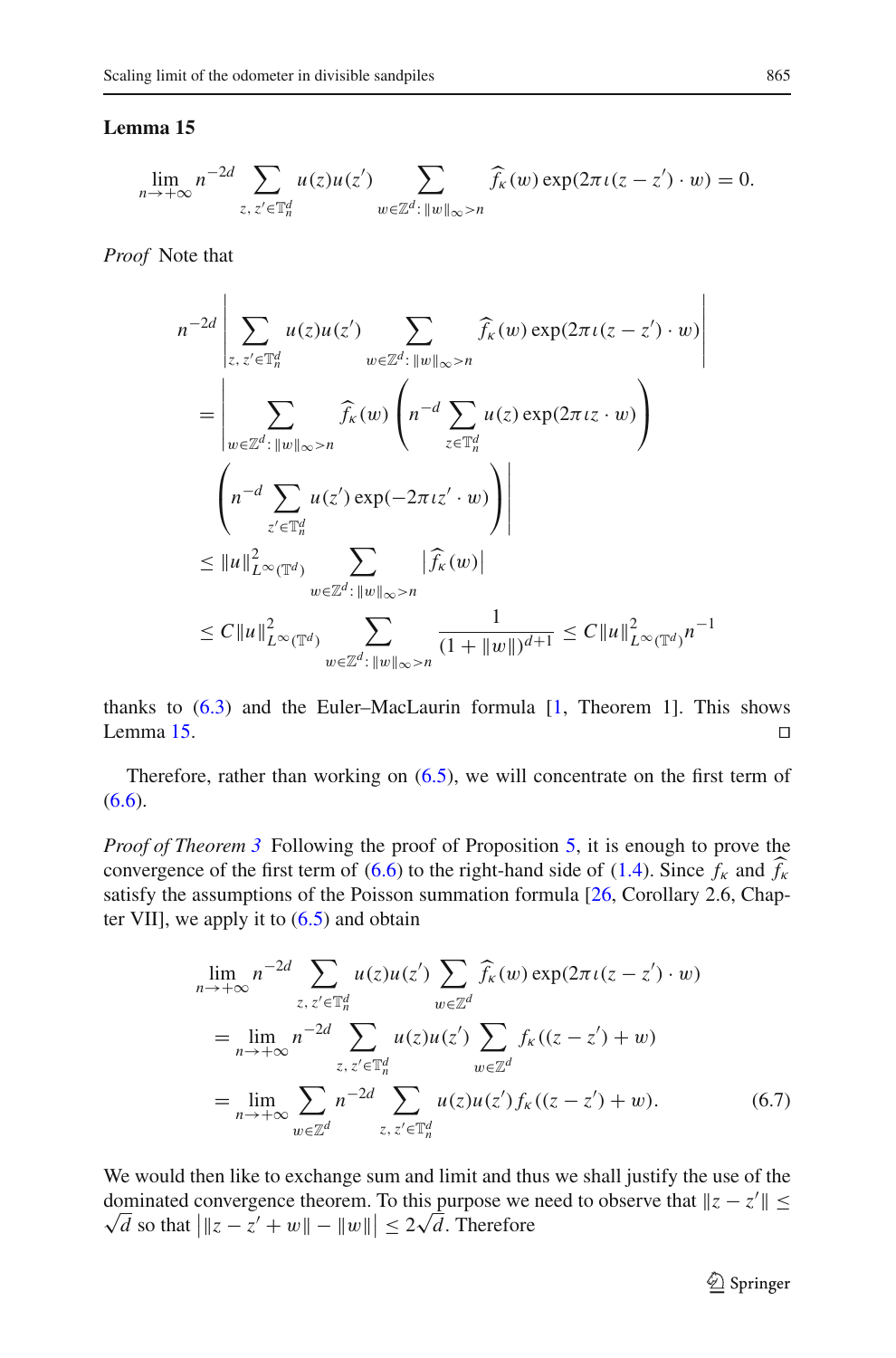**Lemma 15**

$$\lim_{n\to+\infty} n^{-2d} \sum_{z,\, z' \in \mathbb{T}_n^d} u(z)u(z') \sum_{w\in\mathbb{Z}^d:\, \|w\|_\infty > n} \widehat{f}_\kappa(w) \exp(2\pi\iota(z-z')\cdot w) = 0.$$

*Proof* Note that

$$\begin{aligned}
& n^{-2d} \left| \sum_{z,\, z' \in \mathbb{T}_n^d} u(z)u(z') \sum_{w\in\mathbb{Z}^d:\, \|w\|_\infty > n} \widehat{f}_\kappa(w) \exp(2\pi\iota(z-z')\cdot w) \right| \\
&= \left| \sum_{w\in\mathbb{Z}^d:\, \|w\|_\infty > n} \widehat{f}_\kappa(w) \left( n^{-d} \sum_{z\in\mathbb{T}_n^d} u(z) \exp(2\pi\iota z\cdot w) \right) \right. \\
&\quad \left. \left( n^{-d} \sum_{z'\in\mathbb{T}_n^d} u(z') \exp(-2\pi\iota z'\cdot w) \right) \right| \\
&\le \|u\|^2_{L^\infty(\mathbb{T}^d)} \sum_{w\in\mathbb{Z}^d:\, \|w\|_\infty > n} \left|\widehat{f}_\kappa(w)\right| \\
&\le C\|u\|^2_{L^\infty(\mathbb{T}^d)} \sum_{w\in\mathbb{Z}^d:\, \|w\|_\infty > n} \frac{1}{(1+\|w\|)^{d+1}} \le C\|u\|^2_{L^\infty(\mathbb{T}^d)} n^{-1}
\end{aligned}$$

thanks to (6.3) and the Euler–MacLaurin formula [1, Theorem 1]. This shows Lemma 15. ◻

Therefore, rather than working on (6.5), we will concentrate on the first term of (6.6).

*Proof of Theorem 3* Following the proof of Proposition 5, it is enough to prove the convergence of the first term of (6.6) to the right-hand side of (1.4). Since $f_\kappa$ and $\widehat{f}_\kappa$ satisfy the assumptions of the Poisson summation formula [26, Corollary 2.6, Chapter VII], we apply it to (6.5) and obtain

$$\begin{aligned}
& \lim_{n\to+\infty} n^{-2d} \sum_{z,\, z' \in \mathbb{T}_n^d} u(z)u(z') \sum_{w\in\mathbb{Z}^d} \widehat{f}_\kappa(w) \exp(2\pi\iota(z-z')\cdot w) \\
&= \lim_{n\to+\infty} n^{-2d} \sum_{z,\, z' \in \mathbb{T}_n^d} u(z)u(z') \sum_{w\in\mathbb{Z}^d} f_\kappa((z-z')+w) \\
&= \lim_{n\to+\infty} \sum_{w\in\mathbb{Z}^d} n^{-2d} \sum_{z,\, z' \in \mathbb{T}_n^d} u(z)u(z') f_\kappa((z-z')+w). \qquad (6.7)
\end{aligned}$$

We would then like to exchange sum and limit and thus we shall justify the use of the dominated convergence theorem. To this purpose we need to observe that $\|z-z'\| \le \sqrt{d}$ so that $\left|\|z-z'+w\| - \|w\|\right| \le 2\sqrt{d}$. Therefore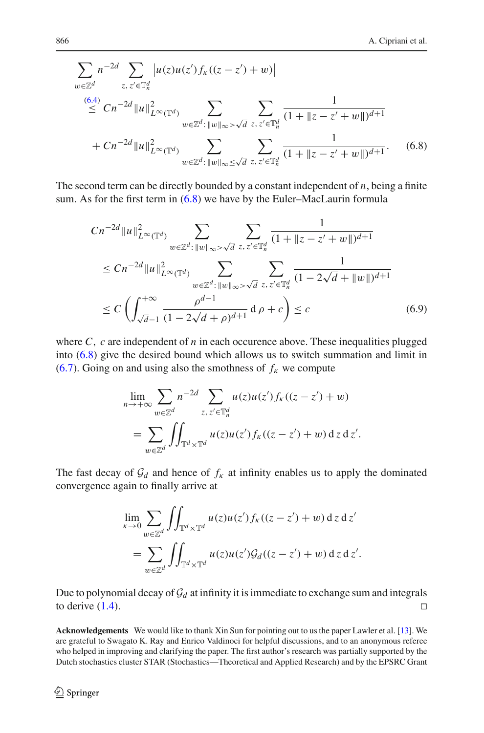$$
\begin{aligned}
&\sum_{w\in\mathbb{Z}^d} n^{-2d} \sum_{z,\,z'\in\mathbb{T}^d_n} \left|u(z)u(z')f_\kappa((z-z')+w)\right| \\
&\overset{(6.4)}{\le} Cn^{-2d}\|u\|^2_{L^\infty(\mathbb{T}^d)} \sum_{w\in\mathbb{Z}^d:\,\|w\|_\infty>\sqrt{d}} \;\sum_{z,\,z'\in\mathbb{T}^d_n} \frac{1}{(1+\|z-z'+w\|)^{d+1}} \\
&\quad + Cn^{-2d}\|u\|^2_{L^\infty(\mathbb{T}^d)} \sum_{w\in\mathbb{Z}^d:\,\|w\|_\infty\le\sqrt{d}} \;\sum_{z,\,z'\in\mathbb{T}^d_n} \frac{1}{(1+\|z-z'+w\|)^{d+1}}. \qquad (6.8)
\end{aligned}
$$

The second term can be directly bounded by a constant independent of $n$, being a finite sum. As for the first term in (6.8) we have by the Euler–MacLaurin formula

$$
\begin{aligned}
&Cn^{-2d}\|u\|^2_{L^\infty(\mathbb{T}^d)} \sum_{w\in\mathbb{Z}^d:\,\|w\|_\infty>\sqrt{d}} \;\sum_{z,\,z'\in\mathbb{T}^d_n} \frac{1}{(1+\|z-z'+w\|)^{d+1}} \\
&\le Cn^{-2d}\|u\|^2_{L^\infty(\mathbb{T}^d)} \sum_{w\in\mathbb{Z}^d:\,\|w\|_\infty>\sqrt{d}} \;\sum_{z,\,z'\in\mathbb{T}^d_n} \frac{1}{(1-2\sqrt{d}+\|w\|)^{d+1}} \\
&\le C\left(\int_{\sqrt{d}-1}^{+\infty} \frac{\rho^{d-1}}{(1-2\sqrt{d}+\rho)^{d+1}}\,\mathrm{d}\rho + c\right) \le c \qquad (6.9)
\end{aligned}
$$

where $C,\ c$ are independent of $n$ in each occurence above. These inequalities plugged into (6.8) give the desired bound which allows us to switch summation and limit in (6.7). Going on and using also the smothness of $f_\kappa$ we compute

$$
\begin{aligned}
&\lim_{n\to+\infty} \sum_{w\in\mathbb{Z}^d} n^{-2d} \sum_{z,\,z'\in\mathbb{T}^d_n} u(z)u(z')f_\kappa((z-z')+w) \\
&= \sum_{w\in\mathbb{Z}^d} \iint_{\mathbb{T}^d\times\mathbb{T}^d} u(z)u(z')f_\kappa((z-z')+w)\,\mathrm{d}z\,\mathrm{d}z'.
\end{aligned}
$$

The fast decay of $\mathcal{G}_d$ and hence of $f_\kappa$ at infinity enables us to apply the dominated convergence again to finally arrive at

$$
\begin{aligned}
&\lim_{\kappa\to 0} \sum_{w\in\mathbb{Z}^d} \iint_{\mathbb{T}^d\times\mathbb{T}^d} u(z)u(z')f_\kappa((z-z')+w)\,\mathrm{d}z\,\mathrm{d}z' \\
&= \sum_{w\in\mathbb{Z}^d} \iint_{\mathbb{T}^d\times\mathbb{T}^d} u(z)u(z')\mathcal{G}_d((z-z')+w)\,\mathrm{d}z\,\mathrm{d}z'.
\end{aligned}
$$

Due to polynomial decay of $\mathcal{G}_d$ at infinity it is immediate to exchange sum and integrals to derive (1.4). □

**Acknowledgements** We would like to thank Xin Sun for pointing out to us the paper Lawler et al. [13]. We are grateful to Swagato K. Ray and Enrico Valdinoci for helpful discussions, and to an anonymous referee who helped in improving and clarifying the paper. The first author's research was partially supported by the Dutch stochastics cluster STAR (Stochastics—Theoretical and Applied Research) and by the EPSRC Grant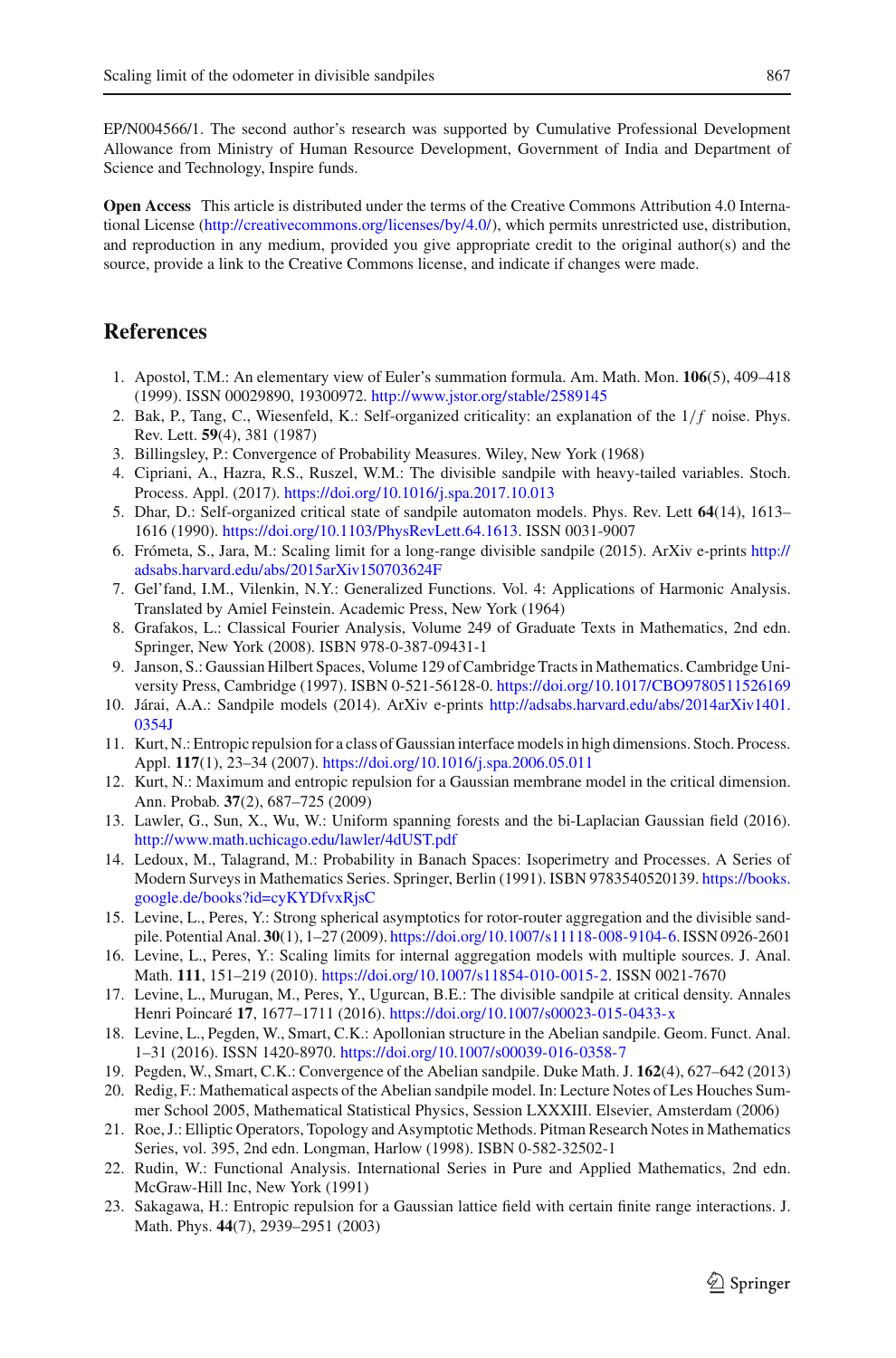EP/N004566/1. The second author's research was supported by Cumulative Professional Development Allowance from Ministry of Human Resource Development, Government of India and Department of Science and Technology, Inspire funds.

**Open Access** This article is distributed under the terms of the Creative Commons Attribution 4.0 International License (http://creativecommons.org/licenses/by/4.0/), which permits unrestricted use, distribution, and reproduction in any medium, provided you give appropriate credit to the original author(s) and the source, provide a link to the Creative Commons license, and indicate if changes were made.

## References

1. Apostol, T.M.: An elementary view of Euler's summation formula. Am. Math. Mon. **106**(5), 409–418 (1999). ISSN 00029890, 19300972. http://www.jstor.org/stable/2589145
2. Bak, P., Tang, C., Wiesenfeld, K.: Self-organized criticality: an explanation of the $1/f$ noise. Phys. Rev. Lett. **59**(4), 381 (1987)
3. Billingsley, P.: Convergence of Probability Measures. Wiley, New York (1968)
4. Cipriani, A., Hazra, R.S., Ruszel, W.M.: The divisible sandpile with heavy-tailed variables. Stoch. Process. Appl. (2017). https://doi.org/10.1016/j.spa.2017.10.013
5. Dhar, D.: Self-organized critical state of sandpile automaton models. Phys. Rev. Lett **64**(14), 1613–1616 (1990). https://doi.org/10.1103/PhysRevLett.64.1613. ISSN 0031-9007
6. Frómeta, S., Jara, M.: Scaling limit for a long-range divisible sandpile (2015). ArXiv e-prints http://adsabs.harvard.edu/abs/2015arXiv150703624F
7. Gel'fand, I.M., Vilenkin, N.Y.: Generalized Functions. Vol. 4: Applications of Harmonic Analysis. Translated by Amiel Feinstein. Academic Press, New York (1964)
8. Grafakos, L.: Classical Fourier Analysis, Volume 249 of Graduate Texts in Mathematics, 2nd edn. Springer, New York (2008). ISBN 978-0-387-09431-1
9. Janson, S.: Gaussian Hilbert Spaces, Volume 129 of Cambridge Tracts in Mathematics. Cambridge University Press, Cambridge (1997). ISBN 0-521-56128-0. https://doi.org/10.1017/CBO9780511526169
10. Járai, A.A.: Sandpile models (2014). ArXiv e-prints http://adsabs.harvard.edu/abs/2014arXiv1401.0354J
11. Kurt, N.: Entropic repulsion for a class of Gaussian interface models in high dimensions. Stoch. Process. Appl. **117**(1), 23–34 (2007). https://doi.org/10.1016/j.spa.2006.05.011
12. Kurt, N.: Maximum and entropic repulsion for a Gaussian membrane model in the critical dimension. Ann. Probab. **37**(2), 687–725 (2009)
13. Lawler, G., Sun, X., Wu, W.: Uniform spanning forests and the bi-Laplacian Gaussian field (2016). http://www.math.uchicago.edu/lawler/4dUST.pdf
14. Ledoux, M., Talagrand, M.: Probability in Banach Spaces: Isoperimetry and Processes. A Series of Modern Surveys in Mathematics Series. Springer, Berlin (1991). ISBN 9783540520139. https://books.google.de/books?id=cyKYDfvxRjsC
15. Levine, L., Peres, Y.: Strong spherical asymptotics for rotor-router aggregation and the divisible sandpile. Potential Anal. **30**(1), 1–27 (2009). https://doi.org/10.1007/s11118-008-9104-6. ISSN 0926-2601
16. Levine, L., Peres, Y.: Scaling limits for internal aggregation models with multiple sources. J. Anal. Math. **111**, 151–219 (2010). https://doi.org/10.1007/s11854-010-0015-2. ISSN 0021-7670
17. Levine, L., Murugan, M., Peres, Y., Ugurcan, B.E.: The divisible sandpile at critical density. Annales Henri Poincaré **17**, 1677–1711 (2016). https://doi.org/10.1007/s00023-015-0433-x
18. Levine, L., Pegden, W., Smart, C.K.: Apollonian structure in the Abelian sandpile. Geom. Funct. Anal. 1–31 (2016). ISSN 1420-8970. https://doi.org/10.1007/s00039-016-0358-7
19. Pegden, W., Smart, C.K.: Convergence of the Abelian sandpile. Duke Math. J. **162**(4), 627–642 (2013)
20. Redig, F.: Mathematical aspects of the Abelian sandpile model. In: Lecture Notes of Les Houches Summer School 2005, Mathematical Statistical Physics, Session LXXXIII. Elsevier, Amsterdam (2006)
21. Roe, J.: Elliptic Operators, Topology and Asymptotic Methods. Pitman Research Notes in Mathematics Series, vol. 395, 2nd edn. Longman, Harlow (1998). ISBN 0-582-32502-1
22. Rudin, W.: Functional Analysis. International Series in Pure and Applied Mathematics, 2nd edn. McGraw-Hill Inc, New York (1991)
23. Sakagawa, H.: Entropic repulsion for a Gaussian lattice field with certain finite range interactions. J. Math. Phys. **44**(7), 2939–2951 (2003)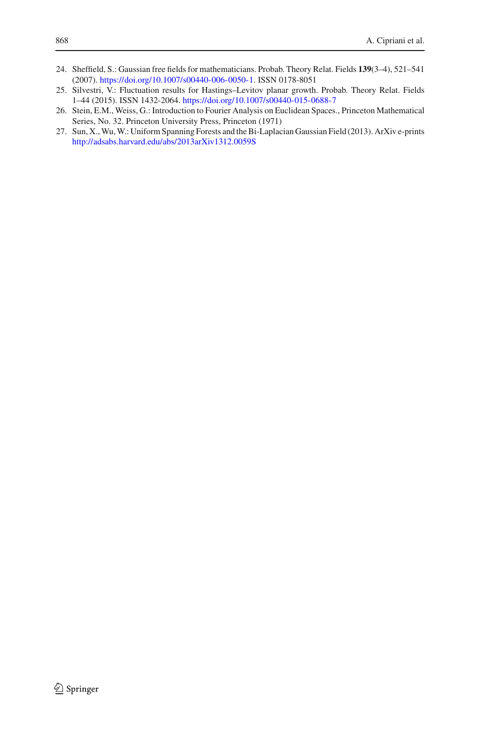24. Sheffield, S.: Gaussian free fields for mathematicians. Probab. Theory Relat. Fields **139**(3–4), 521–541 (2007). https://doi.org/10.1007/s00440-006-0050-1. ISSN 0178-8051
25. Silvestri, V.: Fluctuation results for Hastings–Levitov planar growth. Probab. Theory Relat. Fields 1–44 (2015). ISSN 1432-2064. https://doi.org/10.1007/s00440-015-0688-7
26. Stein, E.M., Weiss, G.: Introduction to Fourier Analysis on Euclidean Spaces., Princeton Mathematical Series, No. 32. Princeton University Press, Princeton (1971)
27. Sun, X., Wu, W.: Uniform Spanning Forests and the Bi-Laplacian Gaussian Field (2013). ArXiv e-prints http://adsabs.harvard.edu/abs/2013arXiv1312.0059S